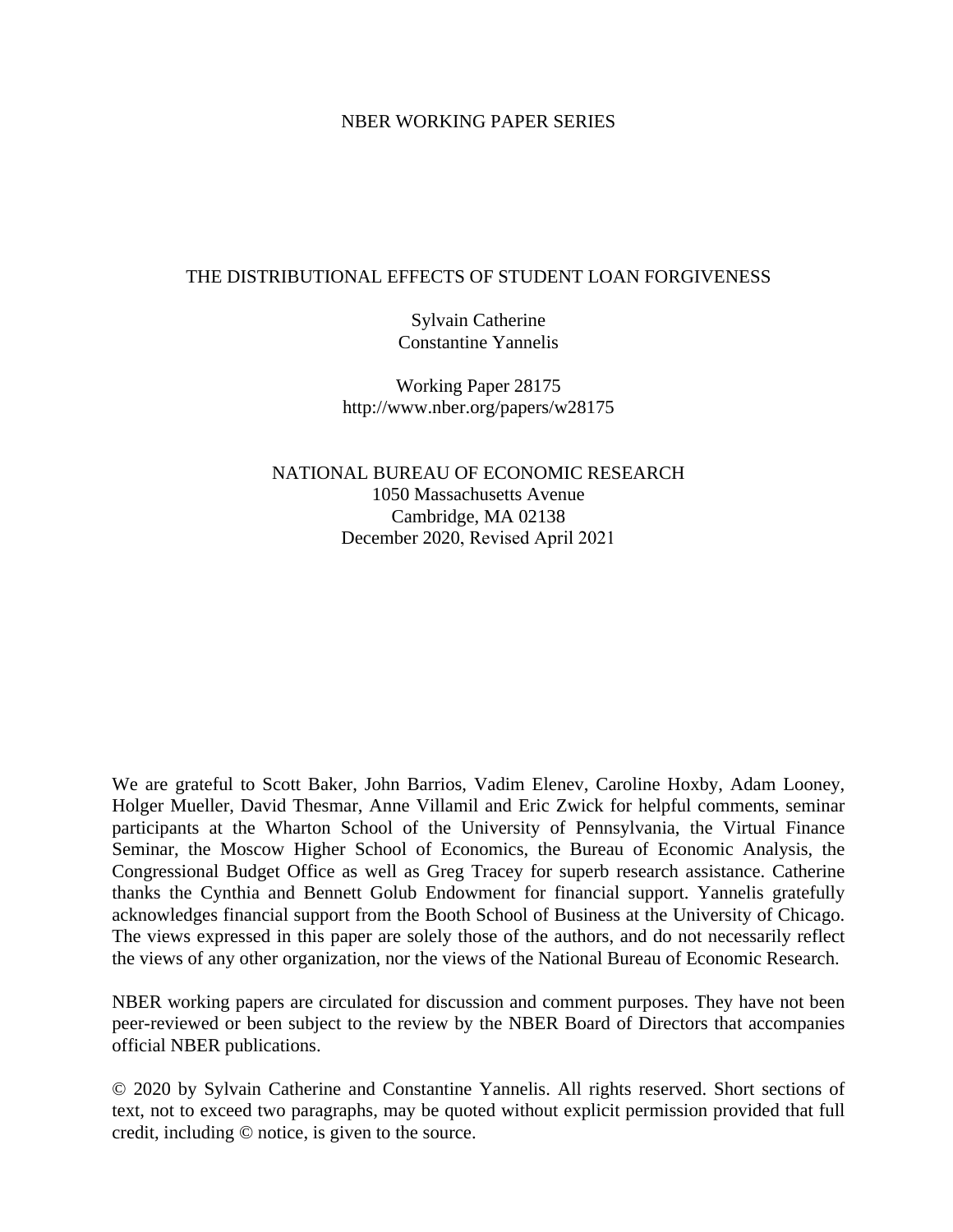NBER WORKING PAPER SERIES

# THE DISTRIBUTIONAL EFFECTS OF STUDENT LOAN FORGIVENESS

Sylvain Catherine
Constantine Yannelis

Working Paper 28175
http://www.nber.org/papers/w28175

NATIONAL BUREAU OF ECONOMIC RESEARCH
1050 Massachusetts Avenue
Cambridge, MA 02138
December 2020, Revised April 2021

We are grateful to Scott Baker, John Barrios, Vadim Elenev, Caroline Hoxby, Adam Looney, Holger Mueller, David Thesmar, Anne Villamil and Eric Zwick for helpful comments, seminar participants at the Wharton School of the University of Pennsylvania, the Virtual Finance Seminar, the Moscow Higher School of Economics, the Bureau of Economic Analysis, the Congressional Budget Office as well as Greg Tracey for superb research assistance. Catherine thanks the Cynthia and Bennett Golub Endowment for financial support. Yannelis gratefully acknowledges financial support from the Booth School of Business at the University of Chicago. The views expressed in this paper are solely those of the authors, and do not necessarily reflect the views of any other organization, nor the views of the National Bureau of Economic Research.

NBER working papers are circulated for discussion and comment purposes. They have not been peer-reviewed or been subject to the review by the NBER Board of Directors that accompanies official NBER publications.

© 2020 by Sylvain Catherine and Constantine Yannelis. All rights reserved. Short sections of text, not to exceed two paragraphs, may be quoted without explicit permission provided that full credit, including © notice, is given to the source.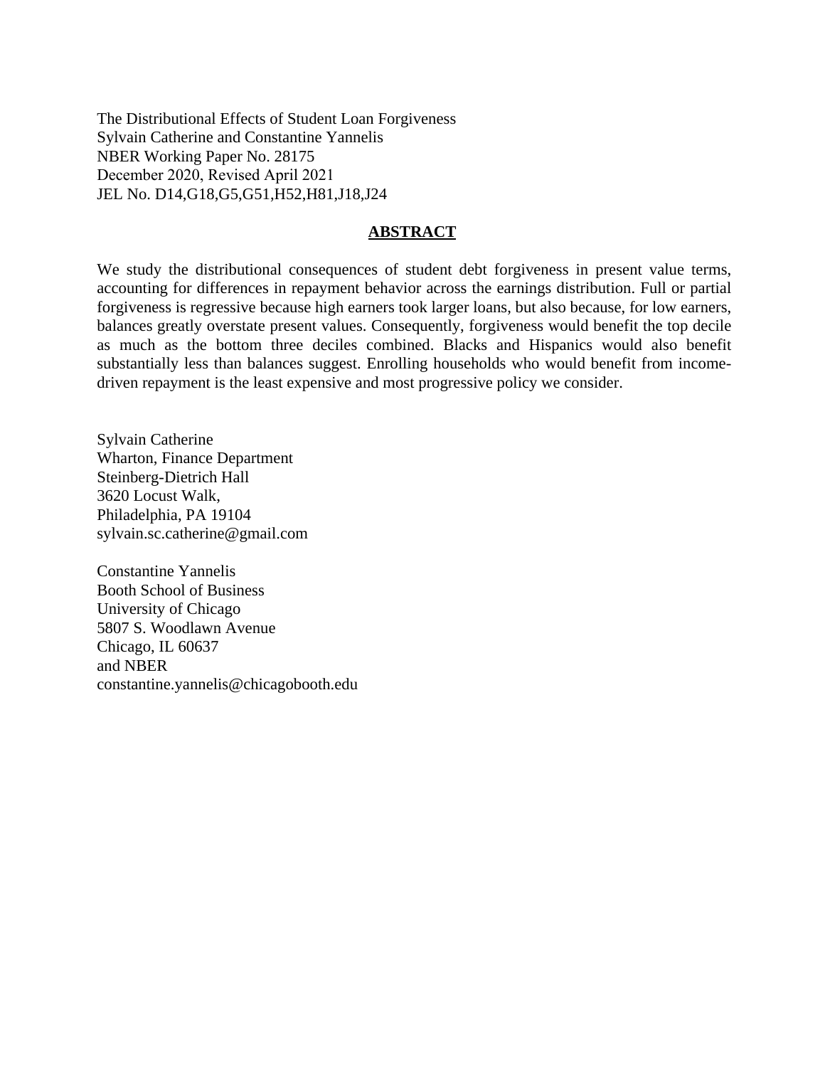The Distributional Effects of Student Loan Forgiveness
Sylvain Catherine and Constantine Yannelis
NBER Working Paper No. 28175
December 2020, Revised April 2021
JEL No. D14,G18,G5,G51,H52,H81,J18,J24

## ABSTRACT

We study the distributional consequences of student debt forgiveness in present value terms, accounting for differences in repayment behavior across the earnings distribution. Full or partial forgiveness is regressive because high earners took larger loans, but also because, for low earners, balances greatly overstate present values. Consequently, forgiveness would benefit the top decile as much as the bottom three deciles combined. Blacks and Hispanics would also benefit substantially less than balances suggest. Enrolling households who would benefit from income-driven repayment is the least expensive and most progressive policy we consider.

Sylvain Catherine
Wharton, Finance Department
Steinberg-Dietrich Hall
3620 Locust Walk,
Philadelphia, PA 19104
sylvain.sc.catherine@gmail.com

Constantine Yannelis
Booth School of Business
University of Chicago
5807 S. Woodlawn Avenue
Chicago, IL 60637
and NBER
constantine.yannelis@chicagobooth.edu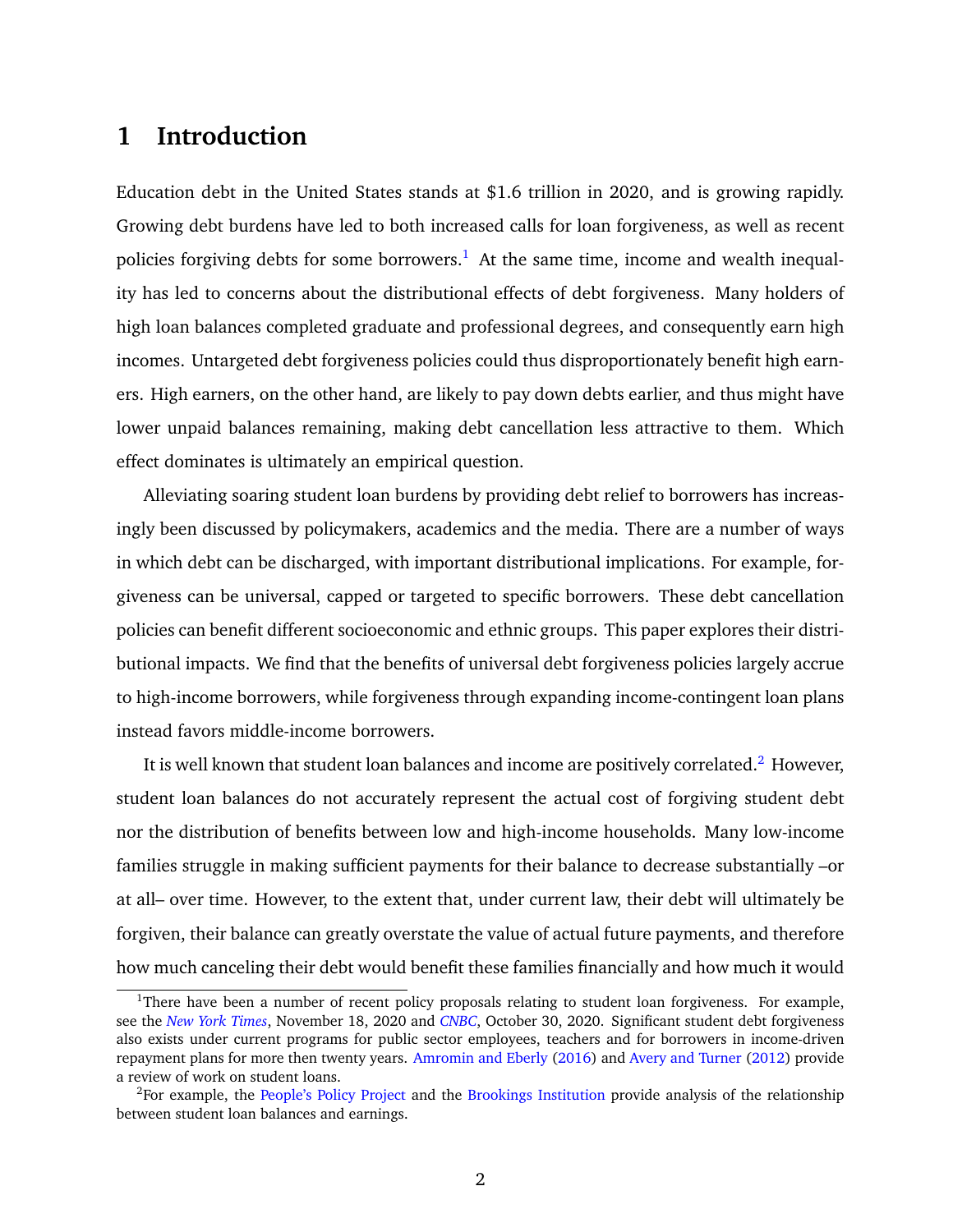# 1 Introduction

Education debt in the United States stands at $1.6 trillion in 2020, and is growing rapidly. Growing debt burdens have led to both increased calls for loan forgiveness, as well as recent policies forgiving debts for some borrowers.[1] At the same time, income and wealth inequality has led to concerns about the distributional effects of debt forgiveness. Many holders of high loan balances completed graduate and professional degrees, and consequently earn high incomes. Untargeted debt forgiveness policies could thus disproportionately benefit high earners. High earners, on the other hand, are likely to pay down debts earlier, and thus might have lower unpaid balances remaining, making debt cancellation less attractive to them. Which effect dominates is ultimately an empirical question.

Alleviating soaring student loan burdens by providing debt relief to borrowers has increasingly been discussed by policymakers, academics and the media. There are a number of ways in which debt can be discharged, with important distributional implications. For example, forgiveness can be universal, capped or targeted to specific borrowers. These debt cancellation policies can benefit different socioeconomic and ethnic groups. This paper explores their distributional impacts. We find that the benefits of universal debt forgiveness policies largely accrue to high-income borrowers, while forgiveness through expanding income-contingent loan plans instead favors middle-income borrowers.

It is well known that student loan balances and income are positively correlated.[2] However, student loan balances do not accurately represent the actual cost of forgiving student debt nor the distribution of benefits between low and high-income households. Many low-income families struggle in making sufficient payments for their balance to decrease substantially –or at all– over time. However, to the extent that, under current law, their debt will ultimately be forgiven, their balance can greatly overstate the value of actual future payments, and therefore how much canceling their debt would benefit these families financially and how much it would

[1] There have been a number of recent policy proposals relating to student loan forgiveness. For example, see the *New York Times*, November 18, 2020 and *CNBC*, October 30, 2020. Significant student debt forgiveness also exists under current programs for public sector employees, teachers and for borrowers in income-driven repayment plans for more then twenty years. Amromin and Eberly (2016) and Avery and Turner (2012) provide a review of work on student loans.

[2] For example, the People's Policy Project and the Brookings Institution provide analysis of the relationship between student loan balances and earnings.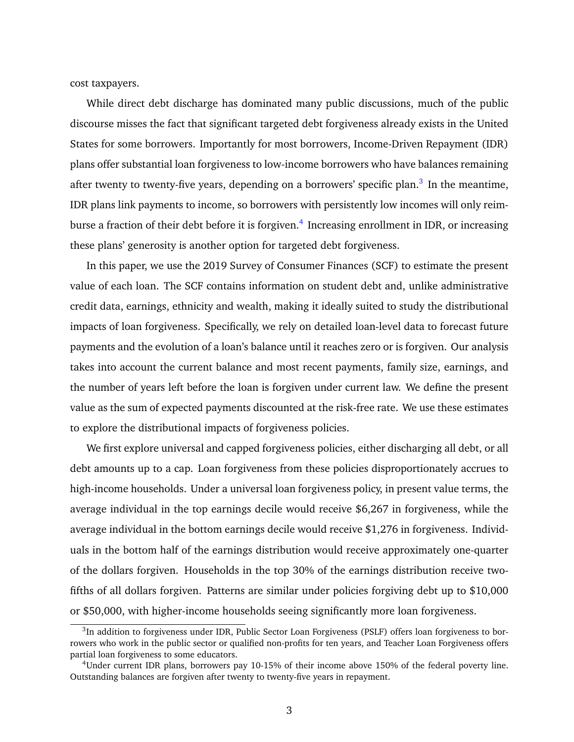cost taxpayers.

While direct debt discharge has dominated many public discussions, much of the public discourse misses the fact that significant targeted debt forgiveness already exists in the United States for some borrowers. Importantly for most borrowers, Income-Driven Repayment (IDR) plans offer substantial loan forgiveness to low-income borrowers who have balances remaining after twenty to twenty-five years, depending on a borrowers' specific plan.[3] In the meantime, IDR plans link payments to income, so borrowers with persistently low incomes will only reimburse a fraction of their debt before it is forgiven.[4] Increasing enrollment in IDR, or increasing these plans' generosity is another option for targeted debt forgiveness.

In this paper, we use the 2019 Survey of Consumer Finances (SCF) to estimate the present value of each loan. The SCF contains information on student debt and, unlike administrative credit data, earnings, ethnicity and wealth, making it ideally suited to study the distributional impacts of loan forgiveness. Specifically, we rely on detailed loan-level data to forecast future payments and the evolution of a loan's balance until it reaches zero or is forgiven. Our analysis takes into account the current balance and most recent payments, family size, earnings, and the number of years left before the loan is forgiven under current law. We define the present value as the sum of expected payments discounted at the risk-free rate. We use these estimates to explore the distributional impacts of forgiveness policies.

We first explore universal and capped forgiveness policies, either discharging all debt, or all debt amounts up to a cap. Loan forgiveness from these policies disproportionately accrues to high-income households. Under a universal loan forgiveness policy, in present value terms, the average individual in the top earnings decile would receive $6,267 in forgiveness, while the average individual in the bottom earnings decile would receive $1,276 in forgiveness. Individuals in the bottom half of the earnings distribution would receive approximately one-quarter of the dollars forgiven. Households in the top 30% of the earnings distribution receive two-fifths of all dollars forgiven. Patterns are similar under policies forgiving debt up to $10,000 or $50,000, with higher-income households seeing significantly more loan forgiveness.

---

[3] In addition to forgiveness under IDR, Public Sector Loan Forgiveness (PSLF) offers loan forgiveness to borrowers who work in the public sector or qualified non-profits for ten years, and Teacher Loan Forgiveness offers partial loan forgiveness to some educators.

[4] Under current IDR plans, borrowers pay 10-15% of their income above 150% of the federal poverty line. Outstanding balances are forgiven after twenty to twenty-five years in repayment.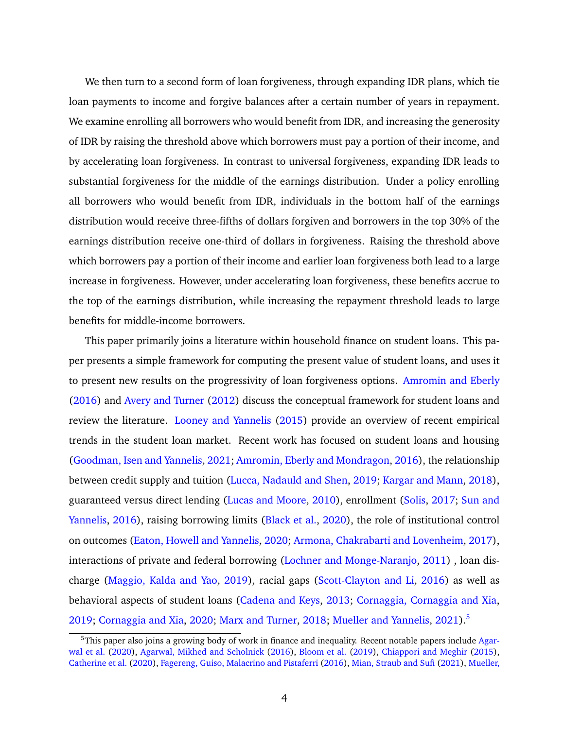We then turn to a second form of loan forgiveness, through expanding IDR plans, which tie loan payments to income and forgive balances after a certain number of years in repayment. We examine enrolling all borrowers who would benefit from IDR, and increasing the generosity of IDR by raising the threshold above which borrowers must pay a portion of their income, and by accelerating loan forgiveness. In contrast to universal forgiveness, expanding IDR leads to substantial forgiveness for the middle of the earnings distribution. Under a policy enrolling all borrowers who would benefit from IDR, individuals in the bottom half of the earnings distribution would receive three-fifths of dollars forgiven and borrowers in the top 30% of the earnings distribution receive one-third of dollars in forgiveness. Raising the threshold above which borrowers pay a portion of their income and earlier loan forgiveness both lead to a large increase in forgiveness. However, under accelerating loan forgiveness, these benefits accrue to the top of the earnings distribution, while increasing the repayment threshold leads to large benefits for middle-income borrowers.

This paper primarily joins a literature within household finance on student loans. This paper presents a simple framework for computing the present value of student loans, and uses it to present new results on the progressivity of loan forgiveness options. Amromin and Eberly (2016) and Avery and Turner (2012) discuss the conceptual framework for student loans and review the literature. Looney and Yannelis (2015) provide an overview of recent empirical trends in the student loan market. Recent work has focused on student loans and housing (Goodman, Isen and Yannelis, 2021; Amromin, Eberly and Mondragon, 2016), the relationship between credit supply and tuition (Lucca, Nadauld and Shen, 2019; Kargar and Mann, 2018), guaranteed versus direct lending (Lucas and Moore, 2010), enrollment (Solis, 2017; Sun and Yannelis, 2016), raising borrowing limits (Black et al., 2020), the role of institutional control on outcomes (Eaton, Howell and Yannelis, 2020; Armona, Chakrabarti and Lovenheim, 2017), interactions of private and federal borrowing (Lochner and Monge-Naranjo, 2011) , loan discharge (Maggio, Kalda and Yao, 2019), racial gaps (Scott-Clayton and Li, 2016) as well as behavioral aspects of student loans (Cadena and Keys, 2013; Cornaggia, Cornaggia and Xia, 2019; Cornaggia and Xia, 2020; Marx and Turner, 2018; Mueller and Yannelis, 2021).[5]

[5]This paper also joins a growing body of work in finance and inequality. Recent notable papers include Agarwal et al. (2020), Agarwal, Mikhed and Scholnick (2016), Bloom et al. (2019), Chiappori and Meghir (2015), Catherine et al. (2020), Fagereng, Guiso, Malacrino and Pistaferri (2016), Mian, Straub and Sufi (2021), Mueller,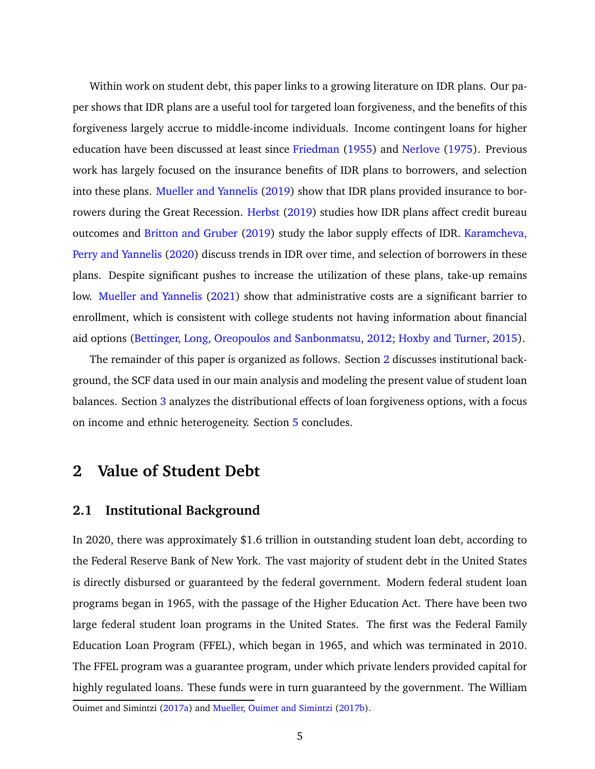Within work on student debt, this paper links to a growing literature on IDR plans. Our paper shows that IDR plans are a useful tool for targeted loan forgiveness, and the benefits of this forgiveness largely accrue to middle-income individuals. Income contingent loans for higher education have been discussed at least since Friedman (1955) and Nerlove (1975). Previous work has largely focused on the insurance benefits of IDR plans to borrowers, and selection into these plans. Mueller and Yannelis (2019) show that IDR plans provided insurance to borrowers during the Great Recession. Herbst (2019) studies how IDR plans affect credit bureau outcomes and Britton and Gruber (2019) study the labor supply effects of IDR. Karamcheva, Perry and Yannelis (2020) discuss trends in IDR over time, and selection of borrowers in these plans. Despite significant pushes to increase the utilization of these plans, take-up remains low. Mueller and Yannelis (2021) show that administrative costs are a significant barrier to enrollment, which is consistent with college students not having information about financial aid options (Bettinger, Long, Oreopoulos and Sanbonmatsu, 2012; Hoxby and Turner, 2015).

The remainder of this paper is organized as follows. Section 2 discusses institutional background, the SCF data used in our main analysis and modeling the present value of student loan balances. Section 3 analyzes the distributional effects of loan forgiveness options, with a focus on income and ethnic heterogeneity. Section 5 concludes.

## 2 Value of Student Debt

### 2.1 Institutional Background

In 2020, there was approximately $1.6 trillion in outstanding student loan debt, according to the Federal Reserve Bank of New York. The vast majority of student debt in the United States is directly disbursed or guaranteed by the federal government. Modern federal student loan programs began in 1965, with the passage of the Higher Education Act. There have been two large federal student loan programs in the United States. The first was the Federal Family Education Loan Program (FFEL), which began in 1965, and which was terminated in 2010. The FFEL program was a guarantee program, under which private lenders provided capital for highly regulated loans. These funds were in turn guaranteed by the government. The William

Ouimet and Simintzi (2017a) and Mueller, Ouimet and Simintzi (2017b).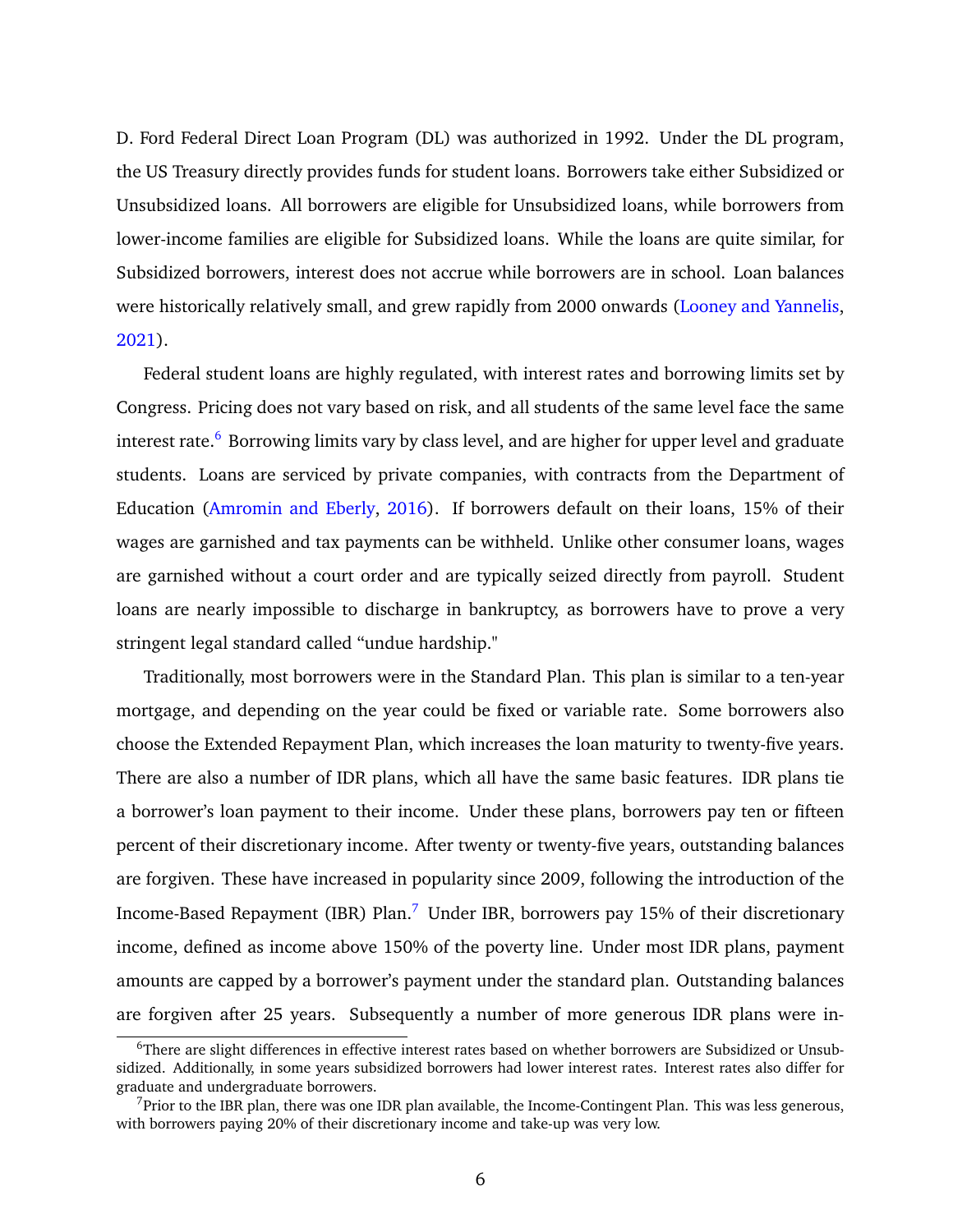D. Ford Federal Direct Loan Program (DL) was authorized in 1992. Under the DL program, the US Treasury directly provides funds for student loans. Borrowers take either Subsidized or Unsubsidized loans. All borrowers are eligible for Unsubsidized loans, while borrowers from lower-income families are eligible for Subsidized loans. While the loans are quite similar, for Subsidized borrowers, interest does not accrue while borrowers are in school. Loan balances were historically relatively small, and grew rapidly from 2000 onwards (Looney and Yannelis, 2021).

Federal student loans are highly regulated, with interest rates and borrowing limits set by Congress. Pricing does not vary based on risk, and all students of the same level face the same interest rate.[6] Borrowing limits vary by class level, and are higher for upper level and graduate students. Loans are serviced by private companies, with contracts from the Department of Education (Amromin and Eberly, 2016). If borrowers default on their loans, 15% of their wages are garnished and tax payments can be withheld. Unlike other consumer loans, wages are garnished without a court order and are typically seized directly from payroll. Student loans are nearly impossible to discharge in bankruptcy, as borrowers have to prove a very stringent legal standard called "undue hardship."

Traditionally, most borrowers were in the Standard Plan. This plan is similar to a ten-year mortgage, and depending on the year could be fixed or variable rate. Some borrowers also choose the Extended Repayment Plan, which increases the loan maturity to twenty-five years. There are also a number of IDR plans, which all have the same basic features. IDR plans tie a borrower's loan payment to their income. Under these plans, borrowers pay ten or fifteen percent of their discretionary income. After twenty or twenty-five years, outstanding balances are forgiven. These have increased in popularity since 2009, following the introduction of the Income-Based Repayment (IBR) Plan.[7] Under IBR, borrowers pay 15% of their discretionary income, defined as income above 150% of the poverty line. Under most IDR plans, payment amounts are capped by a borrower's payment under the standard plan. Outstanding balances are forgiven after 25 years. Subsequently a number of more generous IDR plans were in-

[6] There are slight differences in effective interest rates based on whether borrowers are Subsidized or Unsubsidized. Additionally, in some years subsidized borrowers had lower interest rates. Interest rates also differ for graduate and undergraduate borrowers.

[7] Prior to the IBR plan, there was one IDR plan available, the Income-Contingent Plan. This was less generous, with borrowers paying 20% of their discretionary income and take-up was very low.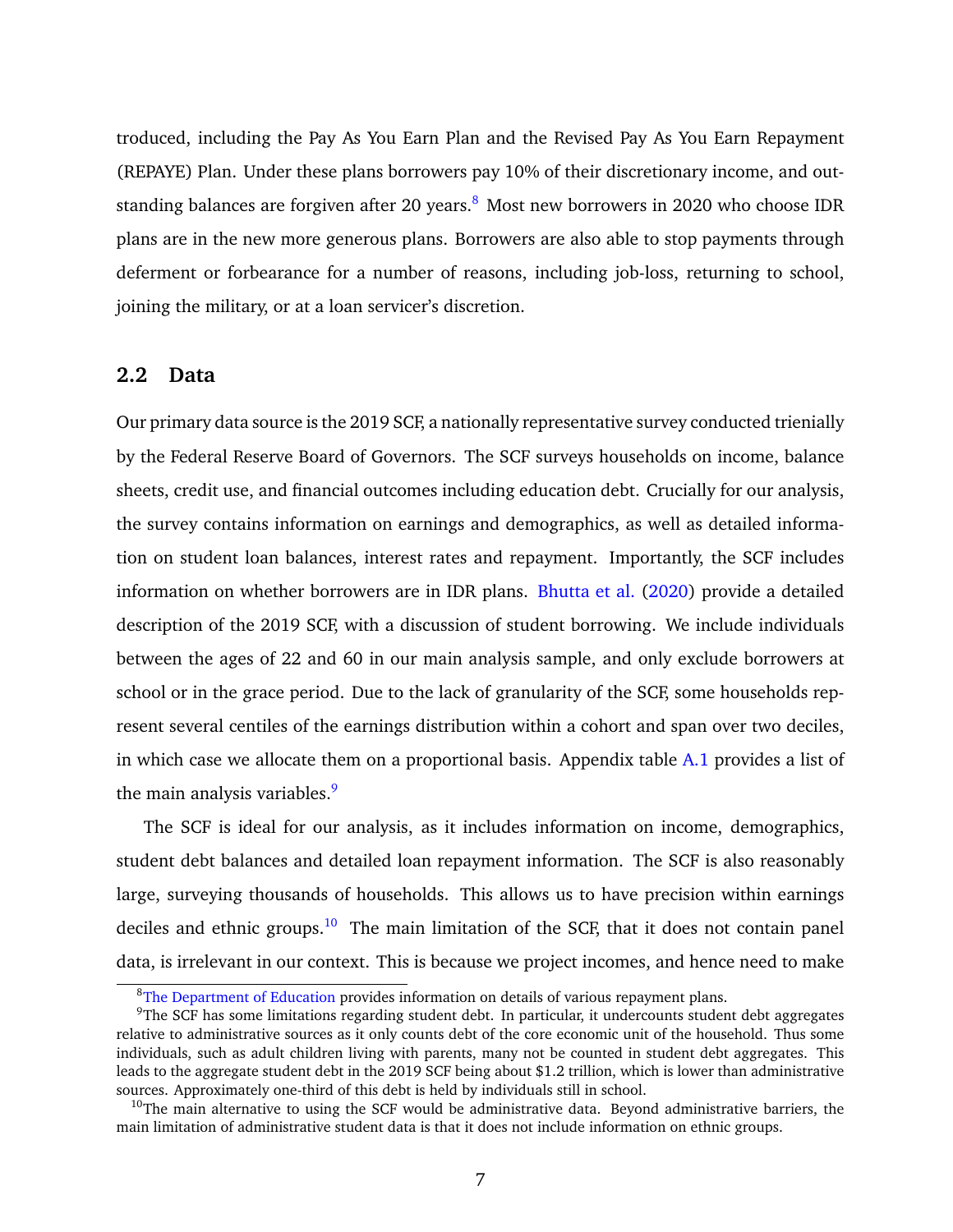troduced, including the Pay As You Earn Plan and the Revised Pay As You Earn Repayment (REPAYE) Plan. Under these plans borrowers pay 10% of their discretionary income, and outstanding balances are forgiven after 20 years.[8] Most new borrowers in 2020 who choose IDR plans are in the new more generous plans. Borrowers are also able to stop payments through deferment or forbearance for a number of reasons, including job-loss, returning to school, joining the military, or at a loan servicer's discretion.

## 2.2 Data

Our primary data source is the 2019 SCF, a nationally representative survey conducted trienially by the Federal Reserve Board of Governors. The SCF surveys households on income, balance sheets, credit use, and financial outcomes including education debt. Crucially for our analysis, the survey contains information on earnings and demographics, as well as detailed information on student loan balances, interest rates and repayment. Importantly, the SCF includes information on whether borrowers are in IDR plans. Bhutta et al. (2020) provide a detailed description of the 2019 SCF, with a discussion of student borrowing. We include individuals between the ages of 22 and 60 in our main analysis sample, and only exclude borrowers at school or in the grace period. Due to the lack of granularity of the SCF, some households represent several centiles of the earnings distribution within a cohort and span over two deciles, in which case we allocate them on a proportional basis. Appendix table A.1 provides a list of the main analysis variables.[9]

The SCF is ideal for our analysis, as it includes information on income, demographics, student debt balances and detailed loan repayment information. The SCF is also reasonably large, surveying thousands of households. This allows us to have precision within earnings deciles and ethnic groups.[10] The main limitation of the SCF, that it does not contain panel data, is irrelevant in our context. This is because we project incomes, and hence need to make

[8] The Department of Education provides information on details of various repayment plans.

[9] The SCF has some limitations regarding student debt. In particular, it undercounts student debt aggregates relative to administrative sources as it only counts debt of the core economic unit of the household. Thus some individuals, such as adult children living with parents, many not be counted in student debt aggregates. This leads to the aggregate student debt in the 2019 SCF being about $1.2 trillion, which is lower than administrative sources. Approximately one-third of this debt is held by individuals still in school.

[10] The main alternative to using the SCF would be administrative data. Beyond administrative barriers, the main limitation of administrative student data is that it does not include information on ethnic groups.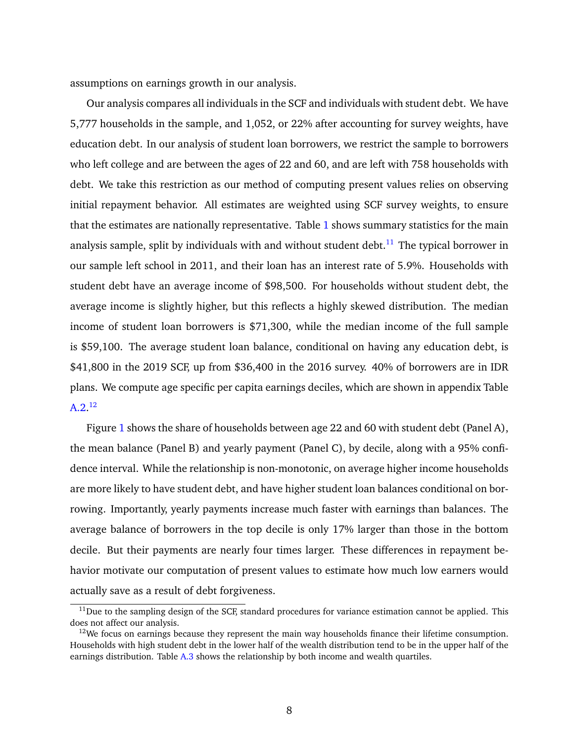assumptions on earnings growth in our analysis.

Our analysis compares all individuals in the SCF and individuals with student debt. We have 5,777 households in the sample, and 1,052, or 22% after accounting for survey weights, have education debt. In our analysis of student loan borrowers, we restrict the sample to borrowers who left college and are between the ages of 22 and 60, and are left with 758 households with debt. We take this restriction as our method of computing present values relies on observing initial repayment behavior. All estimates are weighted using SCF survey weights, to ensure that the estimates are nationally representative. Table 1 shows summary statistics for the main analysis sample, split by individuals with and without student debt.[11] The typical borrower in our sample left school in 2011, and their loan has an interest rate of 5.9%. Households with student debt have an average income of $98,500. For households without student debt, the average income is slightly higher, but this reflects a highly skewed distribution. The median income of student loan borrowers is $71,300, while the median income of the full sample is $59,100. The average student loan balance, conditional on having any education debt, is $41,800 in the 2019 SCF, up from $36,400 in the 2016 survey. 40% of borrowers are in IDR plans. We compute age specific per capita earnings deciles, which are shown in appendix Table A.2.[12]

Figure 1 shows the share of households between age 22 and 60 with student debt (Panel A), the mean balance (Panel B) and yearly payment (Panel C), by decile, along with a 95% confidence interval. While the relationship is non-monotonic, on average higher income households are more likely to have student debt, and have higher student loan balances conditional on borrowing. Importantly, yearly payments increase much faster with earnings than balances. The average balance of borrowers in the top decile is only 17% larger than those in the bottom decile. But their payments are nearly four times larger. These differences in repayment behavior motivate our computation of present values to estimate how much low earners would actually save as a result of debt forgiveness.

[11] Due to the sampling design of the SCF, standard procedures for variance estimation cannot be applied. This does not affect our analysis.

[12] We focus on earnings because they represent the main way households finance their lifetime consumption. Households with high student debt in the lower half of the wealth distribution tend to be in the upper half of the earnings distribution. Table A.3 shows the relationship by both income and wealth quartiles.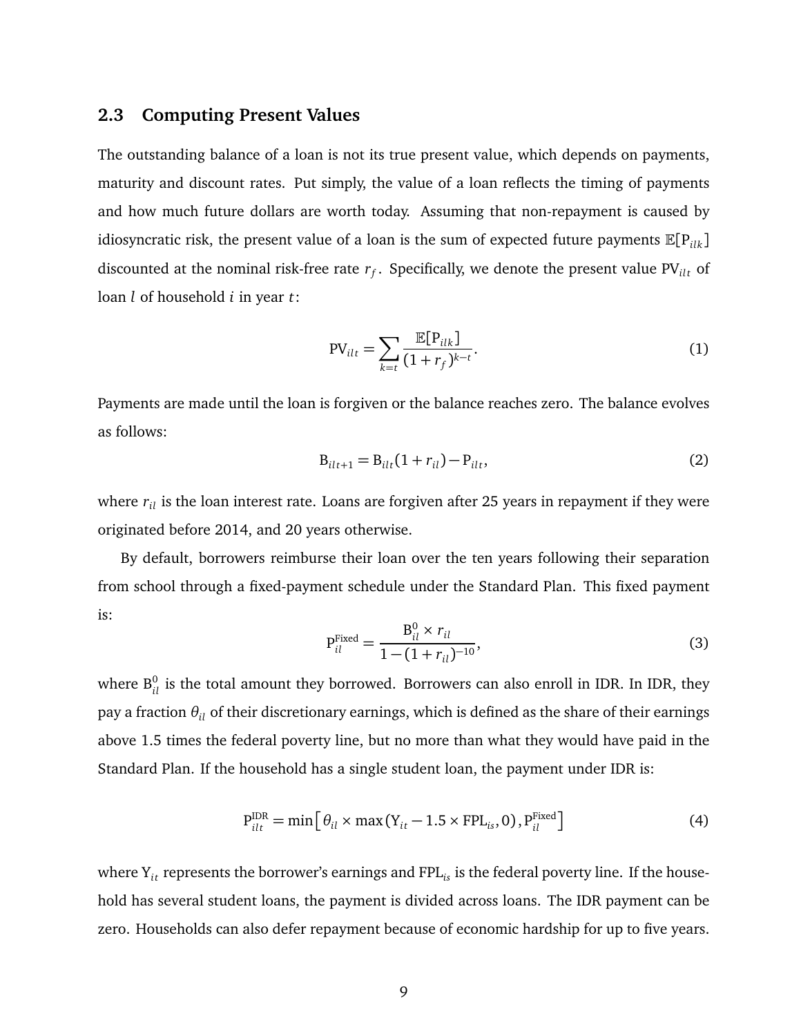### 2.3 Computing Present Values

The outstanding balance of a loan is not its true present value, which depends on payments, maturity and discount rates. Put simply, the value of a loan reflects the timing of payments and how much future dollars are worth today. Assuming that non-repayment is caused by idiosyncratic risk, the present value of a loan is the sum of expected future payments $\mathbb{E}[\text{P}_{ilk}]$ discounted at the nominal risk-free rate $r_f$. Specifically, we denote the present value $\text{PV}_{ilt}$ of loan $l$ of household $i$ in year $t$:

$$\text{PV}_{ilt} = \sum_{k=t} \frac{\mathbb{E}[\text{P}_{ilk}]}{(1+r_f)^{k-t}}. \tag{1}$$

Payments are made until the loan is forgiven or the balance reaches zero. The balance evolves as follows:

$$\text{B}_{ilt+1} = \text{B}_{ilt}(1+r_{il}) - \text{P}_{ilt}, \tag{2}$$

where $r_{il}$ is the loan interest rate. Loans are forgiven after 25 years in repayment if they were originated before 2014, and 20 years otherwise.

By default, borrowers reimburse their loan over the ten years following their separation from school through a fixed-payment schedule under the Standard Plan. This fixed payment is:

$$\text{P}_{il}^{\text{Fixed}} = \frac{\text{B}_{il}^{0} \times r_{il}}{1-(1+r_{il})^{-10}}, \tag{3}$$

where $\text{B}_{il}^{0}$ is the total amount they borrowed. Borrowers can also enroll in IDR. In IDR, they pay a fraction $\theta_{il}$ of their discretionary earnings, which is defined as the share of their earnings above 1.5 times the federal poverty line, but no more than what they would have paid in the Standard Plan. If the household has a single student loan, the payment under IDR is:

$$\text{P}_{ilt}^{\text{IDR}} = \min\left[\theta_{il} \times \max\left(\text{Y}_{it} - 1.5 \times \text{FPL}_{is}, 0\right), \text{P}_{il}^{\text{Fixed}}\right] \tag{4}$$

where $\text{Y}_{it}$ represents the borrower's earnings and $\text{FPL}_{is}$ is the federal poverty line. If the household has several student loans, the payment is divided across loans. The IDR payment can be zero. Households can also defer repayment because of economic hardship for up to five years.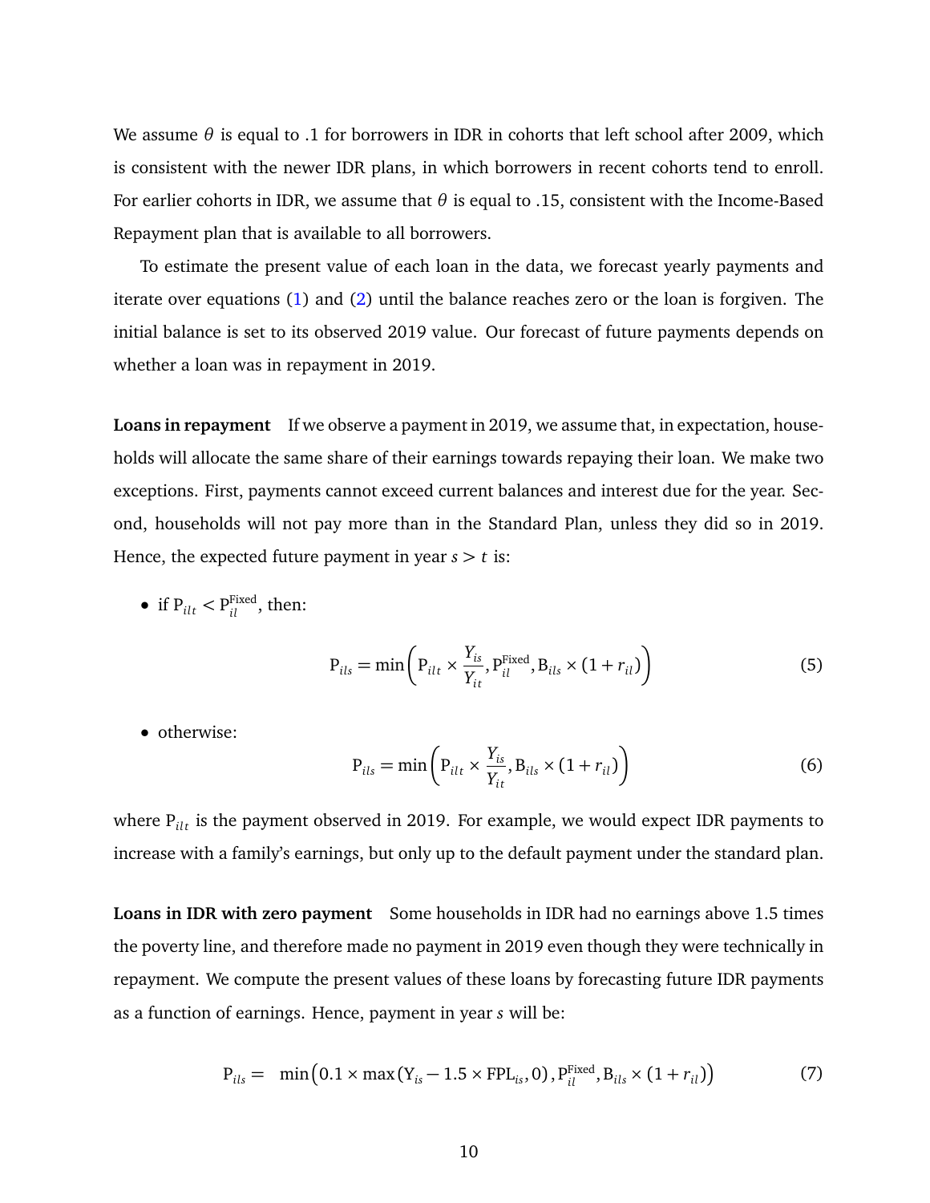We assume $\theta$ is equal to .1 for borrowers in IDR in cohorts that left school after 2009, which is consistent with the newer IDR plans, in which borrowers in recent cohorts tend to enroll. For earlier cohorts in IDR, we assume that $\theta$ is equal to .15, consistent with the Income-Based Repayment plan that is available to all borrowers.

To estimate the present value of each loan in the data, we forecast yearly payments and iterate over equations (1) and (2) until the balance reaches zero or the loan is forgiven. The initial balance is set to its observed 2019 value. Our forecast of future payments depends on whether a loan was in repayment in 2019.

**Loans in repayment** If we observe a payment in 2019, we assume that, in expectation, households will allocate the same share of their earnings towards repaying their loan. We make two exceptions. First, payments cannot exceed current balances and interest due for the year. Second, households will not pay more than in the Standard Plan, unless they did so in 2019. Hence, the expected future payment in year $s > t$ is:

- if $\mathrm{P}_{ilt} < \mathrm{P}_{il}^{\mathrm{Fixed}}$, then:

$$\mathrm{P}_{ils} = \min\left(\mathrm{P}_{ilt} \times \frac{Y_{is}}{Y_{it}}, \mathrm{P}_{il}^{\mathrm{Fixed}}, \mathrm{B}_{ils} \times (1 + r_{il})\right) \tag{5}$$

- otherwise:

$$\mathrm{P}_{ils} = \min\left(\mathrm{P}_{ilt} \times \frac{Y_{is}}{Y_{it}}, \mathrm{B}_{ils} \times (1 + r_{il})\right) \tag{6}$$

where $\mathrm{P}_{ilt}$ is the payment observed in 2019. For example, we would expect IDR payments to increase with a family's earnings, but only up to the default payment under the standard plan.

**Loans in IDR with zero payment** Some households in IDR had no earnings above 1.5 times the poverty line, and therefore made no payment in 2019 even though they were technically in repayment. We compute the present values of these loans by forecasting future IDR payments as a function of earnings. Hence, payment in year $s$ will be:

$$\mathrm{P}_{ils} = \min\left(0.1 \times \max\left(\mathrm{Y}_{is} - 1.5 \times \mathrm{FPL}_{is}, 0\right), \mathrm{P}_{il}^{\mathrm{Fixed}}, \mathrm{B}_{ils} \times (1 + r_{il})\right) \tag{7}$$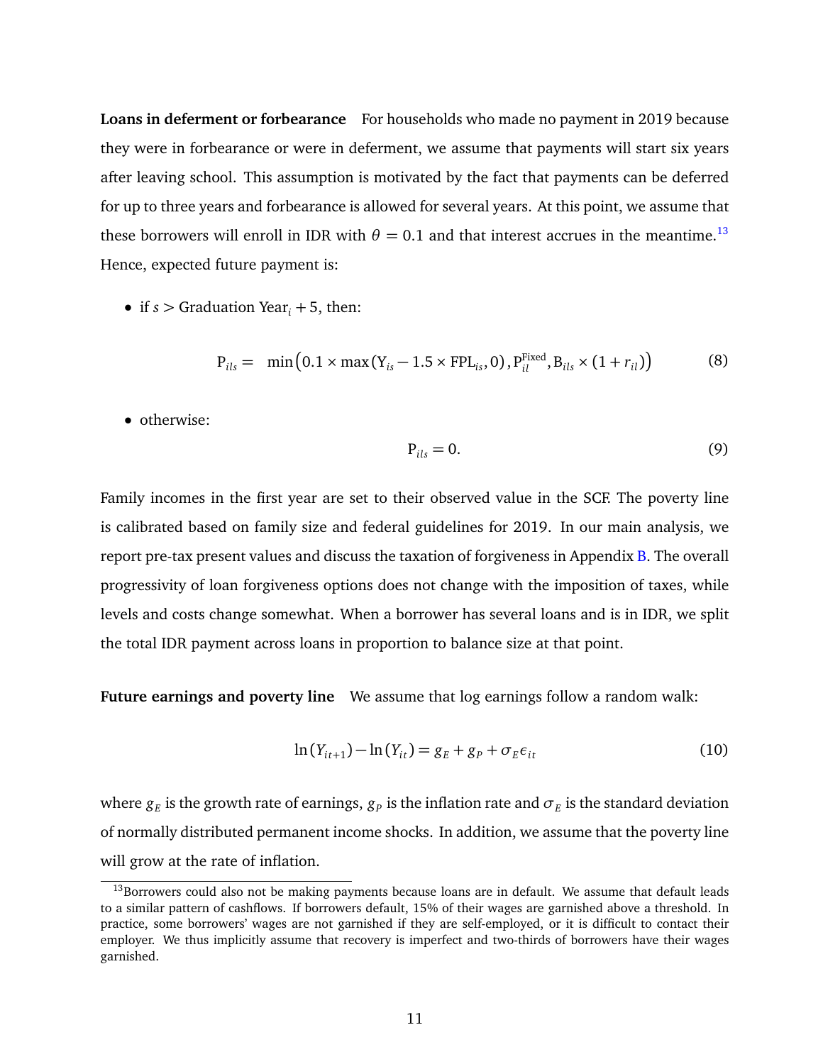**Loans in deferment or forbearance** For households who made no payment in 2019 because they were in forbearance or were in deferment, we assume that payments will start six years after leaving school. This assumption is motivated by the fact that payments can be deferred for up to three years and forbearance is allowed for several years. At this point, we assume that these borrowers will enroll in IDR with $\theta = 0.1$ and that interest accrues in the meantime.[13] Hence, expected future payment is:

- if $s >$ Graduation Year$_i + 5$, then:

$$\mathrm{P}_{ils} = \min\left(0.1 \times \max\left(\mathrm{Y}_{is} - 1.5 \times \mathrm{FPL}_{is}, 0\right), \mathrm{P}^{\mathrm{Fixed}}_{il}, \mathrm{B}_{ils} \times (1 + r_{il})\right) \tag{8}$$

- otherwise:

$$\mathrm{P}_{ils} = 0. \tag{9}$$

Family incomes in the first year are set to their observed value in the SCF. The poverty line is calibrated based on family size and federal guidelines for 2019. In our main analysis, we report pre-tax present values and discuss the taxation of forgiveness in Appendix B. The overall progressivity of loan forgiveness options does not change with the imposition of taxes, while levels and costs change somewhat. When a borrower has several loans and is in IDR, we split the total IDR payment across loans in proportion to balance size at that point.

**Future earnings and poverty line** We assume that log earnings follow a random walk:

$$\ln(Y_{it+1}) - \ln(Y_{it}) = g_E + g_P + \sigma_E \epsilon_{it} \tag{10}$$

where $g_E$ is the growth rate of earnings, $g_P$ is the inflation rate and $\sigma_E$ is the standard deviation of normally distributed permanent income shocks. In addition, we assume that the poverty line will grow at the rate of inflation.

[13] Borrowers could also not be making payments because loans are in default. We assume that default leads to a similar pattern of cashflows. If borrowers default, 15% of their wages are garnished above a threshold. In practice, some borrowers' wages are not garnished if they are self-employed, or it is difficult to contact their employer. We thus implicitly assume that recovery is imperfect and two-thirds of borrowers have their wages garnished.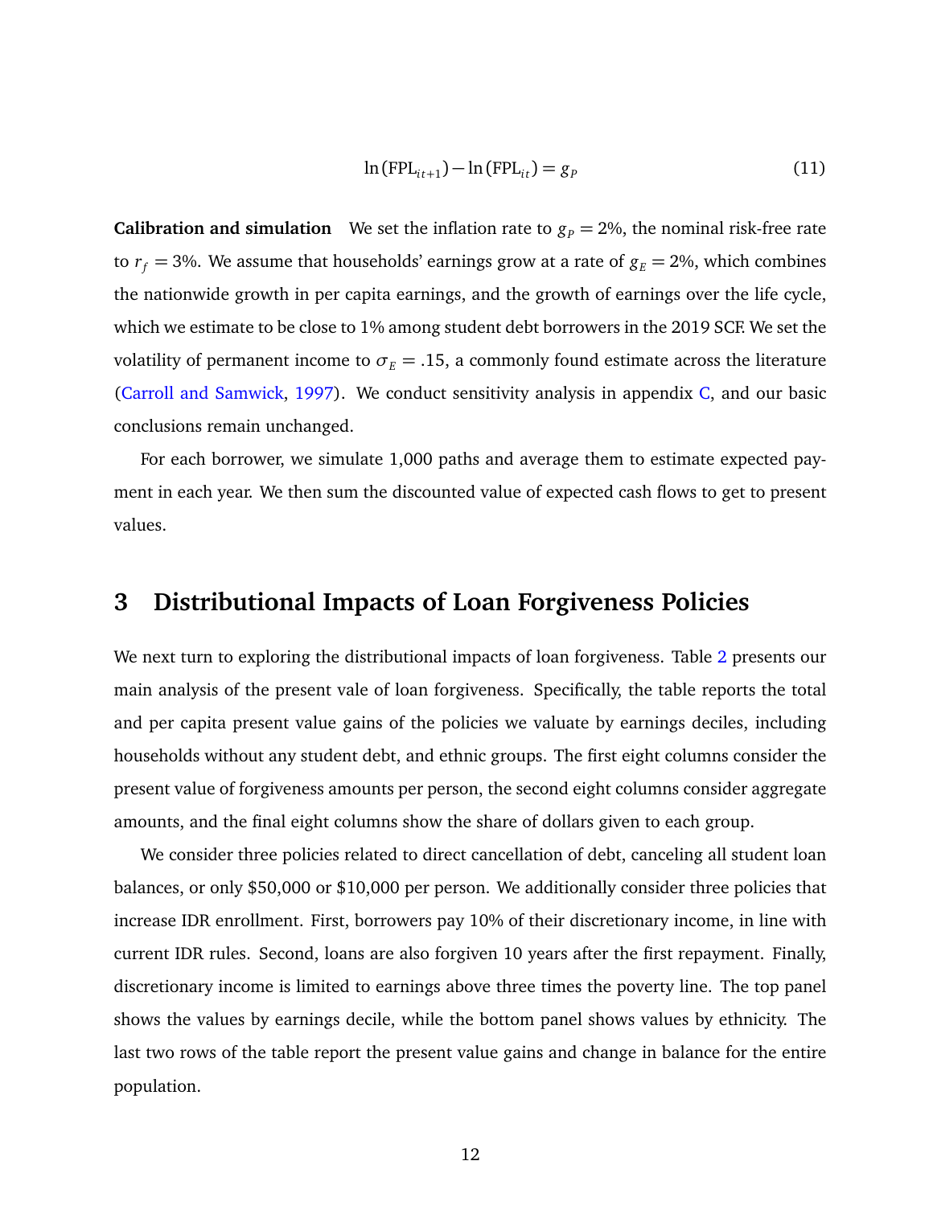$$\ln(\text{FPL}_{it+1}) - \ln(\text{FPL}_{it}) = g_P \tag{11}$$

**Calibration and simulation** We set the inflation rate to $g_P = 2\%$, the nominal risk-free rate to $r_f = 3\%$. We assume that households' earnings grow at a rate of $g_E = 2\%$, which combines the nationwide growth in per capita earnings, and the growth of earnings over the life cycle, which we estimate to be close to 1% among student debt borrowers in the 2019 SCF. We set the volatility of permanent income to $\sigma_E = .15$, a commonly found estimate across the literature (Carroll and Samwick, 1997). We conduct sensitivity analysis in appendix C, and our basic conclusions remain unchanged.

For each borrower, we simulate 1,000 paths and average them to estimate expected payment in each year. We then sum the discounted value of expected cash flows to get to present values.

# 3 Distributional Impacts of Loan Forgiveness Policies

We next turn to exploring the distributional impacts of loan forgiveness. Table 2 presents our main analysis of the present vale of loan forgiveness. Specifically, the table reports the total and per capita present value gains of the policies we valuate by earnings deciles, including households without any student debt, and ethnic groups. The first eight columns consider the present value of forgiveness amounts per person, the second eight columns consider aggregate amounts, and the final eight columns show the share of dollars given to each group.

We consider three policies related to direct cancellation of debt, canceling all student loan balances, or only \$50,000 or \$10,000 per person. We additionally consider three policies that increase IDR enrollment. First, borrowers pay 10% of their discretionary income, in line with current IDR rules. Second, loans are also forgiven 10 years after the first repayment. Finally, discretionary income is limited to earnings above three times the poverty line. The top panel shows the values by earnings decile, while the bottom panel shows values by ethnicity. The last two rows of the table report the present value gains and change in balance for the entire population.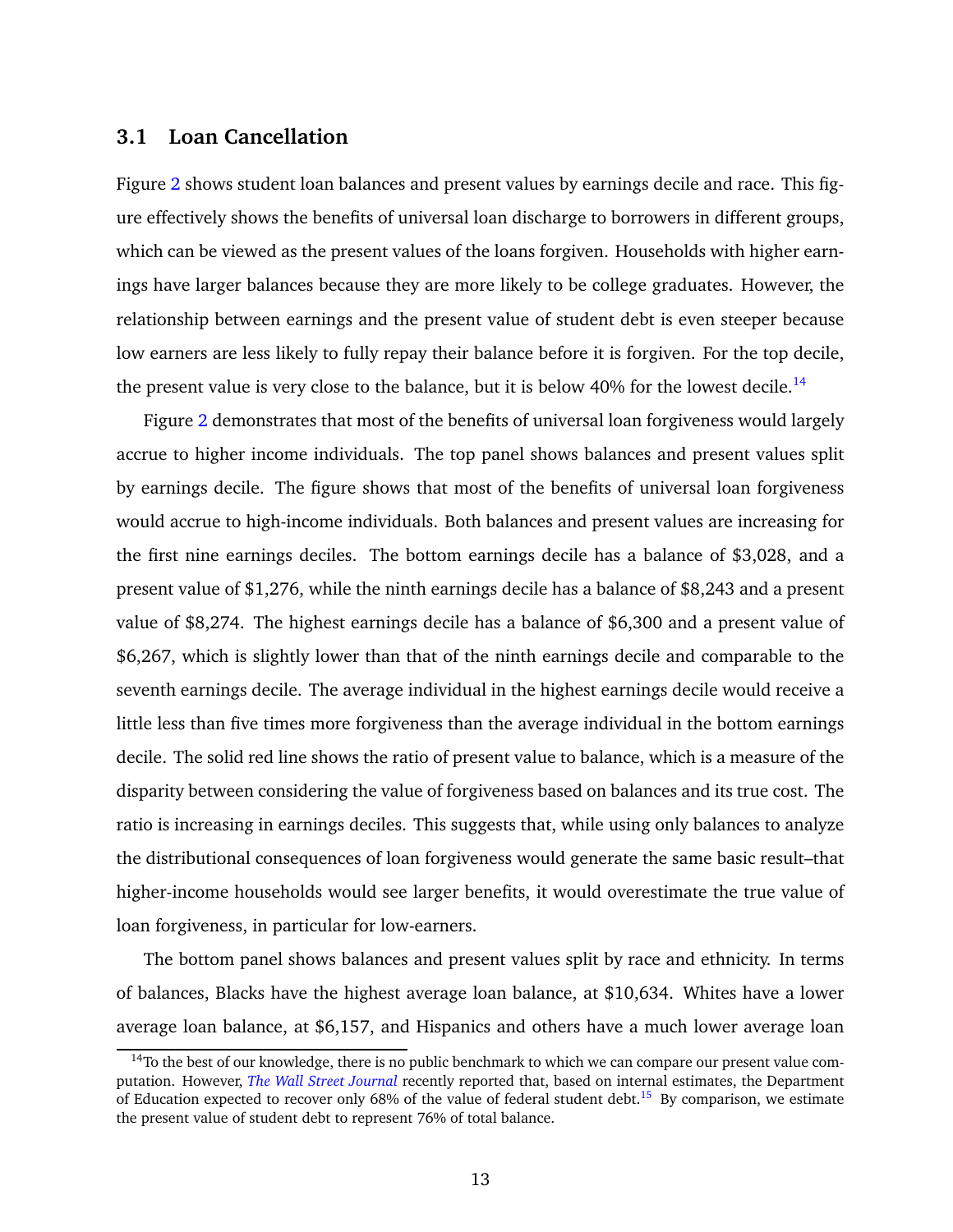### 3.1 Loan Cancellation

Figure 2 shows student loan balances and present values by earnings decile and race. This figure effectively shows the benefits of universal loan discharge to borrowers in different groups, which can be viewed as the present values of the loans forgiven. Households with higher earnings have larger balances because they are more likely to be college graduates. However, the relationship between earnings and the present value of student debt is even steeper because low earners are less likely to fully repay their balance before it is forgiven. For the top decile, the present value is very close to the balance, but it is below 40% for the lowest decile.[14]

Figure 2 demonstrates that most of the benefits of universal loan forgiveness would largely accrue to higher income individuals. The top panel shows balances and present values split by earnings decile. The figure shows that most of the benefits of universal loan forgiveness would accrue to high-income individuals. Both balances and present values are increasing for the first nine earnings deciles. The bottom earnings decile has a balance of $3,028, and a present value of $1,276, while the ninth earnings decile has a balance of $8,243 and a present value of $8,274. The highest earnings decile has a balance of $6,300 and a present value of $6,267, which is slightly lower than that of the ninth earnings decile and comparable to the seventh earnings decile. The average individual in the highest earnings decile would receive a little less than five times more forgiveness than the average individual in the bottom earnings decile. The solid red line shows the ratio of present value to balance, which is a measure of the disparity between considering the value of forgiveness based on balances and its true cost. The ratio is increasing in earnings deciles. This suggests that, while using only balances to analyze the distributional consequences of loan forgiveness would generate the same basic result–that higher-income households would see larger benefits, it would overestimate the true value of loan forgiveness, in particular for low-earners.

The bottom panel shows balances and present values split by race and ethnicity. In terms of balances, Blacks have the highest average loan balance, at $10,634. Whites have a lower average loan balance, at $6,157, and Hispanics and others have a much lower average loan

[14]To the best of our knowledge, there is no public benchmark to which we can compare our present value computation. However, *The Wall Street Journal* recently reported that, based on internal estimates, the Department of Education expected to recover only 68% of the value of federal student debt.[15] By comparison, we estimate the present value of student debt to represent 76% of total balance.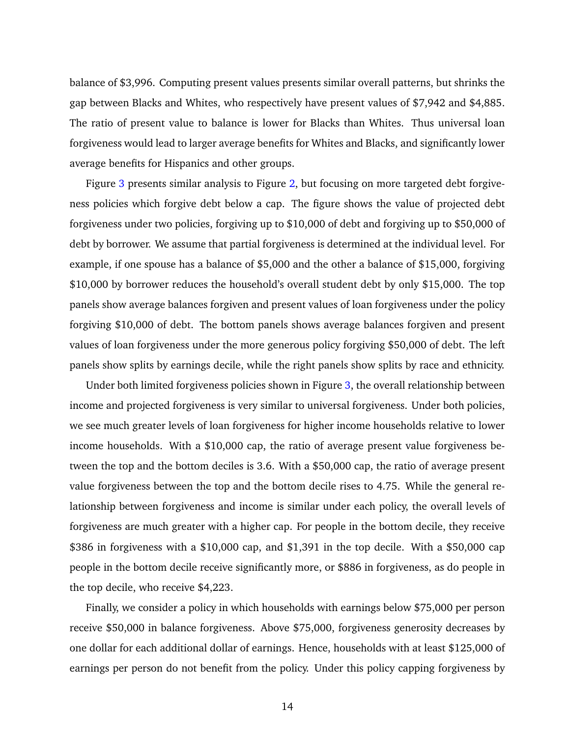balance of $3,996. Computing present values presents similar overall patterns, but shrinks the gap between Blacks and Whites, who respectively have present values of $7,942 and $4,885. The ratio of present value to balance is lower for Blacks than Whites. Thus universal loan forgiveness would lead to larger average benefits for Whites and Blacks, and significantly lower average benefits for Hispanics and other groups.

Figure 3 presents similar analysis to Figure 2, but focusing on more targeted debt forgiveness policies which forgive debt below a cap. The figure shows the value of projected debt forgiveness under two policies, forgiving up to $10,000 of debt and forgiving up to $50,000 of debt by borrower. We assume that partial forgiveness is determined at the individual level. For example, if one spouse has a balance of $5,000 and the other a balance of $15,000, forgiving $10,000 by borrower reduces the household's overall student debt by only $15,000. The top panels show average balances forgiven and present values of loan forgiveness under the policy forgiving $10,000 of debt. The bottom panels shows average balances forgiven and present values of loan forgiveness under the more generous policy forgiving $50,000 of debt. The left panels show splits by earnings decile, while the right panels show splits by race and ethnicity.

Under both limited forgiveness policies shown in Figure 3, the overall relationship between income and projected forgiveness is very similar to universal forgiveness. Under both policies, we see much greater levels of loan forgiveness for higher income households relative to lower income households. With a $10,000 cap, the ratio of average present value forgiveness between the top and the bottom deciles is 3.6. With a $50,000 cap, the ratio of average present value forgiveness between the top and the bottom decile rises to 4.75. While the general relationship between forgiveness and income is similar under each policy, the overall levels of forgiveness are much greater with a higher cap. For people in the bottom decile, they receive $386 in forgiveness with a $10,000 cap, and $1,391 in the top decile. With a $50,000 cap people in the bottom decile receive significantly more, or $886 in forgiveness, as do people in the top decile, who receive $4,223.

Finally, we consider a policy in which households with earnings below $75,000 per person receive $50,000 in balance forgiveness. Above $75,000, forgiveness generosity decreases by one dollar for each additional dollar of earnings. Hence, households with at least $125,000 of earnings per person do not benefit from the policy. Under this policy capping forgiveness by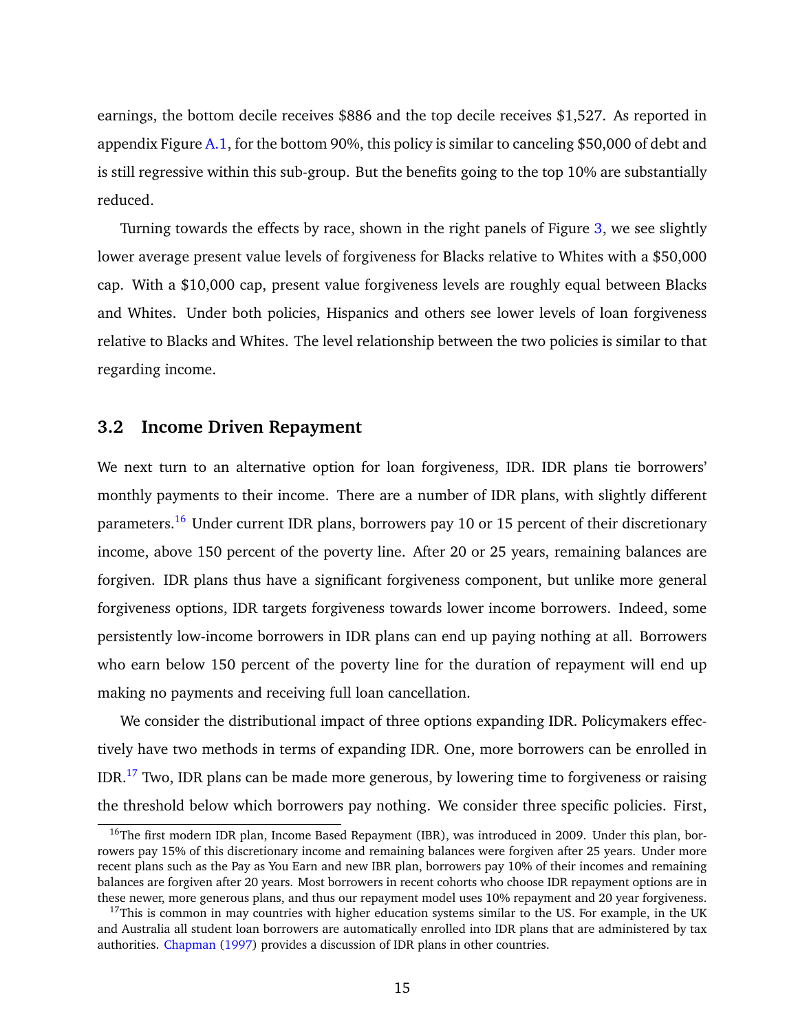earnings, the bottom decile receives $886 and the top decile receives $1,527. As reported in appendix Figure A.1, for the bottom 90%, this policy is similar to canceling $50,000 of debt and is still regressive within this sub-group. But the benefits going to the top 10% are substantially reduced.

Turning towards the effects by race, shown in the right panels of Figure 3, we see slightly lower average present value levels of forgiveness for Blacks relative to Whites with a $50,000 cap. With a $10,000 cap, present value forgiveness levels are roughly equal between Blacks and Whites. Under both policies, Hispanics and others see lower levels of loan forgiveness relative to Blacks and Whites. The level relationship between the two policies is similar to that regarding income.

### 3.2 Income Driven Repayment

We next turn to an alternative option for loan forgiveness, IDR. IDR plans tie borrowers' monthly payments to their income. There are a number of IDR plans, with slightly different parameters.[16] Under current IDR plans, borrowers pay 10 or 15 percent of their discretionary income, above 150 percent of the poverty line. After 20 or 25 years, remaining balances are forgiven. IDR plans thus have a significant forgiveness component, but unlike more general forgiveness options, IDR targets forgiveness towards lower income borrowers. Indeed, some persistently low-income borrowers in IDR plans can end up paying nothing at all. Borrowers who earn below 150 percent of the poverty line for the duration of repayment will end up making no payments and receiving full loan cancellation.

We consider the distributional impact of three options expanding IDR. Policymakers effectively have two methods in terms of expanding IDR. One, more borrowers can be enrolled in IDR.[17] Two, IDR plans can be made more generous, by lowering time to forgiveness or raising the threshold below which borrowers pay nothing. We consider three specific policies. First,

[16] The first modern IDR plan, Income Based Repayment (IBR), was introduced in 2009. Under this plan, borrowers pay 15% of this discretionary income and remaining balances were forgiven after 25 years. Under more recent plans such as the Pay as You Earn and new IBR plan, borrowers pay 10% of their incomes and remaining balances are forgiven after 20 years. Most borrowers in recent cohorts who choose IDR repayment options are in these newer, more generous plans, and thus our repayment model uses 10% repayment and 20 year forgiveness.

[17] This is common in may countries with higher education systems similar to the US. For example, in the UK and Australia all student loan borrowers are automatically enrolled into IDR plans that are administered by tax authorities. Chapman (1997) provides a discussion of IDR plans in other countries.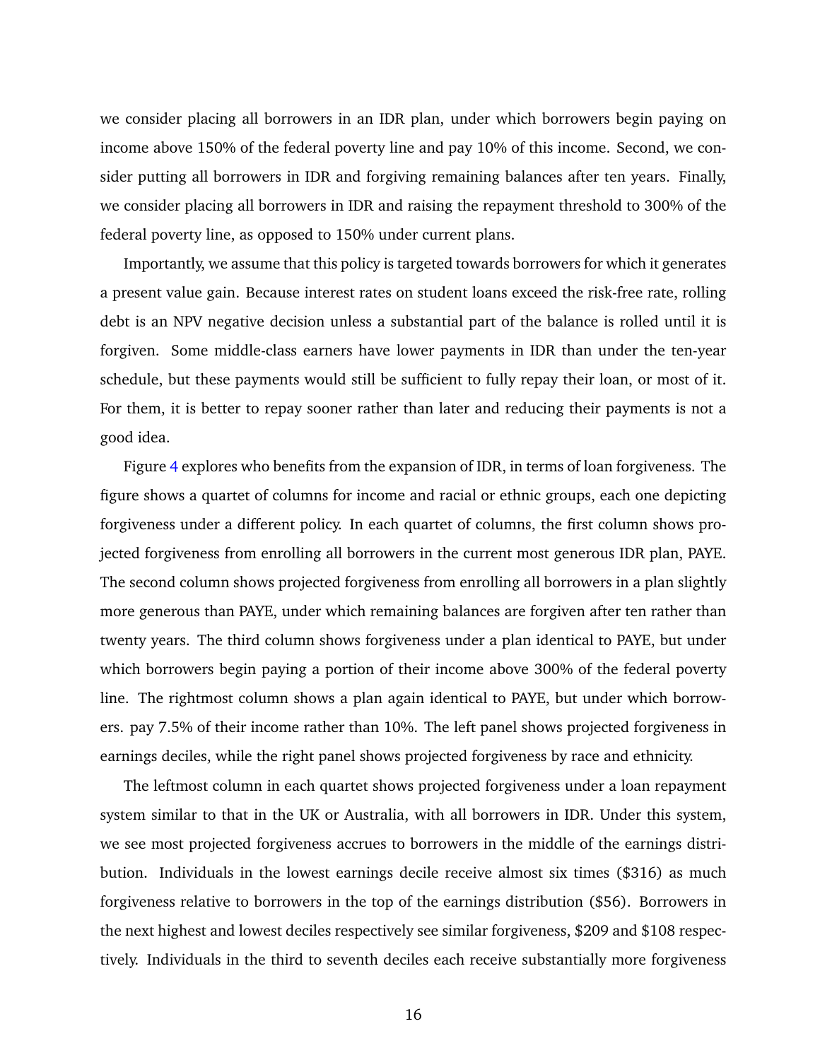we consider placing all borrowers in an IDR plan, under which borrowers begin paying on income above 150% of the federal poverty line and pay 10% of this income. Second, we consider putting all borrowers in IDR and forgiving remaining balances after ten years. Finally, we consider placing all borrowers in IDR and raising the repayment threshold to 300% of the federal poverty line, as opposed to 150% under current plans.

Importantly, we assume that this policy is targeted towards borrowers for which it generates a present value gain. Because interest rates on student loans exceed the risk-free rate, rolling debt is an NPV negative decision unless a substantial part of the balance is rolled until it is forgiven. Some middle-class earners have lower payments in IDR than under the ten-year schedule, but these payments would still be sufficient to fully repay their loan, or most of it. For them, it is better to repay sooner rather than later and reducing their payments is not a good idea.

Figure 4 explores who benefits from the expansion of IDR, in terms of loan forgiveness. The figure shows a quartet of columns for income and racial or ethnic groups, each one depicting forgiveness under a different policy. In each quartet of columns, the first column shows projected forgiveness from enrolling all borrowers in the current most generous IDR plan, PAYE. The second column shows projected forgiveness from enrolling all borrowers in a plan slightly more generous than PAYE, under which remaining balances are forgiven after ten rather than twenty years. The third column shows forgiveness under a plan identical to PAYE, but under which borrowers begin paying a portion of their income above 300% of the federal poverty line. The rightmost column shows a plan again identical to PAYE, but under which borrowers. pay 7.5% of their income rather than 10%. The left panel shows projected forgiveness in earnings deciles, while the right panel shows projected forgiveness by race and ethnicity.

The leftmost column in each quartet shows projected forgiveness under a loan repayment system similar to that in the UK or Australia, with all borrowers in IDR. Under this system, we see most projected forgiveness accrues to borrowers in the middle of the earnings distribution. Individuals in the lowest earnings decile receive almost six times ($316) as much forgiveness relative to borrowers in the top of the earnings distribution ($56). Borrowers in the next highest and lowest deciles respectively see similar forgiveness, $209 and $108 respectively. Individuals in the third to seventh deciles each receive substantially more forgiveness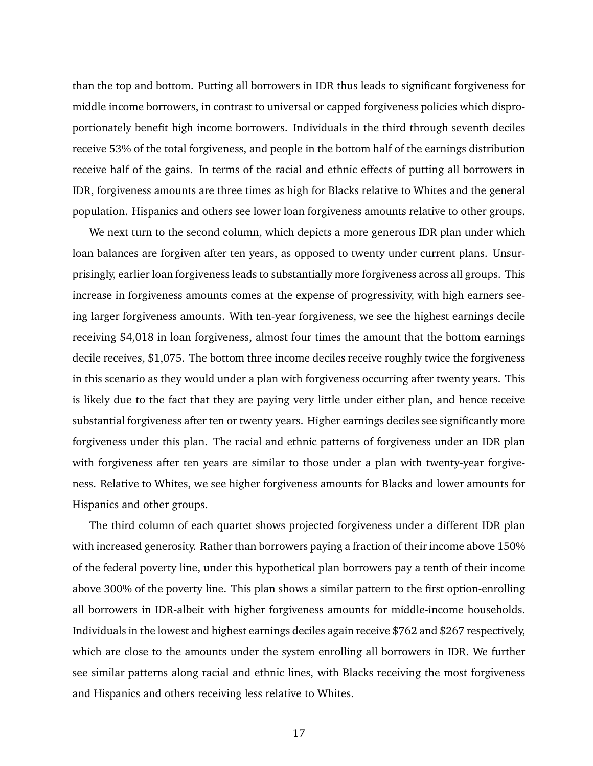than the top and bottom. Putting all borrowers in IDR thus leads to significant forgiveness for middle income borrowers, in contrast to universal or capped forgiveness policies which disproportionately benefit high income borrowers. Individuals in the third through seventh deciles receive 53% of the total forgiveness, and people in the bottom half of the earnings distribution receive half of the gains. In terms of the racial and ethnic effects of putting all borrowers in IDR, forgiveness amounts are three times as high for Blacks relative to Whites and the general population. Hispanics and others see lower loan forgiveness amounts relative to other groups.

We next turn to the second column, which depicts a more generous IDR plan under which loan balances are forgiven after ten years, as opposed to twenty under current plans. Unsurprisingly, earlier loan forgiveness leads to substantially more forgiveness across all groups. This increase in forgiveness amounts comes at the expense of progressivity, with high earners seeing larger forgiveness amounts. With ten-year forgiveness, we see the highest earnings decile receiving $4,018 in loan forgiveness, almost four times the amount that the bottom earnings decile receives, $1,075. The bottom three income deciles receive roughly twice the forgiveness in this scenario as they would under a plan with forgiveness occurring after twenty years. This is likely due to the fact that they are paying very little under either plan, and hence receive substantial forgiveness after ten or twenty years. Higher earnings deciles see significantly more forgiveness under this plan. The racial and ethnic patterns of forgiveness under an IDR plan with forgiveness after ten years are similar to those under a plan with twenty-year forgiveness. Relative to Whites, we see higher forgiveness amounts for Blacks and lower amounts for Hispanics and other groups.

The third column of each quartet shows projected forgiveness under a different IDR plan with increased generosity. Rather than borrowers paying a fraction of their income above 150% of the federal poverty line, under this hypothetical plan borrowers pay a tenth of their income above 300% of the poverty line. This plan shows a similar pattern to the first option-enrolling all borrowers in IDR-albeit with higher forgiveness amounts for middle-income households. Individuals in the lowest and highest earnings deciles again receive $762 and $267 respectively, which are close to the amounts under the system enrolling all borrowers in IDR. We further see similar patterns along racial and ethnic lines, with Blacks receiving the most forgiveness and Hispanics and others receiving less relative to Whites.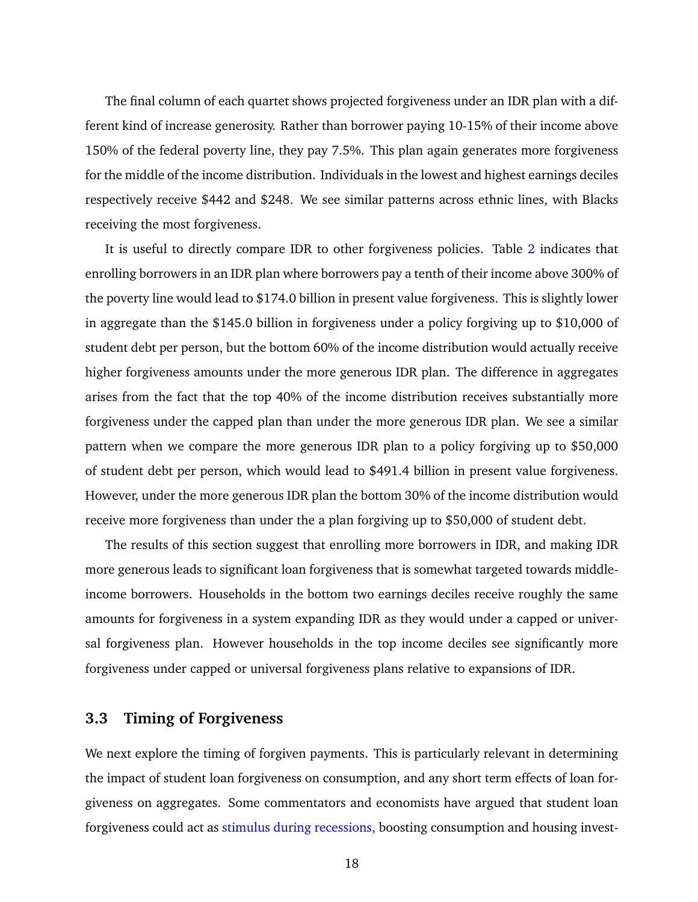The final column of each quartet shows projected forgiveness under an IDR plan with a different kind of increase generosity. Rather than borrower paying 10-15% of their income above 150% of the federal poverty line, they pay 7.5%. This plan again generates more forgiveness for the middle of the income distribution. Individuals in the lowest and highest earnings deciles respectively receive $442 and $248. We see similar patterns across ethnic lines, with Blacks receiving the most forgiveness.

It is useful to directly compare IDR to other forgiveness policies. Table 2 indicates that enrolling borrowers in an IDR plan where borrowers pay a tenth of their income above 300% of the poverty line would lead to $174.0 billion in present value forgiveness. This is slightly lower in aggregate than the $145.0 billion in forgiveness under a policy forgiving up to $10,000 of student debt per person, but the bottom 60% of the income distribution would actually receive higher forgiveness amounts under the more generous IDR plan. The difference in aggregates arises from the fact that the top 40% of the income distribution receives substantially more forgiveness under the capped plan than under the more generous IDR plan. We see a similar pattern when we compare the more generous IDR plan to a policy forgiving up to $50,000 of student debt per person, which would lead to $491.4 billion in present value forgiveness. However, under the more generous IDR plan the bottom 30% of the income distribution would receive more forgiveness than under the a plan forgiving up to $50,000 of student debt.

The results of this section suggest that enrolling more borrowers in IDR, and making IDR more generous leads to significant loan forgiveness that is somewhat targeted towards middle-income borrowers. Households in the bottom two earnings deciles receive roughly the same amounts for forgiveness in a system expanding IDR as they would under a capped or universal forgiveness plan. However households in the top income deciles see significantly more forgiveness under capped or universal forgiveness plans relative to expansions of IDR.

### 3.3 Timing of Forgiveness

We next explore the timing of forgiven payments. This is particularly relevant in determining the impact of student loan forgiveness on consumption, and any short term effects of loan forgiveness on aggregates. Some commentators and economists have argued that student loan forgiveness could act as stimulus during recessions, boosting consumption and housing invest-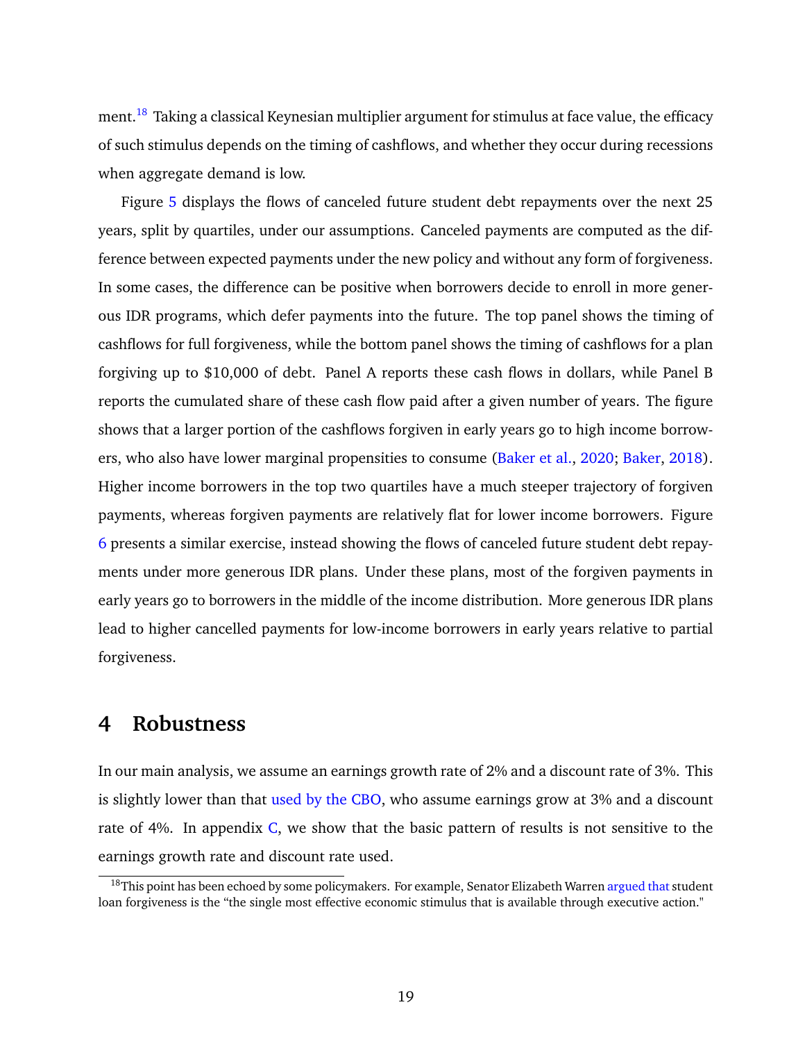ment.[18] Taking a classical Keynesian multiplier argument for stimulus at face value, the efficacy of such stimulus depends on the timing of cashflows, and whether they occur during recessions when aggregate demand is low.

Figure 5 displays the flows of canceled future student debt repayments over the next 25 years, split by quartiles, under our assumptions. Canceled payments are computed as the difference between expected payments under the new policy and without any form of forgiveness. In some cases, the difference can be positive when borrowers decide to enroll in more generous IDR programs, which defer payments into the future. The top panel shows the timing of cashflows for full forgiveness, while the bottom panel shows the timing of cashflows for a plan forgiving up to $10,000 of debt. Panel A reports these cash flows in dollars, while Panel B reports the cumulated share of these cash flow paid after a given number of years. The figure shows that a larger portion of the cashflows forgiven in early years go to high income borrowers, who also have lower marginal propensities to consume (Baker et al., 2020; Baker, 2018). Higher income borrowers in the top two quartiles have a much steeper trajectory of forgiven payments, whereas forgiven payments are relatively flat for lower income borrowers. Figure 6 presents a similar exercise, instead showing the flows of canceled future student debt repayments under more generous IDR plans. Under these plans, most of the forgiven payments in early years go to borrowers in the middle of the income distribution. More generous IDR plans lead to higher cancelled payments for low-income borrowers in early years relative to partial forgiveness.

# 4 Robustness

In our main analysis, we assume an earnings growth rate of 2% and a discount rate of 3%. This is slightly lower than that used by the CBO, who assume earnings grow at 3% and a discount rate of 4%. In appendix C, we show that the basic pattern of results is not sensitive to the earnings growth rate and discount rate used.

[18] This point has been echoed by some policymakers. For example, Senator Elizabeth Warren argued that student loan forgiveness is the "the single most effective economic stimulus that is available through executive action."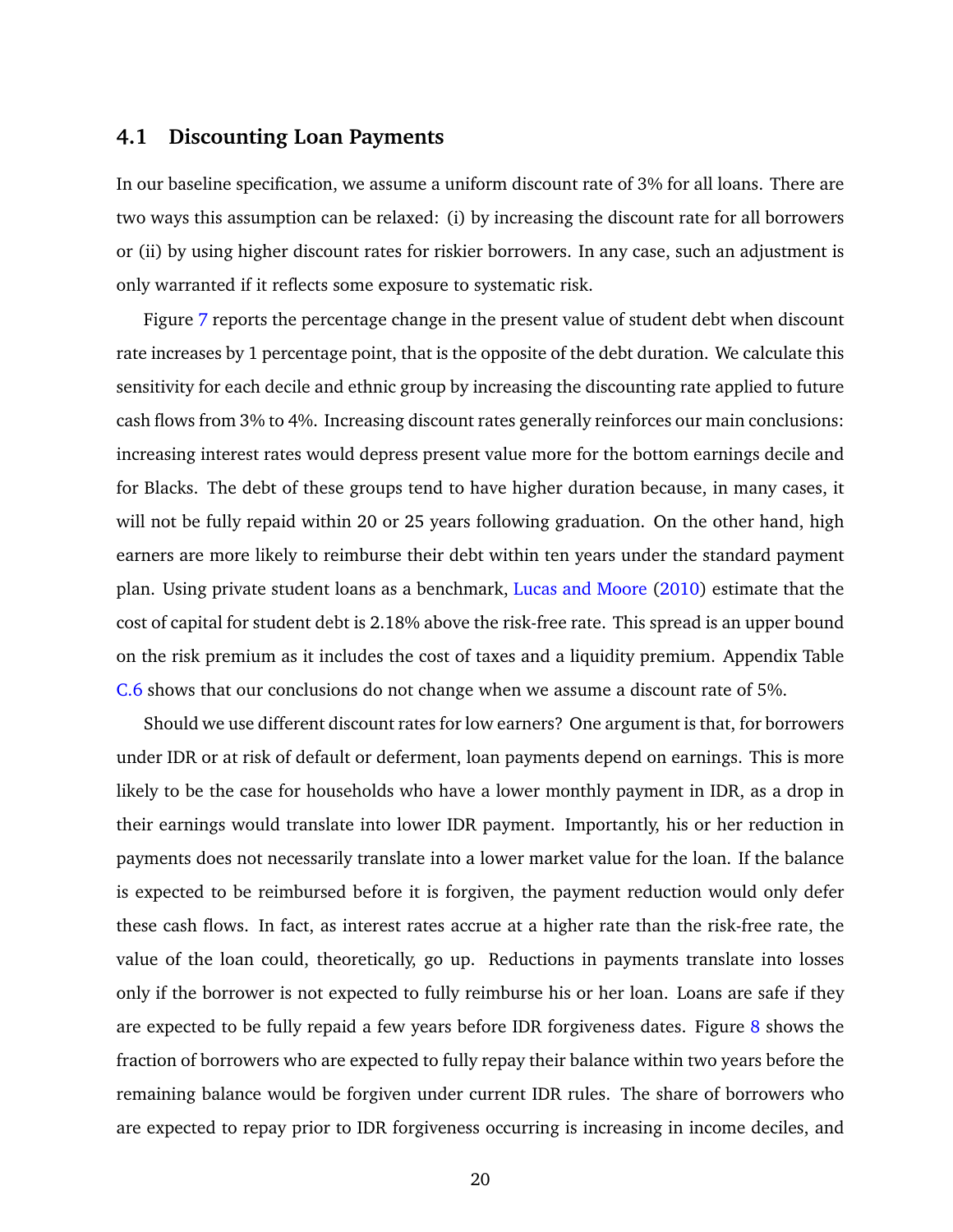### 4.1 Discounting Loan Payments

In our baseline specification, we assume a uniform discount rate of 3% for all loans. There are two ways this assumption can be relaxed: (i) by increasing the discount rate for all borrowers or (ii) by using higher discount rates for riskier borrowers. In any case, such an adjustment is only warranted if it reflects some exposure to systematic risk.

Figure 7 reports the percentage change in the present value of student debt when discount rate increases by 1 percentage point, that is the opposite of the debt duration. We calculate this sensitivity for each decile and ethnic group by increasing the discounting rate applied to future cash flows from 3% to 4%. Increasing discount rates generally reinforces our main conclusions: increasing interest rates would depress present value more for the bottom earnings decile and for Blacks. The debt of these groups tend to have higher duration because, in many cases, it will not be fully repaid within 20 or 25 years following graduation. On the other hand, high earners are more likely to reimburse their debt within ten years under the standard payment plan. Using private student loans as a benchmark, Lucas and Moore (2010) estimate that the cost of capital for student debt is 2.18% above the risk-free rate. This spread is an upper bound on the risk premium as it includes the cost of taxes and a liquidity premium. Appendix Table C.6 shows that our conclusions do not change when we assume a discount rate of 5%.

Should we use different discount rates for low earners? One argument is that, for borrowers under IDR or at risk of default or deferment, loan payments depend on earnings. This is more likely to be the case for households who have a lower monthly payment in IDR, as a drop in their earnings would translate into lower IDR payment. Importantly, his or her reduction in payments does not necessarily translate into a lower market value for the loan. If the balance is expected to be reimbursed before it is forgiven, the payment reduction would only defer these cash flows. In fact, as interest rates accrue at a higher rate than the risk-free rate, the value of the loan could, theoretically, go up. Reductions in payments translate into losses only if the borrower is not expected to fully reimburse his or her loan. Loans are safe if they are expected to be fully repaid a few years before IDR forgiveness dates. Figure 8 shows the fraction of borrowers who are expected to fully repay their balance within two years before the remaining balance would be forgiven under current IDR rules. The share of borrowers who are expected to repay prior to IDR forgiveness occurring is increasing in income deciles, and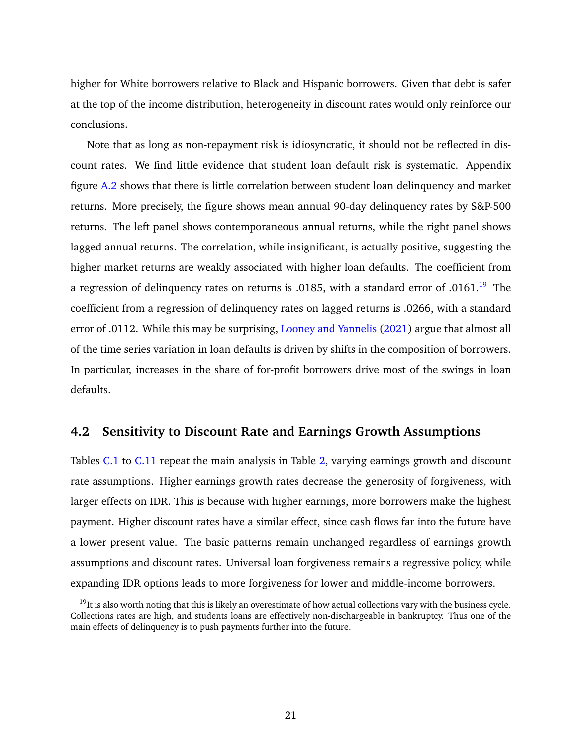higher for White borrowers relative to Black and Hispanic borrowers. Given that debt is safer at the top of the income distribution, heterogeneity in discount rates would only reinforce our conclusions.

Note that as long as non-repayment risk is idiosyncratic, it should not be reflected in discount rates. We find little evidence that student loan default risk is systematic. Appendix figure A.2 shows that there is little correlation between student loan delinquency and market returns. More precisely, the figure shows mean annual 90-day delinquency rates by S&P-500 returns. The left panel shows contemporaneous annual returns, while the right panel shows lagged annual returns. The correlation, while insignificant, is actually positive, suggesting the higher market returns are weakly associated with higher loan defaults. The coefficient from a regression of delinquency rates on returns is .0185, with a standard error of .0161.[19] The coefficient from a regression of delinquency rates on lagged returns is .0266, with a standard error of .0112. While this may be surprising, Looney and Yannelis (2021) argue that almost all of the time series variation in loan defaults is driven by shifts in the composition of borrowers. In particular, increases in the share of for-profit borrowers drive most of the swings in loan defaults.

## 4.2 Sensitivity to Discount Rate and Earnings Growth Assumptions

Tables C.1 to C.11 repeat the main analysis in Table 2, varying earnings growth and discount rate assumptions. Higher earnings growth rates decrease the generosity of forgiveness, with larger effects on IDR. This is because with higher earnings, more borrowers make the highest payment. Higher discount rates have a similar effect, since cash flows far into the future have a lower present value. The basic patterns remain unchanged regardless of earnings growth assumptions and discount rates. Universal loan forgiveness remains a regressive policy, while expanding IDR options leads to more forgiveness for lower and middle-income borrowers.

[19] It is also worth noting that this is likely an overestimate of how actual collections vary with the business cycle. Collections rates are high, and students loans are effectively non-dischargeable in bankruptcy. Thus one of the main effects of delinquency is to push payments further into the future.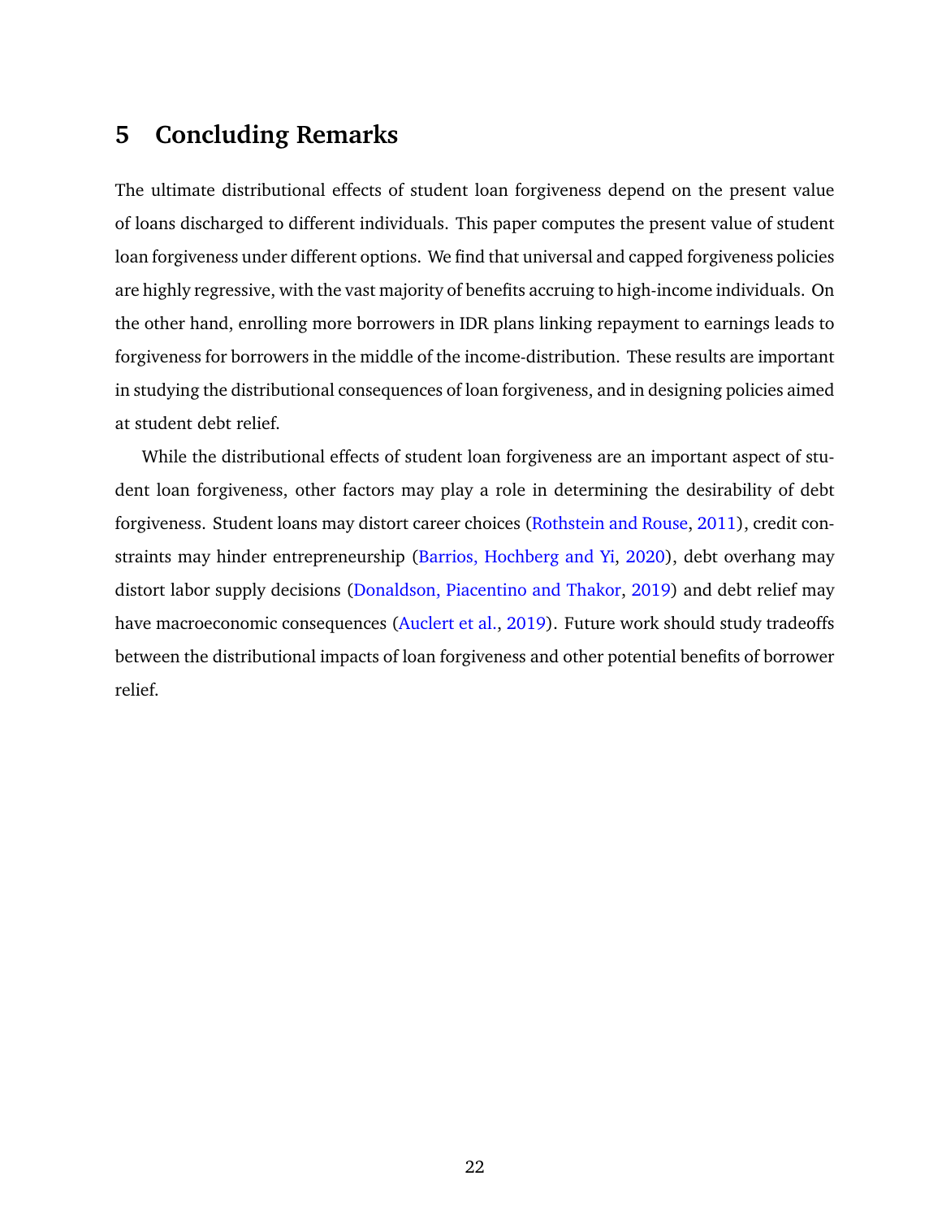# 5 Concluding Remarks

The ultimate distributional effects of student loan forgiveness depend on the present value of loans discharged to different individuals. This paper computes the present value of student loan forgiveness under different options. We find that universal and capped forgiveness policies are highly regressive, with the vast majority of benefits accruing to high-income individuals. On the other hand, enrolling more borrowers in IDR plans linking repayment to earnings leads to forgiveness for borrowers in the middle of the income-distribution. These results are important in studying the distributional consequences of loan forgiveness, and in designing policies aimed at student debt relief.

While the distributional effects of student loan forgiveness are an important aspect of student loan forgiveness, other factors may play a role in determining the desirability of debt forgiveness. Student loans may distort career choices (Rothstein and Rouse, 2011), credit constraints may hinder entrepreneurship (Barrios, Hochberg and Yi, 2020), debt overhang may distort labor supply decisions (Donaldson, Piacentino and Thakor, 2019) and debt relief may have macroeconomic consequences (Auclert et al., 2019). Future work should study tradeoffs between the distributional impacts of loan forgiveness and other potential benefits of borrower relief.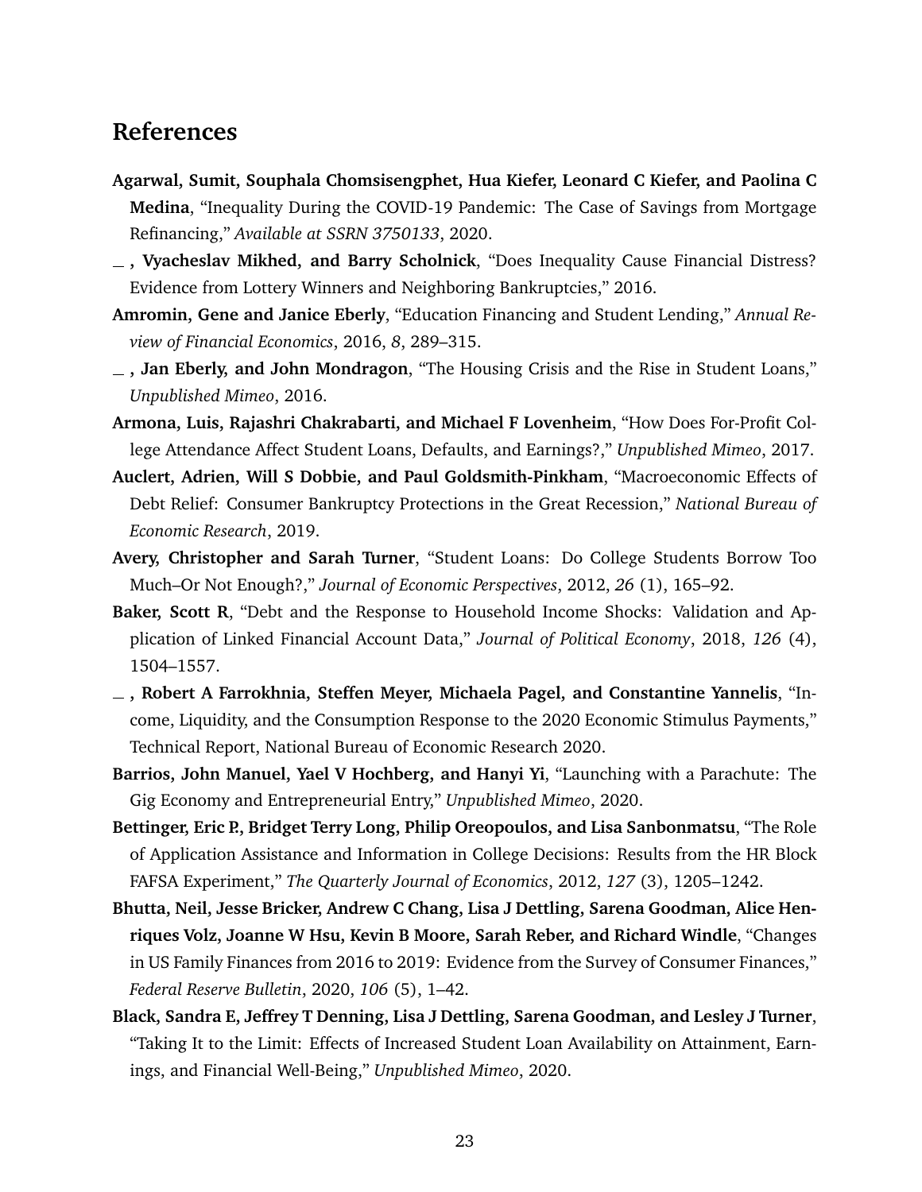# References

**Agarwal, Sumit, Souphala Chomsisengphet, Hua Kiefer, Leonard C Kiefer, and Paolina C Medina**, "Inequality During the COVID-19 Pandemic: The Case of Savings from Mortgage Refinancing," *Available at SSRN 3750133*, 2020.

**\_ , Vyacheslav Mikhed, and Barry Scholnick**, "Does Inequality Cause Financial Distress? Evidence from Lottery Winners and Neighboring Bankruptcies," 2016.

**Amromin, Gene and Janice Eberly**, "Education Financing and Student Lending," *Annual Review of Financial Economics*, 2016, *8*, 289–315.

**\_ , Jan Eberly, and John Mondragon**, "The Housing Crisis and the Rise in Student Loans," *Unpublished Mimeo*, 2016.

**Armona, Luis, Rajashri Chakrabarti, and Michael F Lovenheim**, "How Does For-Profit College Attendance Affect Student Loans, Defaults, and Earnings?," *Unpublished Mimeo*, 2017.

**Auclert, Adrien, Will S Dobbie, and Paul Goldsmith-Pinkham**, "Macroeconomic Effects of Debt Relief: Consumer Bankruptcy Protections in the Great Recession," *National Bureau of Economic Research*, 2019.

**Avery, Christopher and Sarah Turner**, "Student Loans: Do College Students Borrow Too Much–Or Not Enough?," *Journal of Economic Perspectives*, 2012, *26* (1), 165–92.

**Baker, Scott R**, "Debt and the Response to Household Income Shocks: Validation and Application of Linked Financial Account Data," *Journal of Political Economy*, 2018, *126* (4), 1504–1557.

**\_ , Robert A Farrokhnia, Steffen Meyer, Michaela Pagel, and Constantine Yannelis**, "Income, Liquidity, and the Consumption Response to the 2020 Economic Stimulus Payments," Technical Report, National Bureau of Economic Research 2020.

**Barrios, John Manuel, Yael V Hochberg, and Hanyi Yi**, "Launching with a Parachute: The Gig Economy and Entrepreneurial Entry," *Unpublished Mimeo*, 2020.

**Bettinger, Eric P., Bridget Terry Long, Philip Oreopoulos, and Lisa Sanbonmatsu**, "The Role of Application Assistance and Information in College Decisions: Results from the HR Block FAFSA Experiment," *The Quarterly Journal of Economics*, 2012, *127* (3), 1205–1242.

**Bhutta, Neil, Jesse Bricker, Andrew C Chang, Lisa J Dettling, Sarena Goodman, Alice Henriques Volz, Joanne W Hsu, Kevin B Moore, Sarah Reber, and Richard Windle**, "Changes in US Family Finances from 2016 to 2019: Evidence from the Survey of Consumer Finances," *Federal Reserve Bulletin*, 2020, *106* (5), 1–42.

**Black, Sandra E, Jeffrey T Denning, Lisa J Dettling, Sarena Goodman, and Lesley J Turner**, "Taking It to the Limit: Effects of Increased Student Loan Availability on Attainment, Earnings, and Financial Well-Being," *Unpublished Mimeo*, 2020.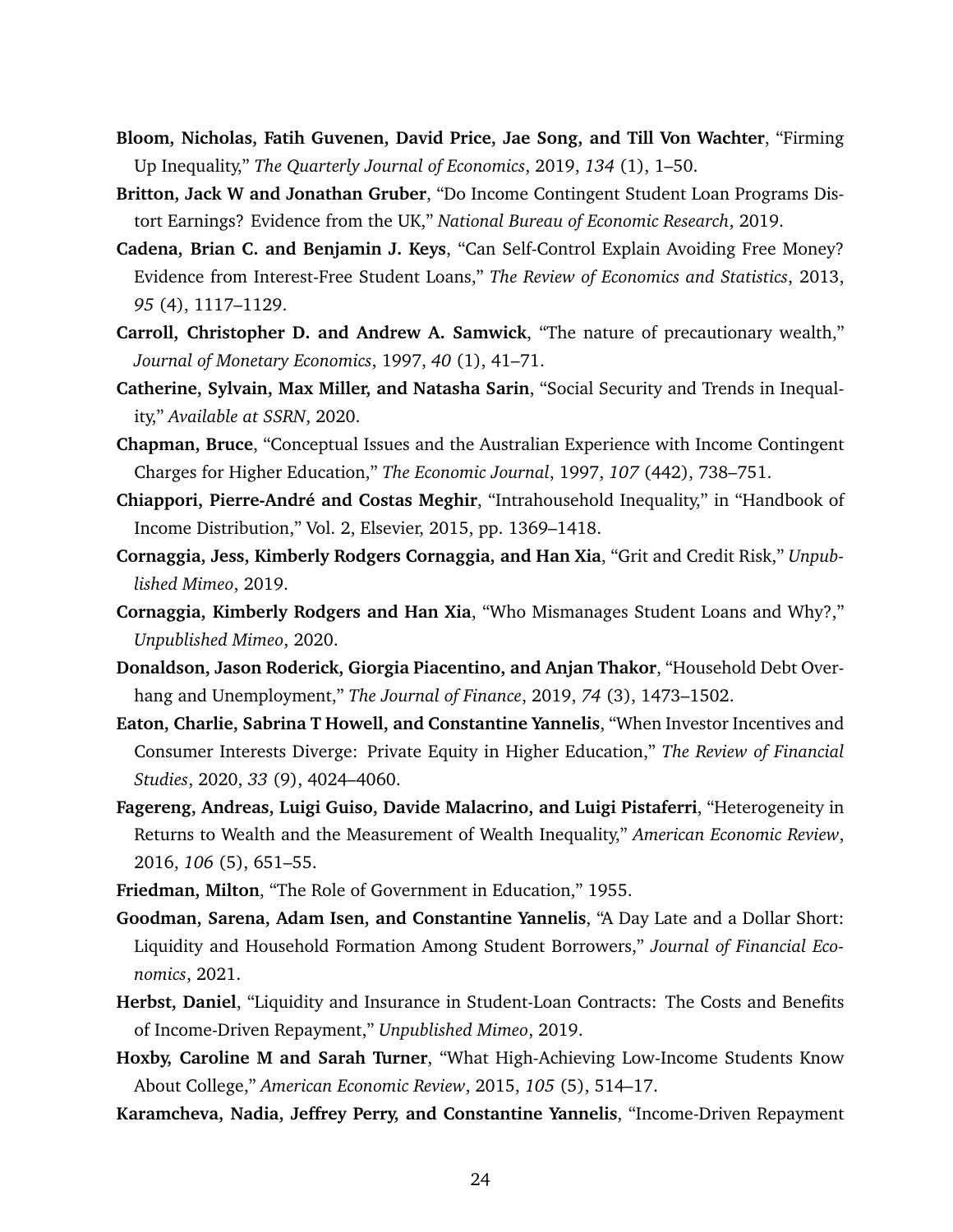**Bloom, Nicholas, Fatih Guvenen, David Price, Jae Song, and Till Von Wachter**, "Firming Up Inequality," *The Quarterly Journal of Economics*, 2019, *134* (1), 1–50.

**Britton, Jack W and Jonathan Gruber**, "Do Income Contingent Student Loan Programs Distort Earnings? Evidence from the UK," *National Bureau of Economic Research*, 2019.

**Cadena, Brian C. and Benjamin J. Keys**, "Can Self-Control Explain Avoiding Free Money? Evidence from Interest-Free Student Loans," *The Review of Economics and Statistics*, 2013, *95* (4), 1117–1129.

**Carroll, Christopher D. and Andrew A. Samwick**, "The nature of precautionary wealth," *Journal of Monetary Economics*, 1997, *40* (1), 41–71.

**Catherine, Sylvain, Max Miller, and Natasha Sarin**, "Social Security and Trends in Inequality," *Available at SSRN*, 2020.

**Chapman, Bruce**, "Conceptual Issues and the Australian Experience with Income Contingent Charges for Higher Education," *The Economic Journal*, 1997, *107* (442), 738–751.

**Chiappori, Pierre-André and Costas Meghir**, "Intrahousehold Inequality," in "Handbook of Income Distribution," Vol. 2, Elsevier, 2015, pp. 1369–1418.

**Cornaggia, Jess, Kimberly Rodgers Cornaggia, and Han Xia**, "Grit and Credit Risk," *Unpublished Mimeo*, 2019.

**Cornaggia, Kimberly Rodgers and Han Xia**, "Who Mismanages Student Loans and Why?," *Unpublished Mimeo*, 2020.

**Donaldson, Jason Roderick, Giorgia Piacentino, and Anjan Thakor**, "Household Debt Overhang and Unemployment," *The Journal of Finance*, 2019, *74* (3), 1473–1502.

**Eaton, Charlie, Sabrina T Howell, and Constantine Yannelis**, "When Investor Incentives and Consumer Interests Diverge: Private Equity in Higher Education," *The Review of Financial Studies*, 2020, *33* (9), 4024–4060.

**Fagereng, Andreas, Luigi Guiso, Davide Malacrino, and Luigi Pistaferri**, "Heterogeneity in Returns to Wealth and the Measurement of Wealth Inequality," *American Economic Review*, 2016, *106* (5), 651–55.

**Friedman, Milton**, "The Role of Government in Education," 1955.

**Goodman, Sarena, Adam Isen, and Constantine Yannelis**, "A Day Late and a Dollar Short: Liquidity and Household Formation Among Student Borrowers," *Journal of Financial Economics*, 2021.

**Herbst, Daniel**, "Liquidity and Insurance in Student-Loan Contracts: The Costs and Benefits of Income-Driven Repayment," *Unpublished Mimeo*, 2019.

**Hoxby, Caroline M and Sarah Turner**, "What High-Achieving Low-Income Students Know About College," *American Economic Review*, 2015, *105* (5), 514–17.

**Karamcheva, Nadia, Jeffrey Perry, and Constantine Yannelis**, "Income-Driven Repayment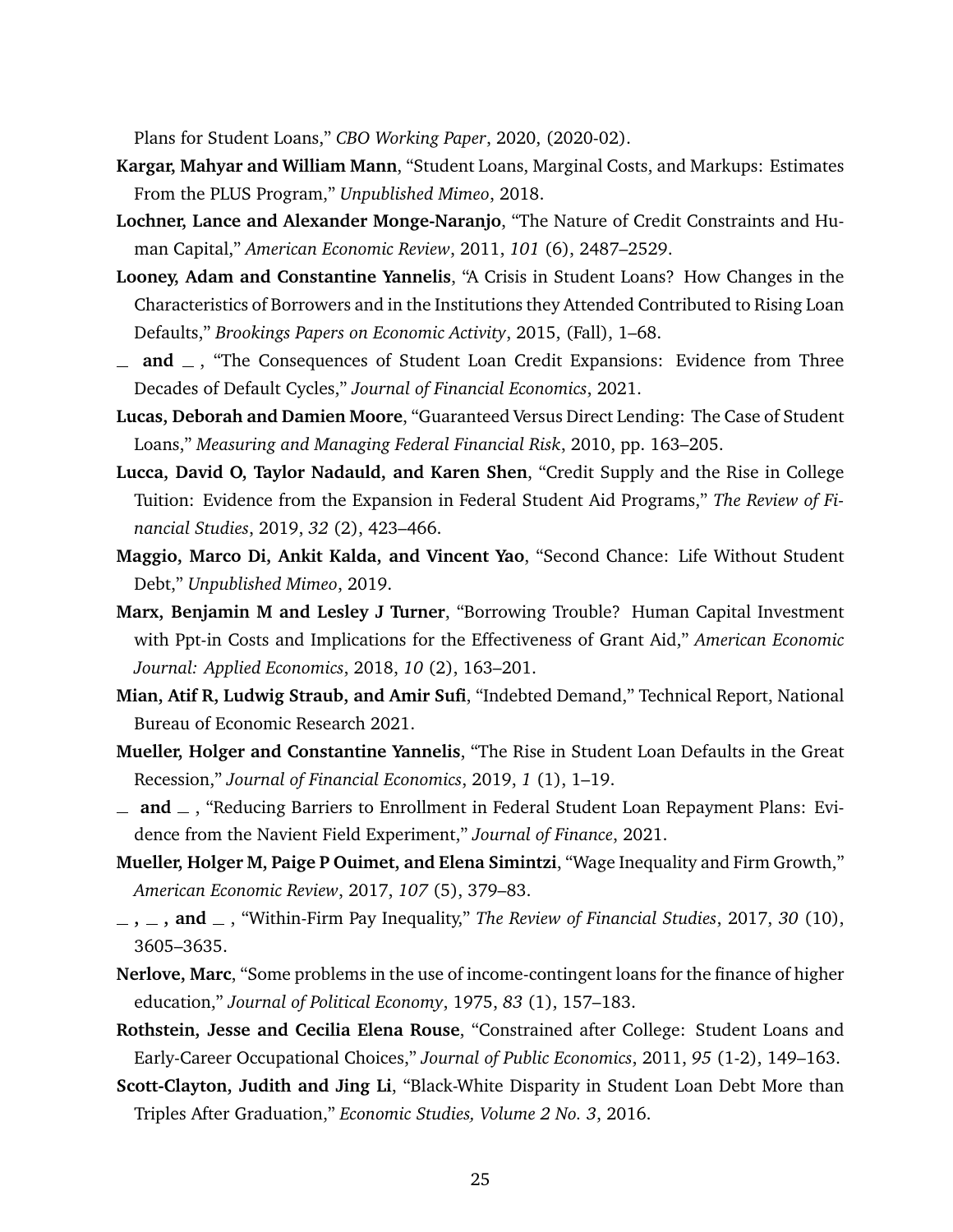Plans for Student Loans," *CBO Working Paper*, 2020, (2020-02).

**Kargar, Mahyar and William Mann**, "Student Loans, Marginal Costs, and Markups: Estimates From the PLUS Program," *Unpublished Mimeo*, 2018.

**Lochner, Lance and Alexander Monge-Naranjo**, "The Nature of Credit Constraints and Human Capital," *American Economic Review*, 2011, *101* (6), 2487–2529.

**Looney, Adam and Constantine Yannelis**, "A Crisis in Student Loans? How Changes in the Characteristics of Borrowers and in the Institutions they Attended Contributed to Rising Loan Defaults," *Brookings Papers on Economic Activity*, 2015, (Fall), 1–68.

**_ and _** , "The Consequences of Student Loan Credit Expansions: Evidence from Three Decades of Default Cycles," *Journal of Financial Economics*, 2021.

**Lucas, Deborah and Damien Moore**, "Guaranteed Versus Direct Lending: The Case of Student Loans," *Measuring and Managing Federal Financial Risk*, 2010, pp. 163–205.

**Lucca, David O, Taylor Nadauld, and Karen Shen**, "Credit Supply and the Rise in College Tuition: Evidence from the Expansion in Federal Student Aid Programs," *The Review of Financial Studies*, 2019, *32* (2), 423–466.

**Maggio, Marco Di, Ankit Kalda, and Vincent Yao**, "Second Chance: Life Without Student Debt," *Unpublished Mimeo*, 2019.

**Marx, Benjamin M and Lesley J Turner**, "Borrowing Trouble? Human Capital Investment with Ppt-in Costs and Implications for the Effectiveness of Grant Aid," *American Economic Journal: Applied Economics*, 2018, *10* (2), 163–201.

**Mian, Atif R, Ludwig Straub, and Amir Sufi**, "Indebted Demand," Technical Report, National Bureau of Economic Research 2021.

**Mueller, Holger and Constantine Yannelis**, "The Rise in Student Loan Defaults in the Great Recession," *Journal of Financial Economics*, 2019, *1* (1), 1–19.

**_ and _** , "Reducing Barriers to Enrollment in Federal Student Loan Repayment Plans: Evidence from the Navient Field Experiment," *Journal of Finance*, 2021.

**Mueller, Holger M, Paige P Ouimet, and Elena Simintzi**, "Wage Inequality and Firm Growth," *American Economic Review*, 2017, *107* (5), 379–83.

**_ , _ , and _** , "Within-Firm Pay Inequality," *The Review of Financial Studies*, 2017, *30* (10), 3605–3635.

**Nerlove, Marc**, "Some problems in the use of income-contingent loans for the finance of higher education," *Journal of Political Economy*, 1975, *83* (1), 157–183.

**Rothstein, Jesse and Cecilia Elena Rouse**, "Constrained after College: Student Loans and Early-Career Occupational Choices," *Journal of Public Economics*, 2011, *95* (1-2), 149–163.

**Scott-Clayton, Judith and Jing Li**, "Black-White Disparity in Student Loan Debt More than Triples After Graduation," *Economic Studies, Volume 2 No. 3*, 2016.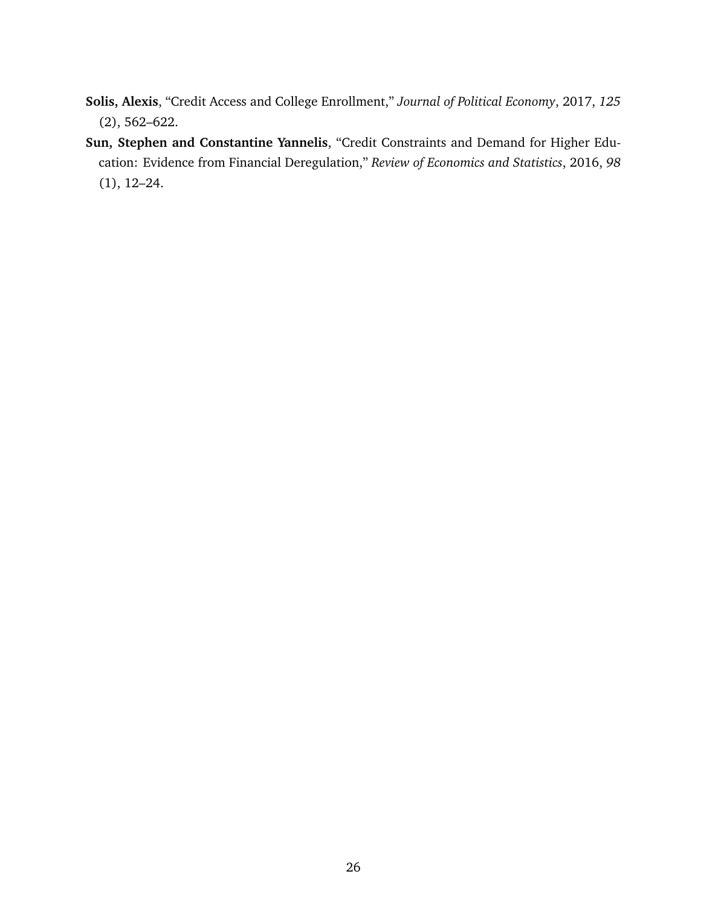**Solis, Alexis**, "Credit Access and College Enrollment," *Journal of Political Economy*, 2017, *125* (2), 562–622.

**Sun, Stephen and Constantine Yannelis**, "Credit Constraints and Demand for Higher Education: Evidence from Financial Deregulation," *Review of Economics and Statistics*, 2016, *98* (1), 12–24.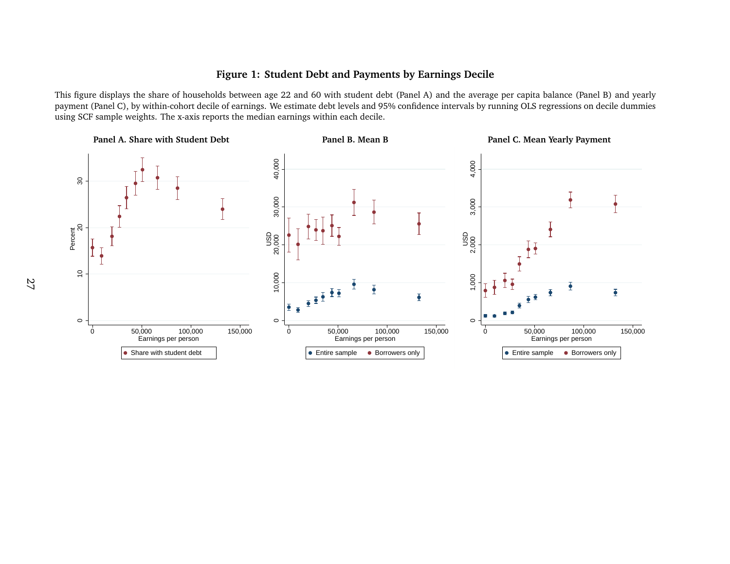**Figure 1: Student Debt and Payments by Earnings Decile**

This figure displays the share of households between age 22 and 60 with student debt (Panel A) and the average per capita balance (Panel B) and yearly payment (Panel C), by within-cohort decile of earnings. We estimate debt levels and 95% confidence intervals by running OLS regressions on decile dummies using SCF sample weights. The x-axis reports the median earnings within each decile.

**Panel A. Share with Student Debt**

**Panel B. Mean B**

**Panel C. Mean Yearly Payment**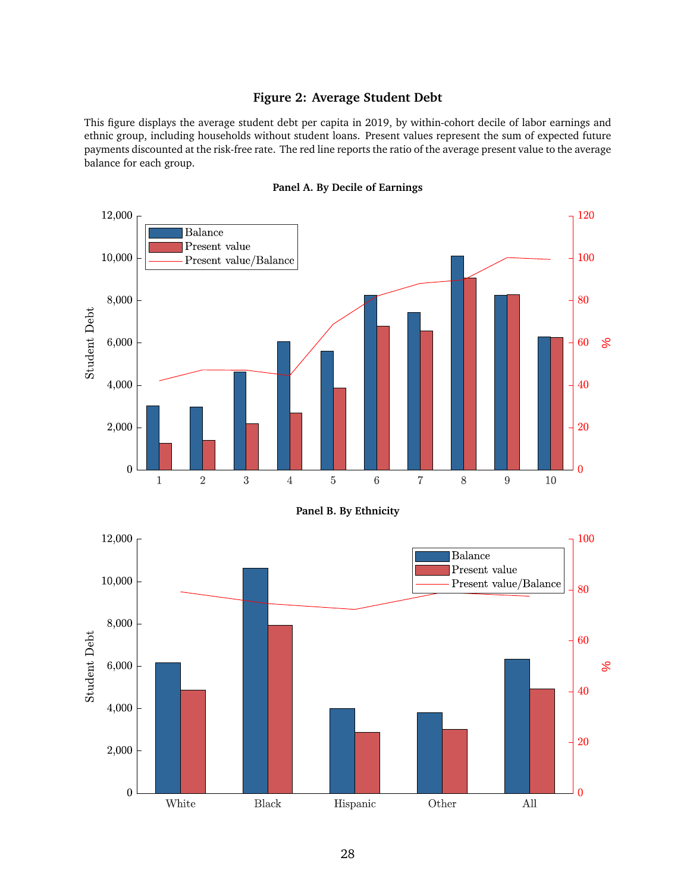**Figure 2: Average Student Debt**

This figure displays the average student debt per capita in 2019, by within-cohort decile of labor earnings and ethnic group, including households without student loans. Present values represent the sum of expected future payments discounted at the risk-free rate. The red line reports the ratio of the average present value to the average balance for each group.

**Panel A. By Decile of Earnings**

**Panel B. By Ethnicity**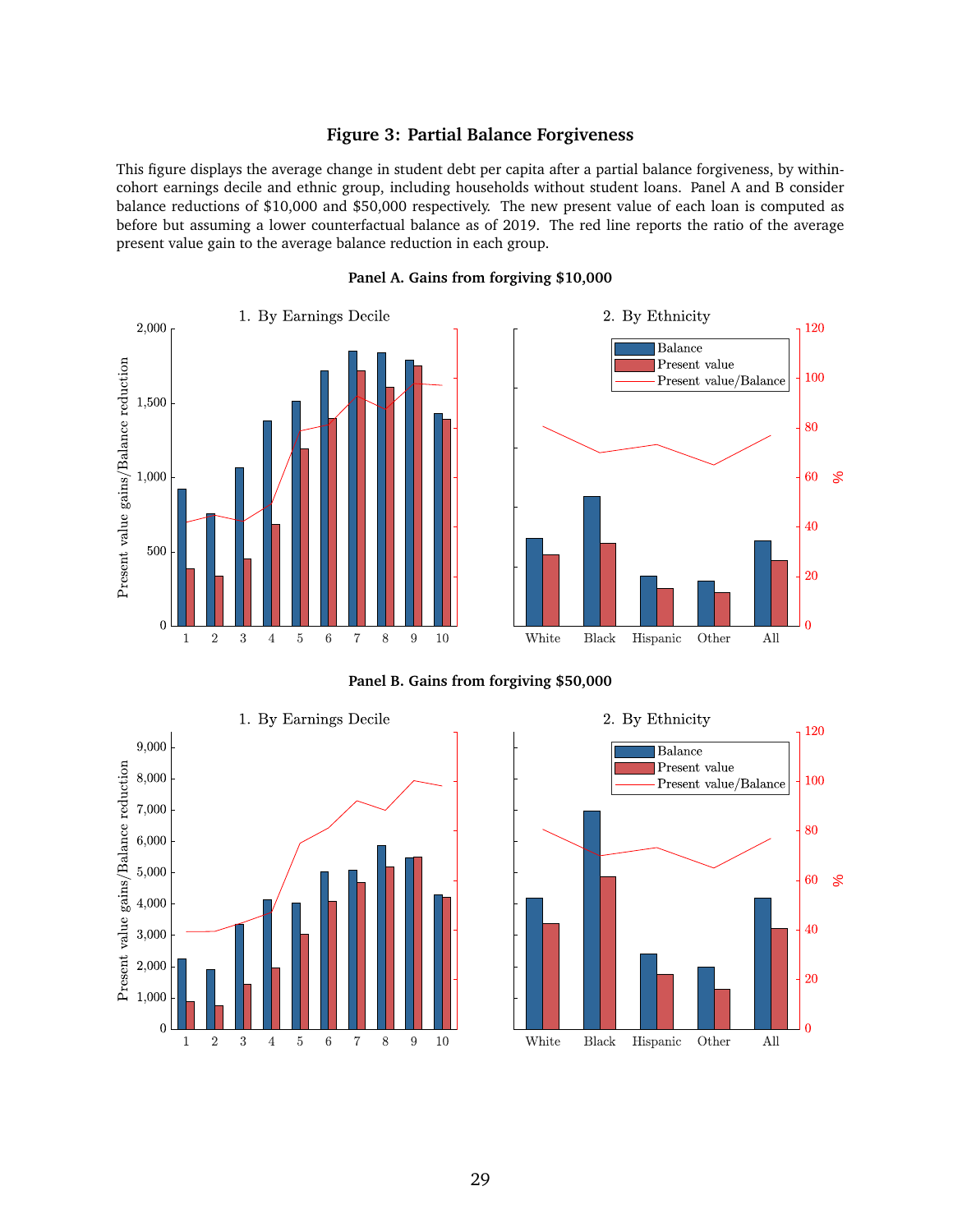# Figure 3: Partial Balance Forgiveness

This figure displays the average change in student debt per capita after a partial balance forgiveness, by within-cohort earnings decile and ethnic group, including households without student loans. Panel A and B consider balance reductions of $10,000 and $50,000 respectively. The new present value of each loan is computed as before but assuming a lower counterfactual balance as of 2019. The red line reports the ratio of the average present value gain to the average balance reduction in each group.

**Panel A. Gains from forgiving $10,000**

**Panel B. Gains from forgiving $50,000**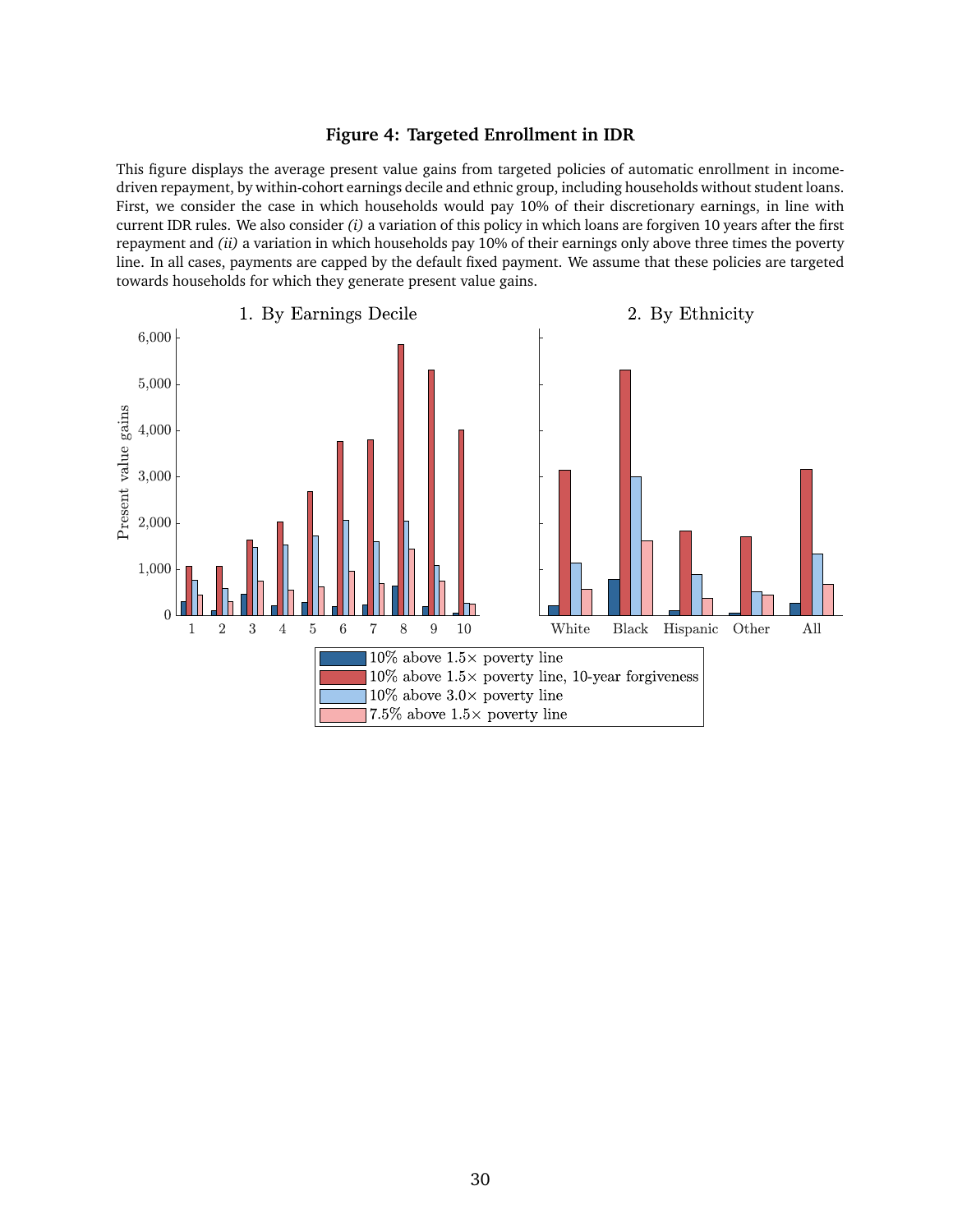**Figure 4: Targeted Enrollment in IDR**

This figure displays the average present value gains from targeted policies of automatic enrollment in income-driven repayment, by within-cohort earnings decile and ethnic group, including households without student loans. First, we consider the case in which households would pay 10% of their discretionary earnings, in line with current IDR rules. We also consider *(i)* a variation of this policy in which loans are forgiven 10 years after the first repayment and *(ii)* a variation in which households pay 10% of their earnings only above three times the poverty line. In all cases, payments are capped by the default fixed payment. We assume that these policies are targeted towards households for which they generate present value gains.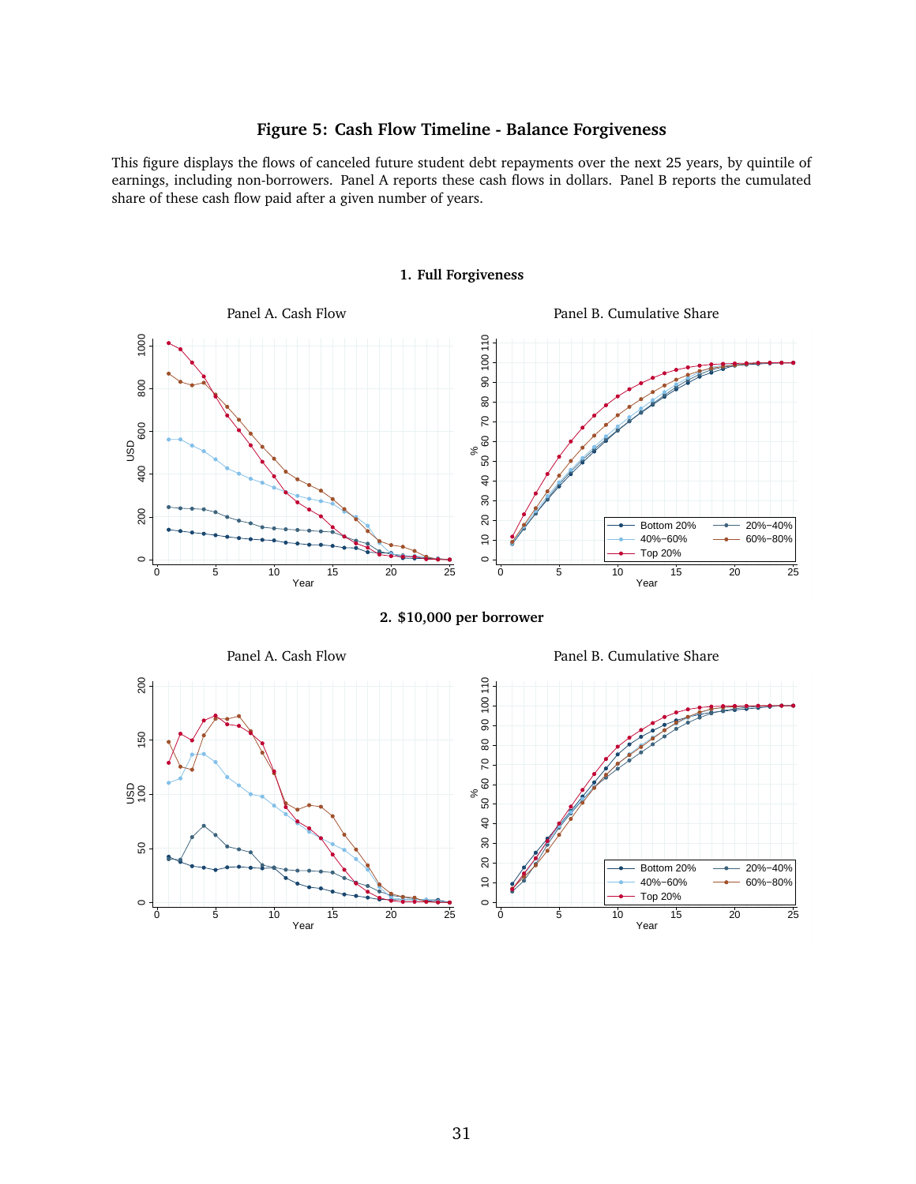# Figure 5: Cash Flow Timeline - Balance Forgiveness

This figure displays the flows of canceled future student debt repayments over the next 25 years, by quintile of earnings, including non-borrowers. Panel A reports these cash flows in dollars. Panel B reports the cumulated share of these cash flow paid after a given number of years.

### 1. Full Forgiveness

Panel A. Cash Flow

Panel B. Cumulative Share

### 2. $10,000 per borrower

Panel A. Cash Flow

Panel B. Cumulative Share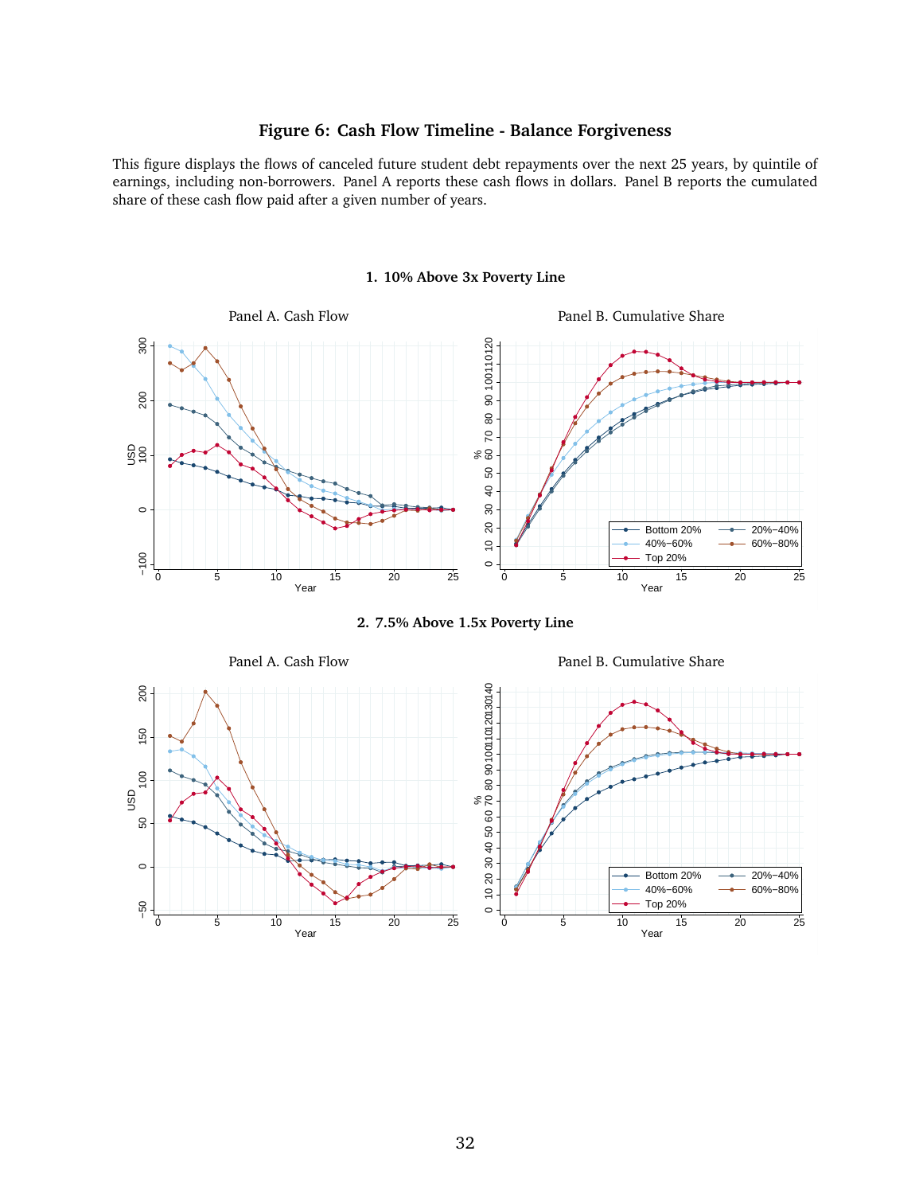## Figure 6: Cash Flow Timeline - Balance Forgiveness

This figure displays the flows of canceled future student debt repayments over the next 25 years, by quintile of earnings, including non-borrowers. Panel A reports these cash flows in dollars. Panel B reports the cumulated share of these cash flow paid after a given number of years.

**1. 10% Above 3x Poverty Line**

Panel A. Cash Flow

Panel B. Cumulative Share

**2. 7.5% Above 1.5x Poverty Line**

Panel A. Cash Flow

Panel B. Cumulative Share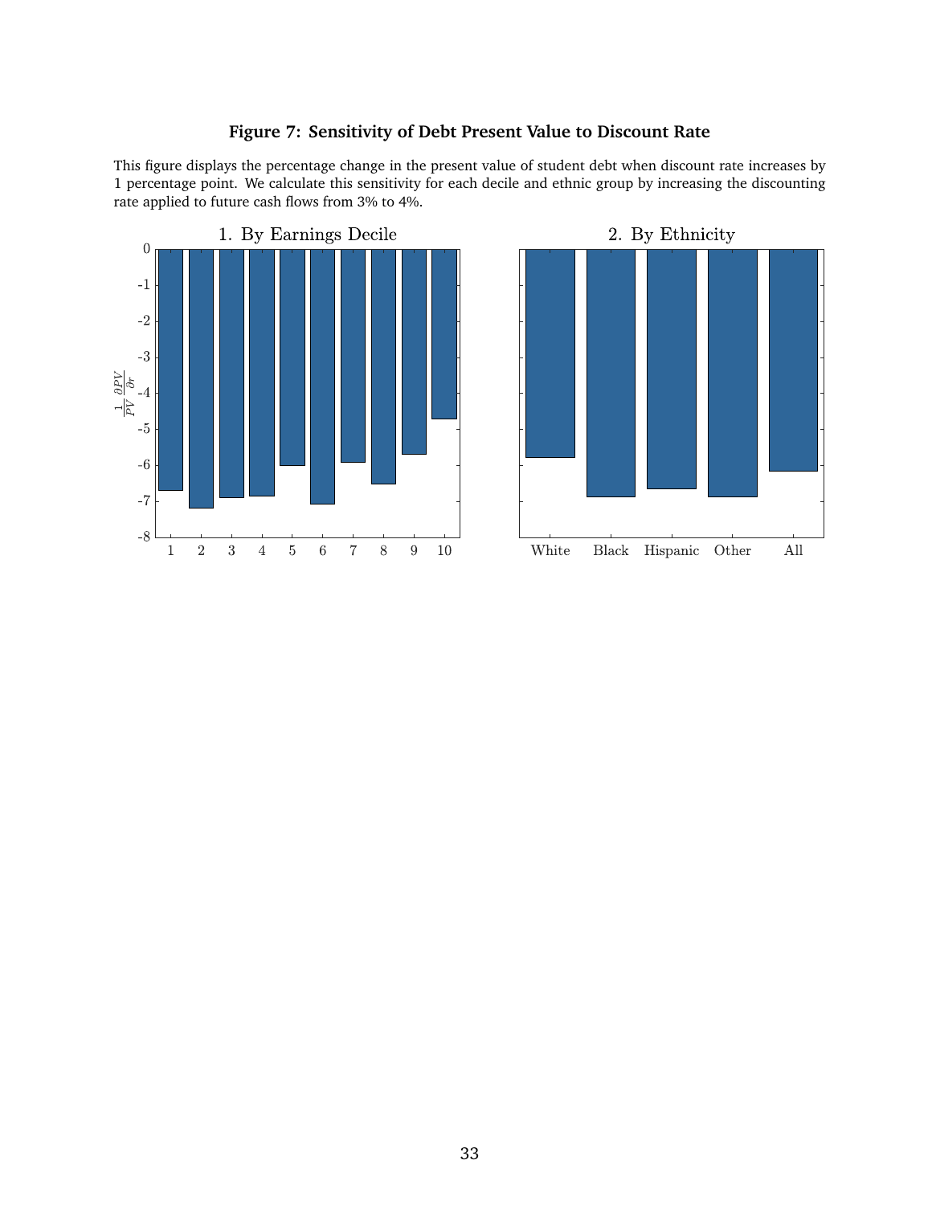**Figure 7: Sensitivity of Debt Present Value to Discount Rate**

This figure displays the percentage change in the present value of student debt when discount rate increases by 1 percentage point. We calculate this sensitivity for each decile and ethnic group by increasing the discounting rate applied to future cash flows from 3% to 4%.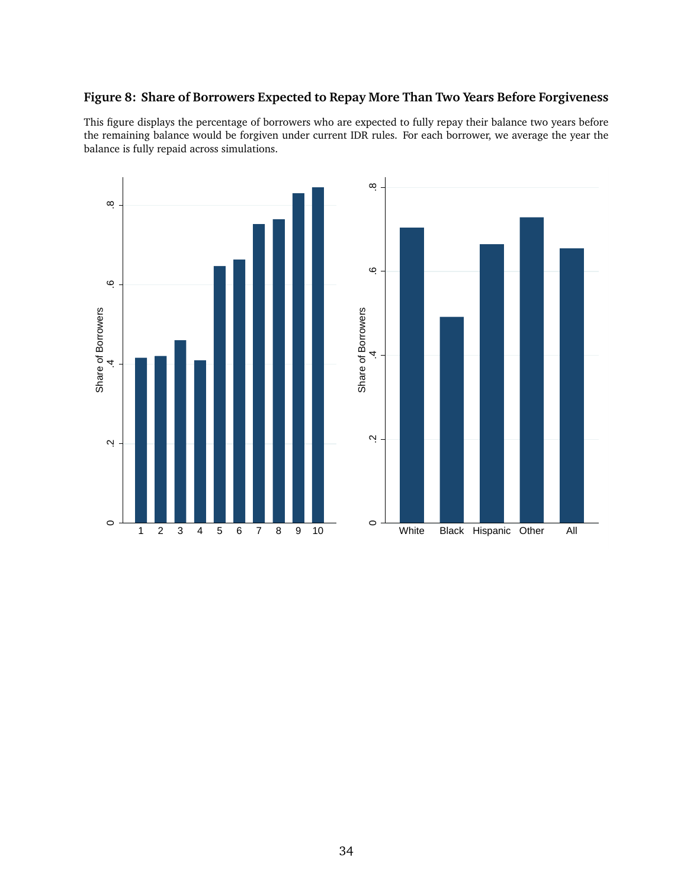**Figure 8: Share of Borrowers Expected to Repay More Than Two Years Before Forgiveness**

This figure displays the percentage of borrowers who are expected to fully repay their balance two years before the remaining balance would be forgiven under current IDR rules. For each borrower, we average the year the balance is fully repaid across simulations.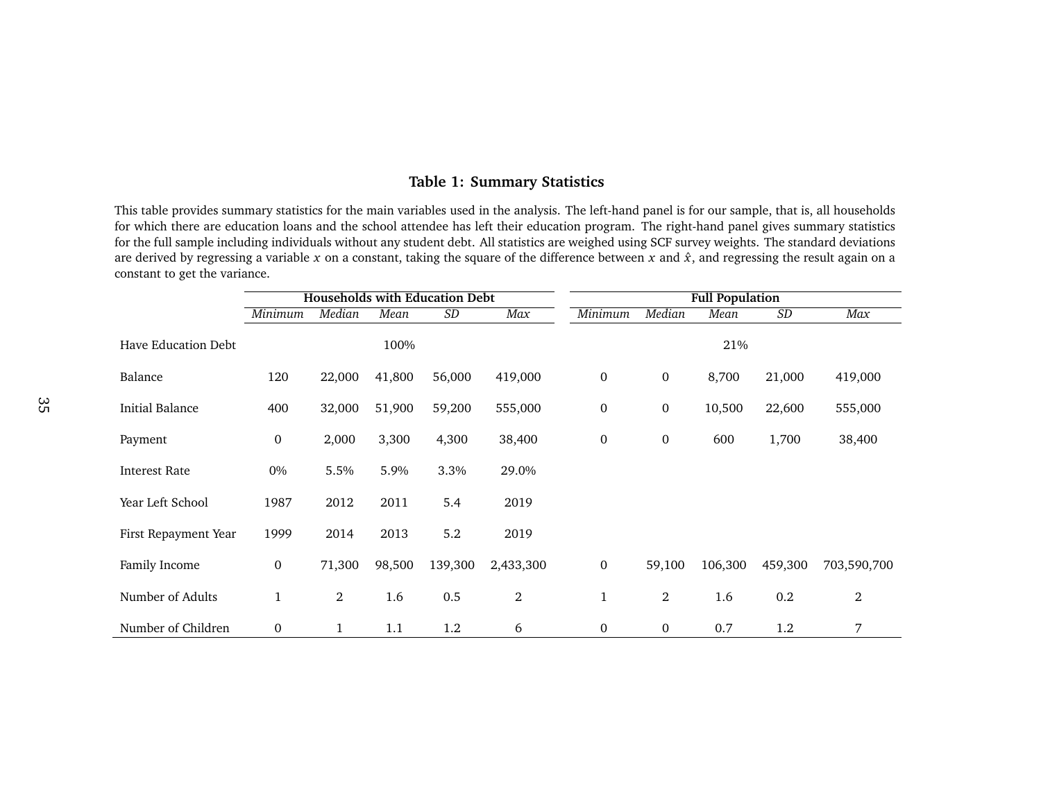## Table 1: Summary Statistics

This table provides summary statistics for the main variables used in the analysis. The left-hand panel is for our sample, that is, all households for which there are education loans and the school attendee has left their education program. The right-hand panel gives summary statistics for the full sample including individuals without any student debt. All statistics are weighed using SCF survey weights. The standard deviations are derived by regressing a variable $x$ on a constant, taking the square of the difference between $x$ and $\hat{x}$, and regressing the result again on a constant to get the variance.

| | **Households with Education Debt** | | | | | **Full Population** | | | | |
|---|---|---|---|---|---|---|---|---|---|---|
| | *Minimum* | *Median* | *Mean* | *SD* | *Max* | *Minimum* | *Median* | *Mean* | *SD* | *Max* |
| Have Education Debt | | | 100% | | | | | 21% | | |
| Balance | 120 | 22,000 | 41,800 | 56,000 | 419,000 | 0 | 0 | 8,700 | 21,000 | 419,000 |
| Initial Balance | 400 | 32,000 | 51,900 | 59,200 | 555,000 | 0 | 0 | 10,500 | 22,600 | 555,000 |
| Payment | 0 | 2,000 | 3,300 | 4,300 | 38,400 | 0 | 0 | 600 | 1,700 | 38,400 |
| Interest Rate | 0% | 5.5% | 5.9% | 3.3% | 29.0% | | | | | |
| Year Left School | 1987 | 2012 | 2011 | 5.4 | 2019 | | | | | |
| First Repayment Year | 1999 | 2014 | 2013 | 5.2 | 2019 | | | | | |
| Family Income | 0 | 71,300 | 98,500 | 139,300 | 2,433,300 | 0 | 59,100 | 106,300 | 459,300 | 703,590,700 |
| Number of Adults | 1 | 2 | 1.6 | 0.5 | 2 | 1 | 2 | 1.6 | 0.2 | 2 |
| Number of Children | 0 | 1 | 1.1 | 1.2 | 6 | 0 | 0 | 0.7 | 1.2 | 7 |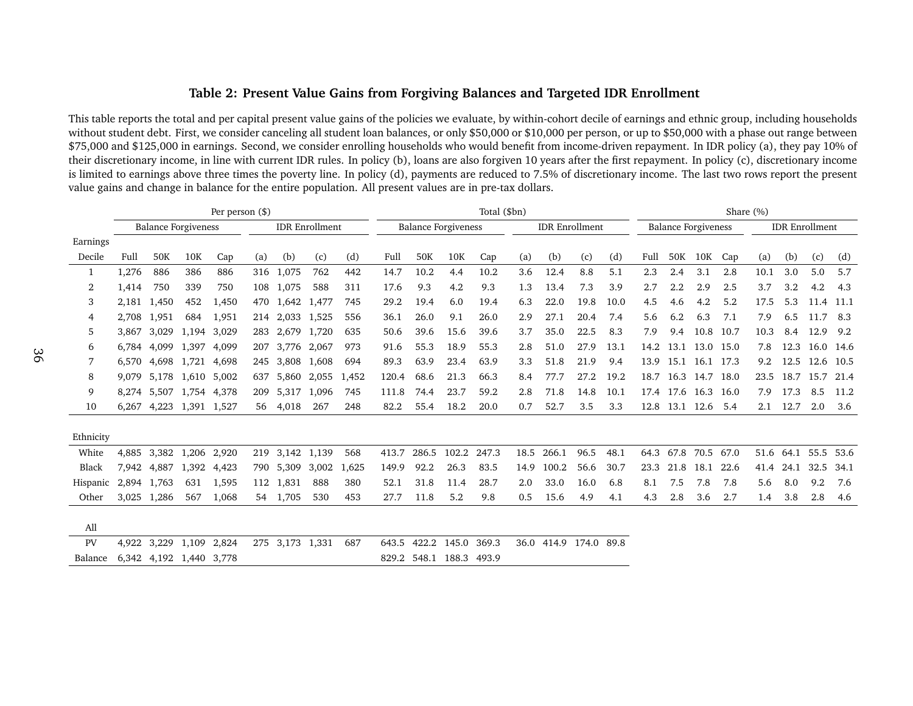# Table 2: Present Value Gains from Forgiving Balances and Targeted IDR Enrollment

This table reports the total and per capital present value gains of the policies we evaluate, by within-cohort decile of earnings and ethnic group, including households without student debt. First, we consider canceling all student loan balances, or only \$50,000 or \$10,000 per person, or up to \$50,000 with a phase out range between \$75,000 and \$125,000 in earnings. Second, we consider enrolling households who would benefit from income-driven repayment. In IDR policy (a), they pay 10% of their discretionary income, in line with current IDR rules. In policy (b), loans are also forgiven 10 years after the first repayment. In policy (c), discretionary income is limited to earnings above three times the poverty line. In policy (d), payments are reduced to 7.5% of discretionary income. The last two rows report the present value gains and change in balance for the entire population. All present values are in pre-tax dollars.

| | Per person ($) | | | | | | | | Total ($bn) | | | | | | | | Share (%) | | | | | | | |
|---|---|---|---|---|---|---|---|---|---|---|---|---|---|---|---|---|---|---|---|---|---|---|---|---|
| | Balance Forgiveness | | | | IDR Enrollment | | | | Balance Forgiveness | | | | IDR Enrollment | | | | Balance Forgiveness | | | | IDR Enrollment | | | |
| Earnings Decile | Full | 50K | 10K | Cap | (a) | (b) | (c) | (d) | Full | 50K | 10K | Cap | (a) | (b) | (c) | (d) | Full | 50K | 10K | Cap | (a) | (b) | (c) | (d) |
| 1 | 1,276 | 886 | 386 | 886 | 316 | 1,075 | 762 | 442 | 14.7 | 10.2 | 4.4 | 10.2 | 3.6 | 12.4 | 8.8 | 5.1 | 2.3 | 2.4 | 3.1 | 2.8 | 10.1 | 3.0 | 5.0 | 5.7 |
| 2 | 1,414 | 750 | 339 | 750 | 108 | 1,075 | 588 | 311 | 17.6 | 9.3 | 4.2 | 9.3 | 1.3 | 13.4 | 7.3 | 3.9 | 2.7 | 2.2 | 2.9 | 2.5 | 3.7 | 3.2 | 4.2 | 4.3 |
| 3 | 2,181 | 1,450 | 452 | 1,450 | 470 | 1,642 | 1,477 | 745 | 29.2 | 19.4 | 6.0 | 19.4 | 6.3 | 22.0 | 19.8 | 10.0 | 4.5 | 4.6 | 4.2 | 5.2 | 17.5 | 5.3 | 11.4 | 11.1 |
| 4 | 2,708 | 1,951 | 684 | 1,951 | 214 | 2,033 | 1,525 | 556 | 36.1 | 26.0 | 9.1 | 26.0 | 2.9 | 27.1 | 20.4 | 7.4 | 5.6 | 6.2 | 6.3 | 7.1 | 7.9 | 6.5 | 11.7 | 8.3 |
| 5 | 3,867 | 3,029 | 1,194 | 3,029 | 283 | 2,679 | 1,720 | 635 | 50.6 | 39.6 | 15.6 | 39.6 | 3.7 | 35.0 | 22.5 | 8.3 | 7.9 | 9.4 | 10.8 | 10.7 | 10.3 | 8.4 | 12.9 | 9.2 |
| 6 | 6,784 | 4,099 | 1,397 | 4,099 | 207 | 3,776 | 2,067 | 973 | 91.6 | 55.3 | 18.9 | 55.3 | 2.8 | 51.0 | 27.9 | 13.1 | 14.2 | 13.1 | 13.0 | 15.0 | 7.8 | 12.3 | 16.0 | 14.6 |
| 7 | 6,570 | 4,698 | 1,721 | 4,698 | 245 | 3,808 | 1,608 | 694 | 89.3 | 63.9 | 23.4 | 63.9 | 3.3 | 51.8 | 21.9 | 9.4 | 13.9 | 15.1 | 16.1 | 17.3 | 9.2 | 12.5 | 12.6 | 10.5 |
| 8 | 9,079 | 5,178 | 1,610 | 5,002 | 637 | 5,860 | 2,055 | 1,452 | 120.4 | 68.6 | 21.3 | 66.3 | 8.4 | 77.7 | 27.2 | 19.2 | 18.7 | 16.3 | 14.7 | 18.0 | 23.5 | 18.7 | 15.7 | 21.4 |
| 9 | 8,274 | 5,507 | 1,754 | 4,378 | 209 | 5,317 | 1,096 | 745 | 111.8 | 74.4 | 23.7 | 59.2 | 2.8 | 71.8 | 14.8 | 10.1 | 17.4 | 17.6 | 16.3 | 16.0 | 7.9 | 17.3 | 8.5 | 11.2 |
| 10 | 6,267 | 4,223 | 1,391 | 1,527 | 56 | 4,018 | 267 | 248 | 82.2 | 55.4 | 18.2 | 20.0 | 0.7 | 52.7 | 3.5 | 3.3 | 12.8 | 13.1 | 12.6 | 5.4 | 2.1 | 12.7 | 2.0 | 3.6 |
| **Ethnicity** | | | | | | | | | | | | | | | | | | | | | | | | |
| White | 4,885 | 3,382 | 1,206 | 2,920 | 219 | 3,142 | 1,139 | 568 | 413.7 | 286.5 | 102.2 | 247.3 | 18.5 | 266.1 | 96.5 | 48.1 | 64.3 | 67.8 | 70.5 | 67.0 | 51.6 | 64.1 | 55.5 | 53.6 |
| Black | 7,942 | 4,887 | 1,392 | 4,423 | 790 | 5,309 | 3,002 | 1,625 | 149.9 | 92.2 | 26.3 | 83.5 | 14.9 | 100.2 | 56.6 | 30.7 | 23.3 | 21.8 | 18.1 | 22.6 | 41.4 | 24.1 | 32.5 | 34.1 |
| Hispanic | 2,894 | 1,763 | 631 | 1,595 | 112 | 1,831 | 888 | 380 | 52.1 | 31.8 | 11.4 | 28.7 | 2.0 | 33.0 | 16.0 | 6.8 | 8.1 | 7.5 | 7.8 | 7.8 | 5.6 | 8.0 | 9.2 | 7.6 |
| Other | 3,025 | 1,286 | 567 | 1,068 | 54 | 1,705 | 530 | 453 | 27.7 | 11.8 | 5.2 | 9.8 | 0.5 | 15.6 | 4.9 | 4.1 | 4.3 | 2.8 | 3.6 | 2.7 | 1.4 | 3.8 | 2.8 | 4.6 |
| **All** | | | | | | | | | | | | | | | | | | | | | | | | |
| PV | 4,922 | 3,229 | 1,109 | 2,824 | 275 | 3,173 | 1,331 | 687 | 643.5 | 422.2 | 145.0 | 369.3 | 36.0 | 414.9 | 174.0 | 89.8 | | | | | | | | |
| Balance | 6,342 | 4,192 | 1,440 | 3,778 | | | | | 829.2 | 548.1 | 188.3 | 493.9 | | | | | | | | | | | | |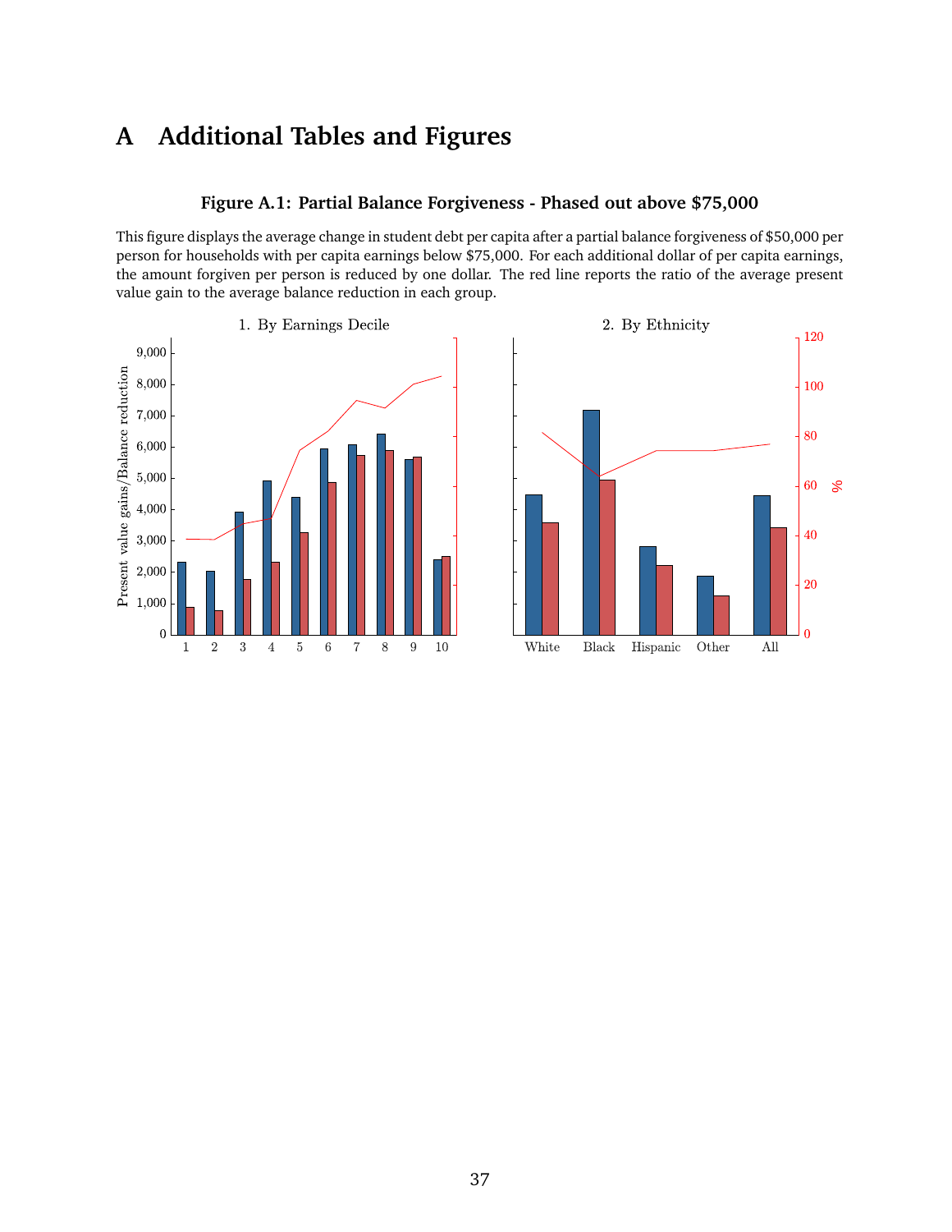# A Additional Tables and Figures

### Figure A.1: Partial Balance Forgiveness - Phased out above $75,000

This figure displays the average change in student debt per capita after a partial balance forgiveness of $50,000 per person for households with per capita earnings below $75,000. For each additional dollar of per capita earnings, the amount forgiven per person is reduced by one dollar. The red line reports the ratio of the average present value gain to the average balance reduction in each group.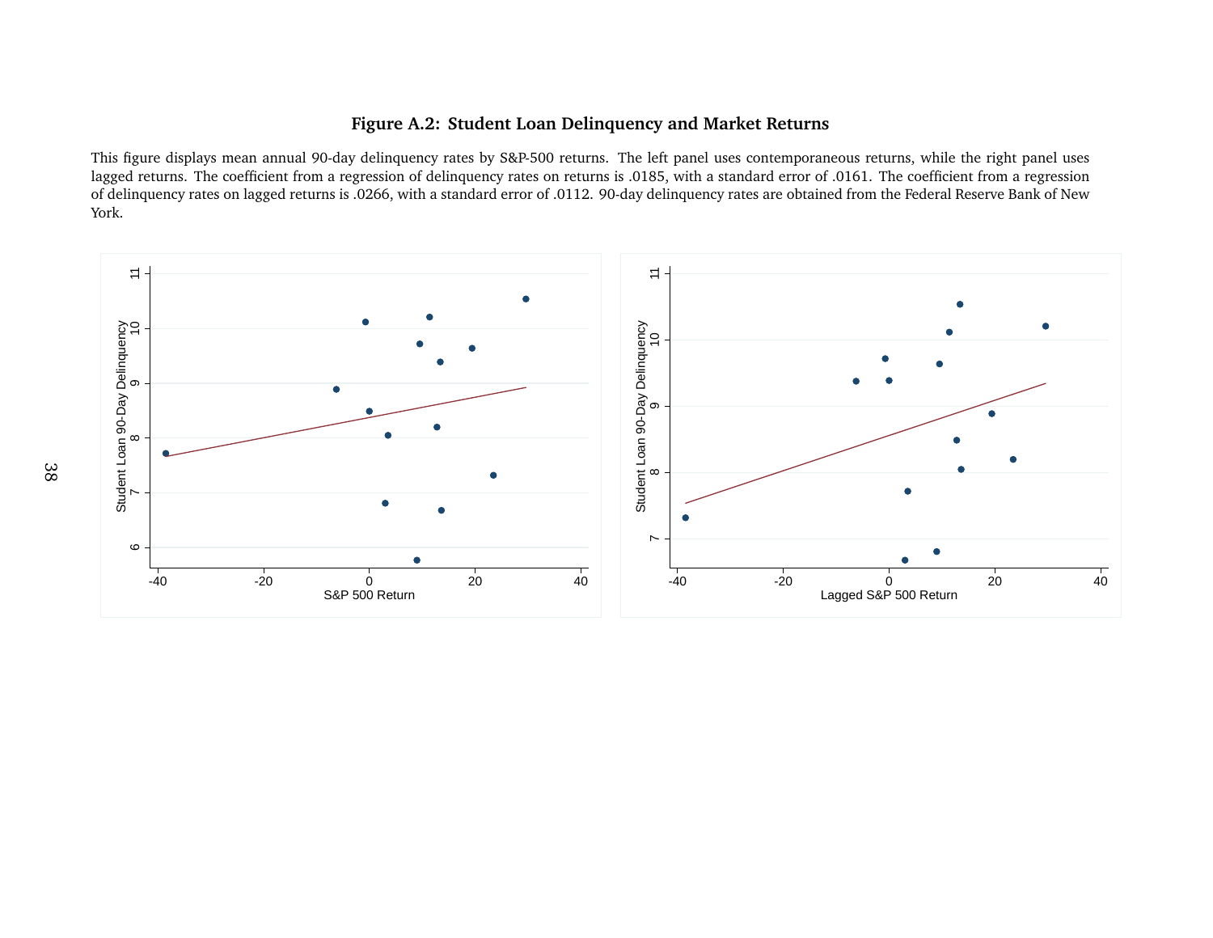**Figure A.2: Student Loan Delinquency and Market Returns**

This figure displays mean annual 90-day delinquency rates by S&P-500 returns. The left panel uses contemporaneous returns, while the right panel uses lagged returns. The coefficient from a regression of delinquency rates on returns is .0185, with a standard error of .0161. The coefficient from a regression of delinquency rates on lagged returns is .0266, with a standard error of .0112. 90-day delinquency rates are obtained from the Federal Reserve Bank of New York.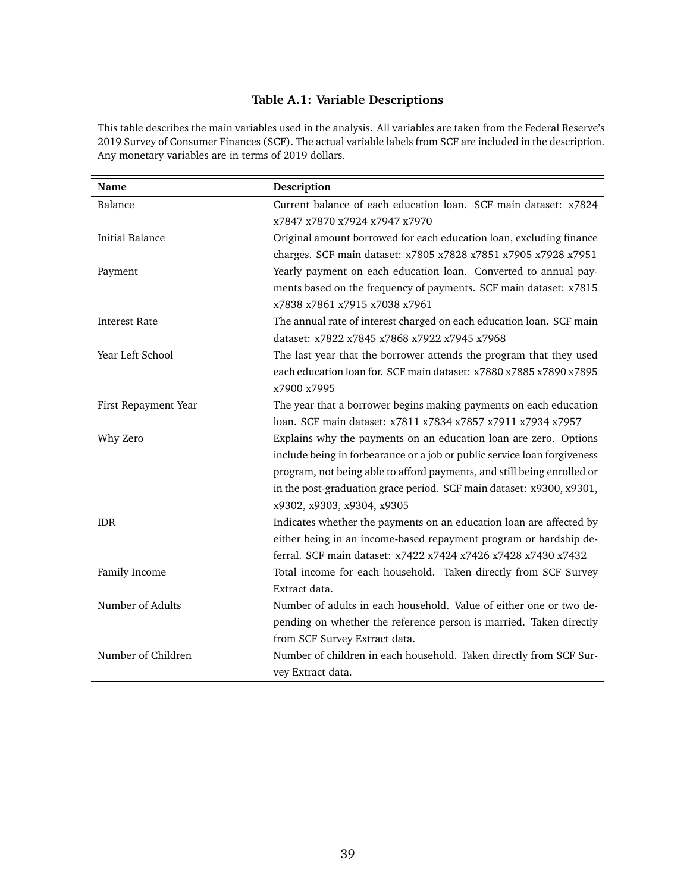# Table A.1: Variable Descriptions

This table describes the main variables used in the analysis. All variables are taken from the Federal Reserve's 2019 Survey of Consumer Finances (SCF). The actual variable labels from SCF are included in the description. Any monetary variables are in terms of 2019 dollars.

| Name | Description |
|---|---|
| Balance | Current balance of each education loan. SCF main dataset: x7824 x7847 x7870 x7924 x7947 x7970 |
| Initial Balance | Original amount borrowed for each education loan, excluding finance charges. SCF main dataset: x7805 x7828 x7851 x7905 x7928 x7951 |
| Payment | Yearly payment on each education loan. Converted to annual payments based on the frequency of payments. SCF main dataset: x7815 x7838 x7861 x7915 x7038 x7961 |
| Interest Rate | The annual rate of interest charged on each education loan. SCF main dataset: x7822 x7845 x7868 x7922 x7945 x7968 |
| Year Left School | The last year that the borrower attends the program that they used each education loan for. SCF main dataset: x7880 x7885 x7890 x7895 x7900 x7995 |
| First Repayment Year | The year that a borrower begins making payments on each education loan. SCF main dataset: x7811 x7834 x7857 x7911 x7934 x7957 |
| Why Zero | Explains why the payments on an education loan are zero. Options include being in forbearance or a job or public service loan forgiveness program, not being able to afford payments, and still being enrolled or in the post-graduation grace period. SCF main dataset: x9300, x9301, x9302, x9303, x9304, x9305 |
| IDR | Indicates whether the payments on an education loan are affected by either being in an income-based repayment program or hardship deferral. SCF main dataset: x7422 x7424 x7426 x7428 x7430 x7432 |
| Family Income | Total income for each household. Taken directly from SCF Survey Extract data. |
| Number of Adults | Number of adults in each household. Value of either one or two depending on whether the reference person is married. Taken directly from SCF Survey Extract data. |
| Number of Children | Number of children in each household. Taken directly from SCF Survey Extract data. |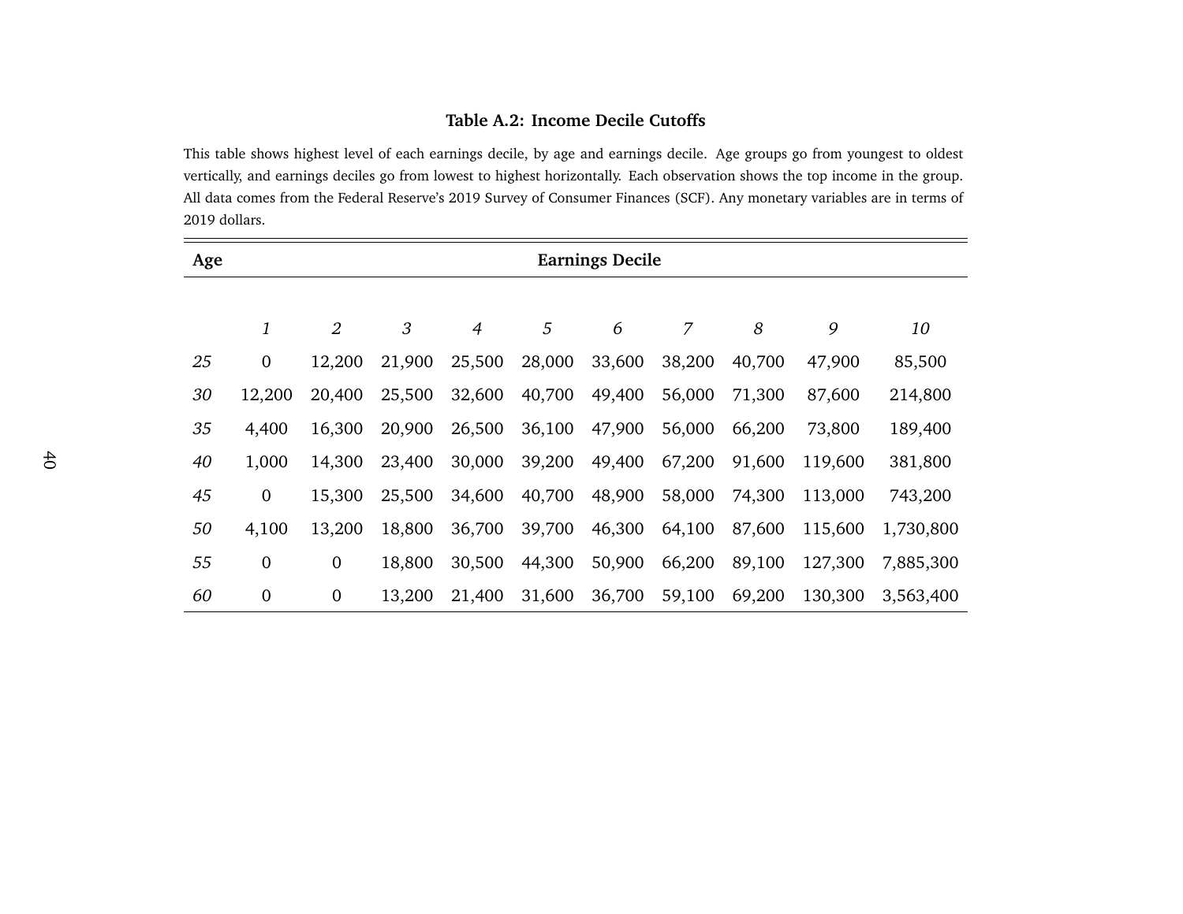**Table A.2: Income Decile Cutoffs**

This table shows highest level of each earnings decile, by age and earnings decile. Age groups go from youngest to oldest vertically, and earnings deciles go from lowest to highest horizontally. Each observation shows the top income in the group. All data comes from the Federal Reserve's 2019 Survey of Consumer Finances (SCF). Any monetary variables are in terms of 2019 dollars.

| **Age** | **Earnings Decile** | | | | | | | | | |
|---|---|---|---|---|---|---|---|---|---|---|
| | *1* | *2* | *3* | *4* | *5* | *6* | *7* | *8* | *9* | *10* |
| *25* | 0 | 12,200 | 21,900 | 25,500 | 28,000 | 33,600 | 38,200 | 40,700 | 47,900 | 85,500 |
| *30* | 12,200 | 20,400 | 25,500 | 32,600 | 40,700 | 49,400 | 56,000 | 71,300 | 87,600 | 214,800 |
| *35* | 4,400 | 16,300 | 20,900 | 26,500 | 36,100 | 47,900 | 56,000 | 66,200 | 73,800 | 189,400 |
| *40* | 1,000 | 14,300 | 23,400 | 30,000 | 39,200 | 49,400 | 67,200 | 91,600 | 119,600 | 381,800 |
| *45* | 0 | 15,300 | 25,500 | 34,600 | 40,700 | 48,900 | 58,000 | 74,300 | 113,000 | 743,200 |
| *50* | 4,100 | 13,200 | 18,800 | 36,700 | 39,700 | 46,300 | 64,100 | 87,600 | 115,600 | 1,730,800 |
| *55* | 0 | 0 | 18,800 | 30,500 | 44,300 | 50,900 | 66,200 | 89,100 | 127,300 | 7,885,300 |
| *60* | 0 | 0 | 13,200 | 21,400 | 31,600 | 36,700 | 59,100 | 69,200 | 130,300 | 3,563,400 |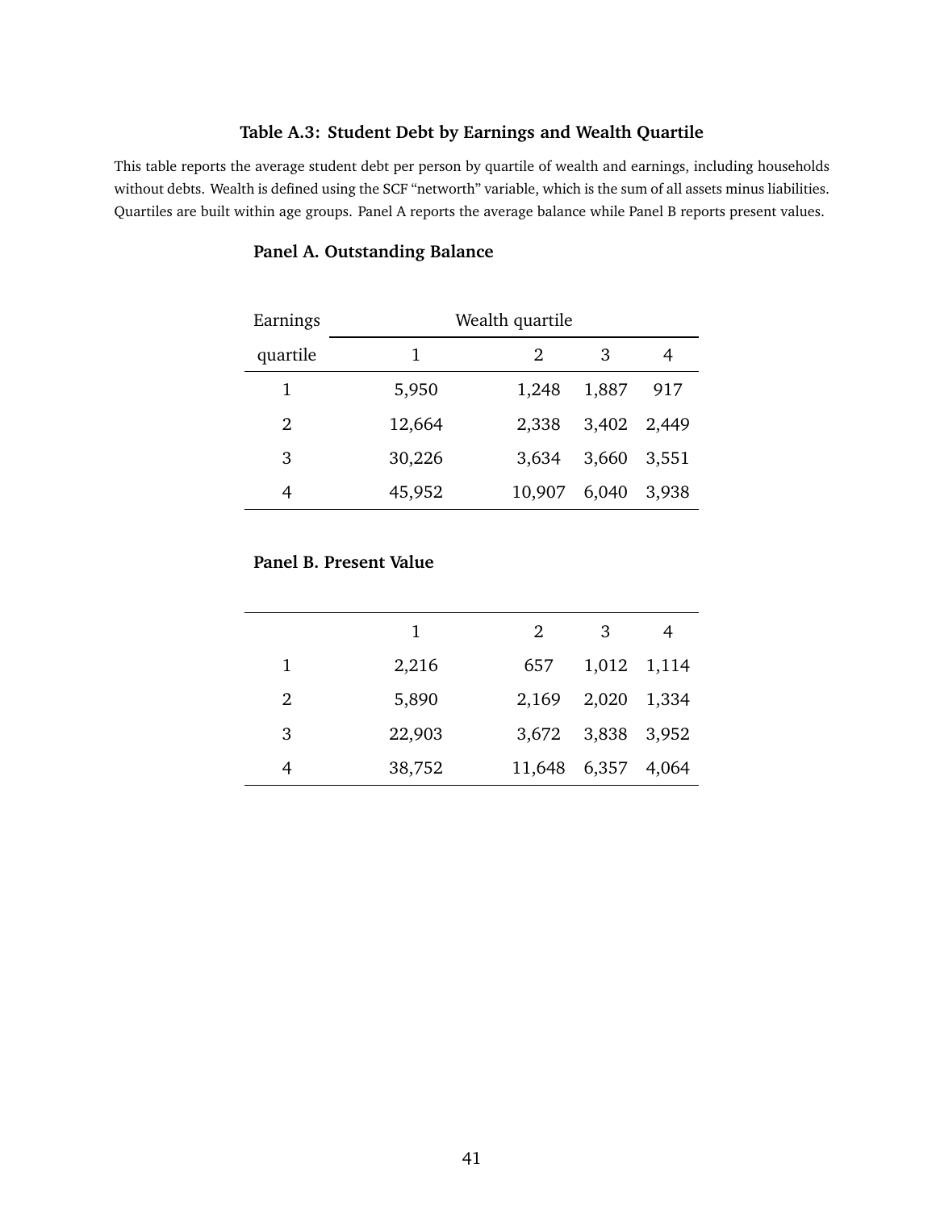**Table A.3: Student Debt by Earnings and Wealth Quartile**

This table reports the average student debt per person by quartile of wealth and earnings, including households without debts. Wealth is defined using the SCF "networth" variable, which is the sum of all assets minus liabilities. Quartiles are built within age groups. Panel A reports the average balance while Panel B reports present values.

**Panel A. Outstanding Balance**

| Earnings | Wealth quartile | | | |
|---|---|---|---|---|
| quartile | 1 | 2 | 3 | 4 |
| 1 | 5,950 | 1,248 | 1,887 | 917 |
| 2 | 12,664 | 2,338 | 3,402 | 2,449 |
| 3 | 30,226 | 3,634 | 3,660 | 3,551 |
| 4 | 45,952 | 10,907 | 6,040 | 3,938 |

**Panel B. Present Value**

| | 1 | 2 | 3 | 4 |
|---|---|---|---|---|
| 1 | 2,216 | 657 | 1,012 | 1,114 |
| 2 | 5,890 | 2,169 | 2,020 | 1,334 |
| 3 | 22,903 | 3,672 | 3,838 | 3,952 |
| 4 | 38,752 | 11,648 | 6,357 | 4,064 |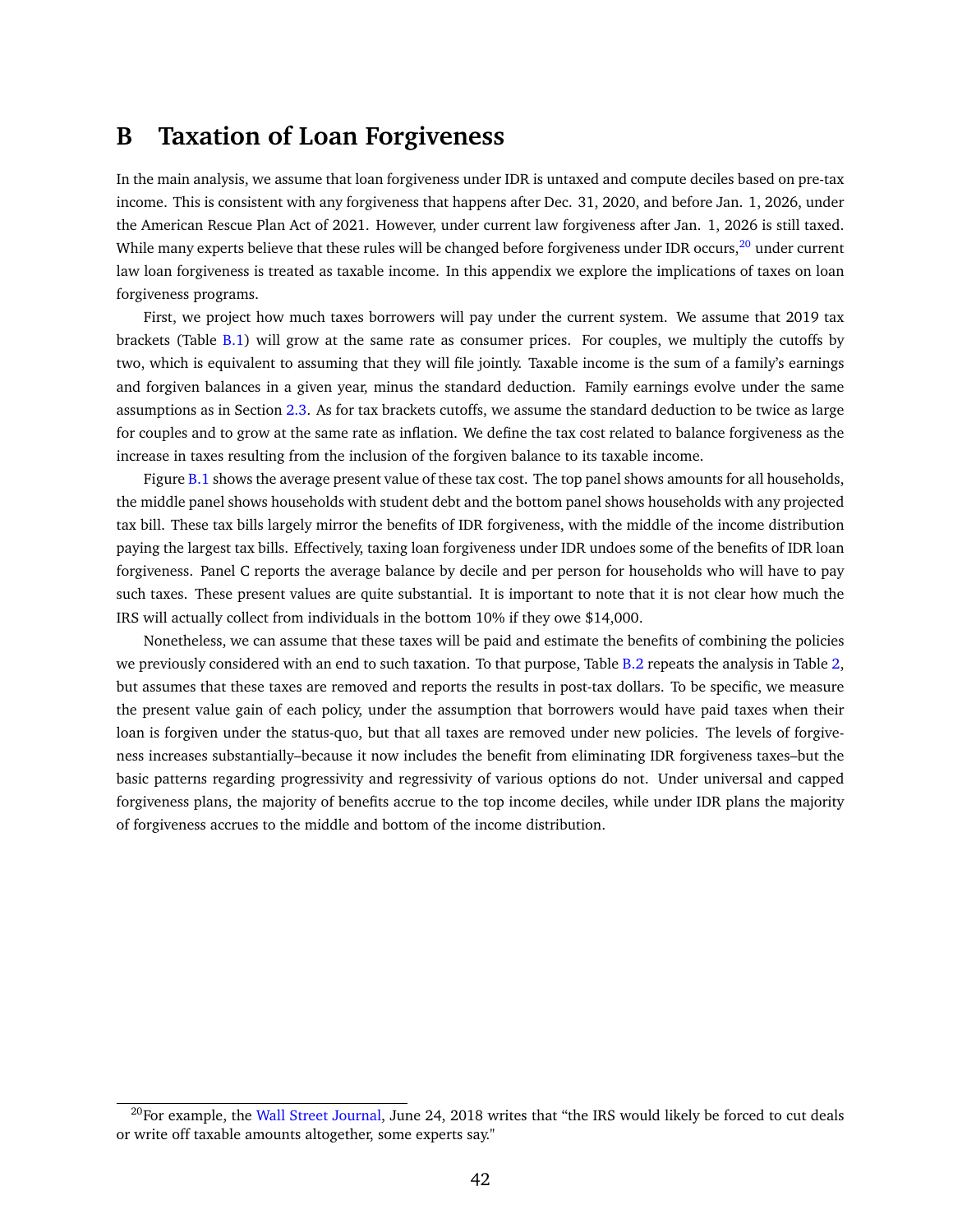# B Taxation of Loan Forgiveness

In the main analysis, we assume that loan forgiveness under IDR is untaxed and compute deciles based on pre-tax income. This is consistent with any forgiveness that happens after Dec. 31, 2020, and before Jan. 1, 2026, under the American Rescue Plan Act of 2021. However, under current law forgiveness after Jan. 1, 2026 is still taxed. While many experts believe that these rules will be changed before forgiveness under IDR occurs,[20] under current law loan forgiveness is treated as taxable income. In this appendix we explore the implications of taxes on loan forgiveness programs.

First, we project how much taxes borrowers will pay under the current system. We assume that 2019 tax brackets (Table B.1) will grow at the same rate as consumer prices. For couples, we multiply the cutoffs by two, which is equivalent to assuming that they will file jointly. Taxable income is the sum of a family's earnings and forgiven balances in a given year, minus the standard deduction. Family earnings evolve under the same assumptions as in Section 2.3. As for tax brackets cutoffs, we assume the standard deduction to be twice as large for couples and to grow at the same rate as inflation. We define the tax cost related to balance forgiveness as the increase in taxes resulting from the inclusion of the forgiven balance to its taxable income.

Figure B.1 shows the average present value of these tax cost. The top panel shows amounts for all households, the middle panel shows households with student debt and the bottom panel shows households with any projected tax bill. These tax bills largely mirror the benefits of IDR forgiveness, with the middle of the income distribution paying the largest tax bills. Effectively, taxing loan forgiveness under IDR undoes some of the benefits of IDR loan forgiveness. Panel C reports the average balance by decile and per person for households who will have to pay such taxes. These present values are quite substantial. It is important to note that it is not clear how much the IRS will actually collect from individuals in the bottom 10% if they owe $14,000.

Nonetheless, we can assume that these taxes will be paid and estimate the benefits of combining the policies we previously considered with an end to such taxation. To that purpose, Table B.2 repeats the analysis in Table 2, but assumes that these taxes are removed and reports the results in post-tax dollars. To be specific, we measure the present value gain of each policy, under the assumption that borrowers would have paid taxes when their loan is forgiven under the status-quo, but that all taxes are removed under new policies. The levels of forgiveness increases substantially–because it now includes the benefit from eliminating IDR forgiveness taxes–but the basic patterns regarding progressivity and regressivity of various options do not. Under universal and capped forgiveness plans, the majority of benefits accrue to the top income deciles, while under IDR plans the majority of forgiveness accrues to the middle and bottom of the income distribution.

[20] For example, the Wall Street Journal, June 24, 2018 writes that "the IRS would likely be forced to cut deals or write off taxable amounts altogether, some experts say."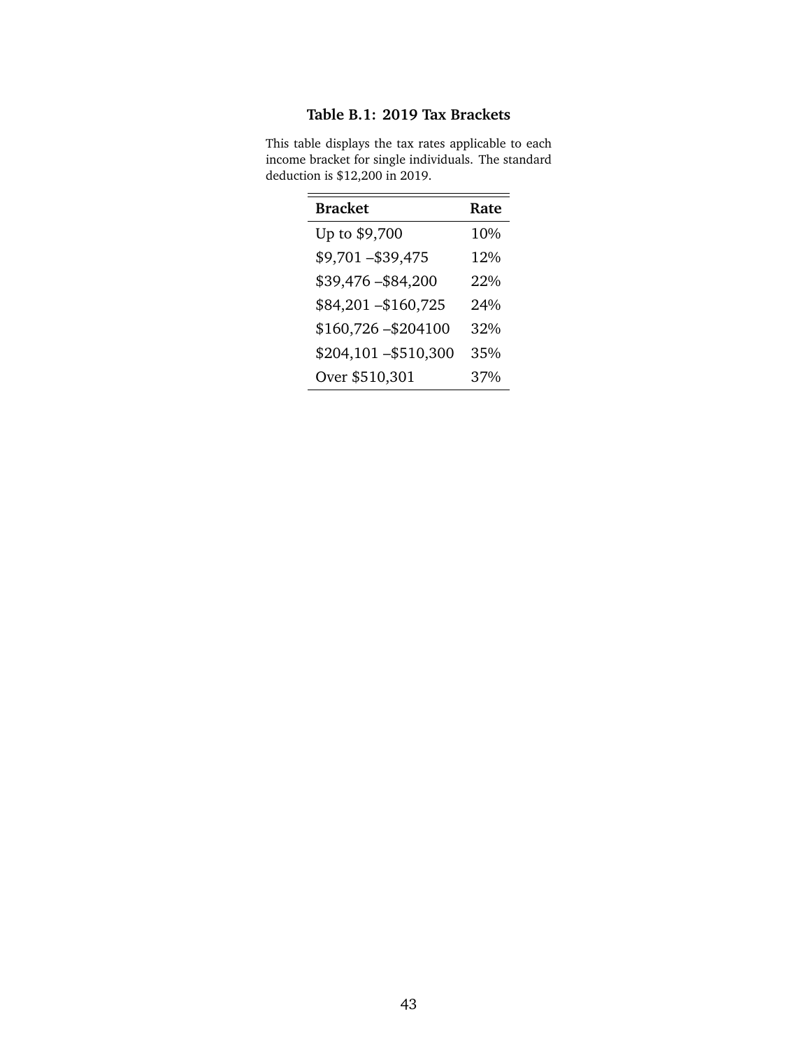**Table B.1: 2019 Tax Brackets**

This table displays the tax rates applicable to each income bracket for single individuals. The standard deduction is $12,200 in 2019.

| Bracket | Rate |
|---|---|
| Up to $9,700 | 10% |
| $9,701 –$39,475 | 12% |
| $39,476 –$84,200 | 22% |
| $84,201 –$160,725 | 24% |
| $160,726 –$204100 | 32% |
| $204,101 –$510,300 | 35% |
| Over $510,301 | 37% |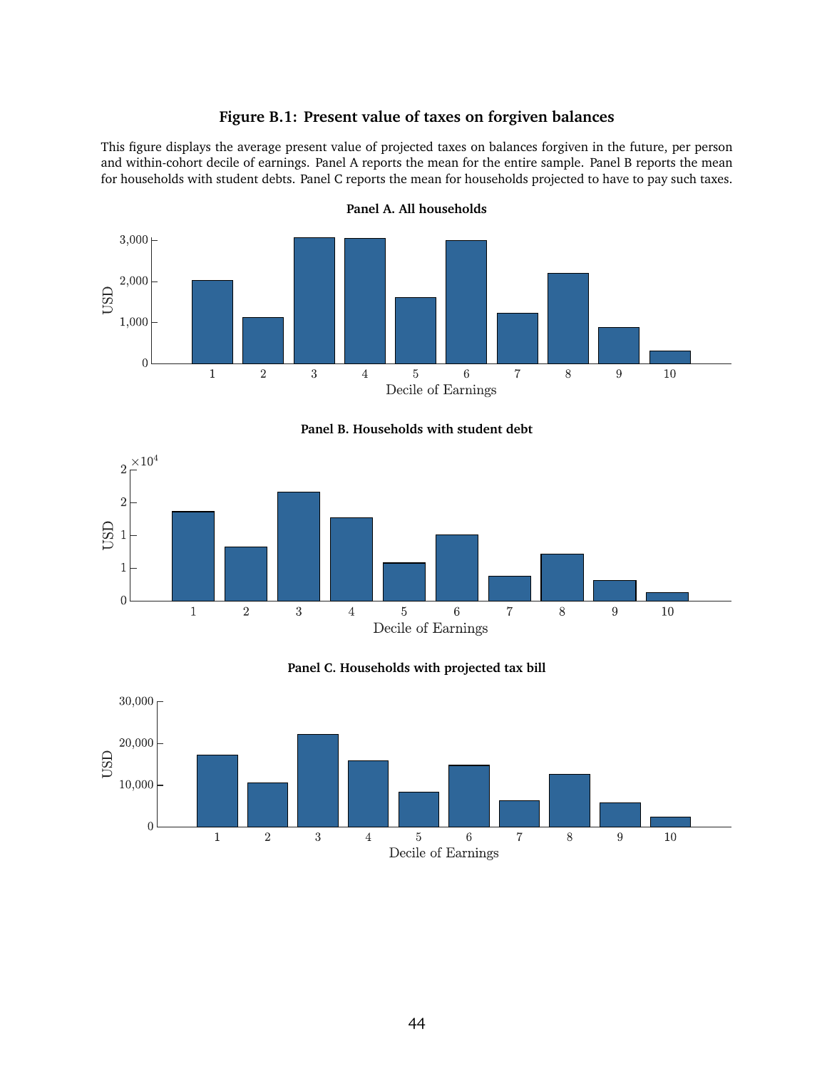# Figure B.1: Present value of taxes on forgiven balances

This figure displays the average present value of projected taxes on balances forgiven in the future, per person and within-cohort decile of earnings. Panel A reports the mean for the entire sample. Panel B reports the mean for households with student debts. Panel C reports the mean for households projected to have to pay such taxes.

**Panel A. All households**

**Panel B. Households with student debt**

**Panel C. Households with projected tax bill**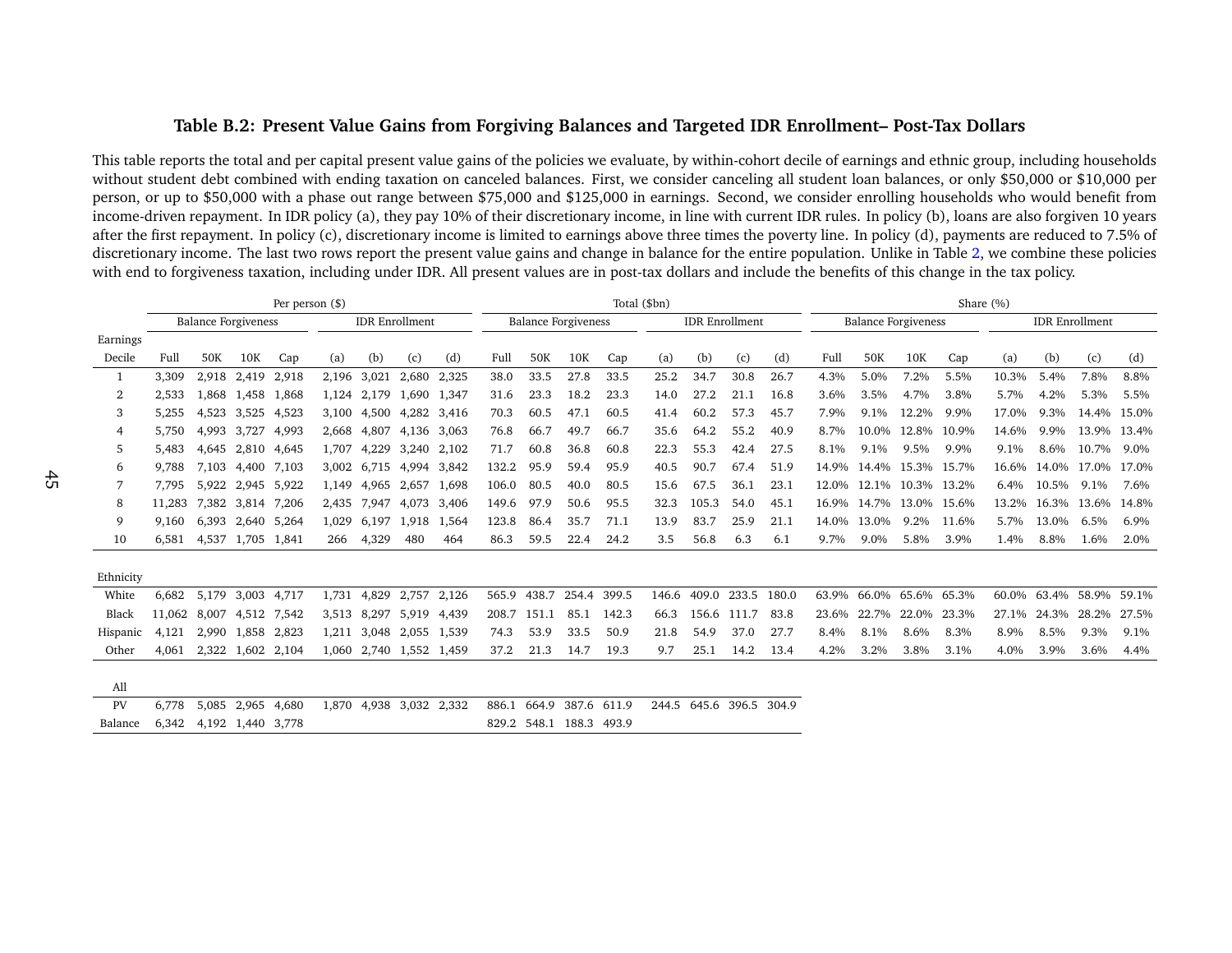**Table B.2: Present Value Gains from Forgiving Balances and Targeted IDR Enrollment– Post-Tax Dollars**

This table reports the total and per capital present value gains of the policies we evaluate, by within-cohort decile of earnings and ethnic group, including households without student debt combined with ending taxation on canceled balances. First, we consider canceling all student loan balances, or only $50,000 or $10,000 per person, or up to $50,000 with a phase out range between $75,000 and $125,000 in earnings. Second, we consider enrolling households who would benefit from income-driven repayment. In IDR policy (a), they pay 10% of their discretionary income, in line with current IDR rules. In policy (b), loans are also forgiven 10 years after the first repayment. In policy (c), discretionary income is limited to earnings above three times the poverty line. In policy (d), payments are reduced to 7.5% of discretionary income. The last two rows report the present value gains and change in balance for the entire population. Unlike in Table 2, we combine these policies with end to forgiveness taxation, including under IDR. All present values are in post-tax dollars and include the benefits of this change in the tax policy.

| | Per person ($) | | | | | | | | Total ($bn) | | | | | | | | Share (%) | | | | | | | |
|---|---|---|---|---|---|---|---|---|---|---|---|---|---|---|---|---|---|---|---|---|---|---|---|---|
| | Balance Forgiveness | | | | IDR Enrollment | | | | Balance Forgiveness | | | | IDR Enrollment | | | | Balance Forgiveness | | | | IDR Enrollment | | | |
| Earnings Decile | Full | 50K | 10K | Cap | (a) | (b) | (c) | (d) | Full | 50K | 10K | Cap | (a) | (b) | (c) | (d) | Full | 50K | 10K | Cap | (a) | (b) | (c) | (d) |
| 1 | 3,309 | 2,918 | 2,419 | 2,918 | 2,196 | 3,021 | 2,680 | 2,325 | 38.0 | 33.5 | 27.8 | 33.5 | 25.2 | 34.7 | 30.8 | 26.7 | 4.3% | 5.0% | 7.2% | 5.5% | 10.3% | 5.4% | 7.8% | 8.8% |
| 2 | 2,533 | 1,868 | 1,458 | 1,868 | 1,124 | 2,179 | 1,690 | 1,347 | 31.6 | 23.3 | 18.2 | 23.3 | 14.0 | 27.2 | 21.1 | 16.8 | 3.6% | 3.5% | 4.7% | 3.8% | 5.7% | 4.2% | 5.3% | 5.5% |
| 3 | 5,255 | 4,523 | 3,525 | 4,523 | 3,100 | 4,500 | 4,282 | 3,416 | 70.3 | 60.5 | 47.1 | 60.5 | 41.4 | 60.2 | 57.3 | 45.7 | 7.9% | 9.1% | 12.2% | 9.9% | 17.0% | 9.3% | 14.4% | 15.0% |
| 4 | 5,750 | 4,993 | 3,727 | 4,993 | 2,668 | 4,807 | 4,136 | 3,063 | 76.8 | 66.7 | 49.7 | 66.7 | 35.6 | 64.2 | 55.2 | 40.9 | 8.7% | 10.0% | 12.8% | 10.9% | 14.6% | 9.9% | 13.9% | 13.4% |
| 5 | 5,483 | 4,645 | 2,810 | 4,645 | 1,707 | 4,229 | 3,240 | 2,102 | 71.7 | 60.8 | 36.8 | 60.8 | 22.3 | 55.3 | 42.4 | 27.5 | 8.1% | 9.1% | 9.5% | 9.9% | 9.1% | 8.6% | 10.7% | 9.0% |
| 6 | 9,788 | 7,103 | 4,400 | 7,103 | 3,002 | 6,715 | 4,994 | 3,842 | 132.2 | 95.9 | 59.4 | 95.9 | 40.5 | 90.7 | 67.4 | 51.9 | 14.9% | 14.4% | 15.3% | 15.7% | 16.6% | 14.0% | 17.0% | 17.0% |
| 7 | 7,795 | 5,922 | 2,945 | 5,922 | 1,149 | 4,965 | 2,657 | 1,698 | 106.0 | 80.5 | 40.0 | 80.5 | 15.6 | 67.5 | 36.1 | 23.1 | 12.0% | 12.1% | 10.3% | 13.2% | 6.4% | 10.5% | 9.1% | 7.6% |
| 8 | 11,283 | 7,382 | 3,814 | 7,206 | 2,435 | 7,947 | 4,073 | 3,406 | 149.6 | 97.9 | 50.6 | 95.5 | 32.3 | 105.3 | 54.0 | 45.1 | 16.9% | 14.7% | 13.0% | 15.6% | 13.2% | 16.3% | 13.6% | 14.8% |
| 9 | 9,160 | 6,393 | 2,640 | 5,264 | 1,029 | 6,197 | 1,918 | 1,564 | 123.8 | 86.4 | 35.7 | 71.1 | 13.9 | 83.7 | 25.9 | 21.1 | 14.0% | 13.0% | 9.2% | 11.6% | 5.7% | 13.0% | 6.5% | 6.9% |
| 10 | 6,581 | 4,537 | 1,705 | 1,841 | 266 | 4,329 | 480 | 464 | 86.3 | 59.5 | 22.4 | 24.2 | 3.5 | 56.8 | 6.3 | 6.1 | 9.7% | 9.0% | 5.8% | 3.9% | 1.4% | 8.8% | 1.6% | 2.0% |
| Ethnicity | | | | | | | | | | | | | | | | | | | | | | | | |
| White | 6,682 | 5,179 | 3,003 | 4,717 | 1,731 | 4,829 | 2,757 | 2,126 | 565.9 | 438.7 | 254.4 | 399.5 | 146.6 | 409.0 | 233.5 | 180.0 | 63.9% | 66.0% | 65.6% | 65.3% | 60.0% | 63.4% | 58.9% | 59.1% |
| Black | 11,062 | 8,007 | 4,512 | 7,542 | 3,513 | 8,297 | 5,919 | 4,439 | 208.7 | 151.1 | 85.1 | 142.3 | 66.3 | 156.6 | 111.7 | 83.8 | 23.6% | 22.7% | 22.0% | 23.3% | 27.1% | 24.3% | 28.2% | 27.5% |
| Hispanic | 4,121 | 2,990 | 1,858 | 2,823 | 1,211 | 3,048 | 2,055 | 1,539 | 74.3 | 53.9 | 33.5 | 50.9 | 21.8 | 54.9 | 37.0 | 27.7 | 8.4% | 8.1% | 8.6% | 8.3% | 8.9% | 8.5% | 9.3% | 9.1% |
| Other | 4,061 | 2,322 | 1,602 | 2,104 | 1,060 | 2,740 | 1,552 | 1,459 | 37.2 | 21.3 | 14.7 | 19.3 | 9.7 | 25.1 | 14.2 | 13.4 | 4.2% | 3.2% | 3.8% | 3.1% | 4.0% | 3.9% | 3.6% | 4.4% |
| All | | | | | | | | | | | | | | | | | | | | | | | | |
| PV | 6,778 | 5,085 | 2,965 | 4,680 | 1,870 | 4,938 | 3,032 | 2,332 | 886.1 | 664.9 | 387.6 | 611.9 | 244.5 | 645.6 | 396.5 | 304.9 | | | | | | | | |
| Balance | 6,342 | 4,192 | 1,440 | 3,778 | | | | | 829.2 | 548.1 | 188.3 | 493.9 | | | | | | | | | | | | |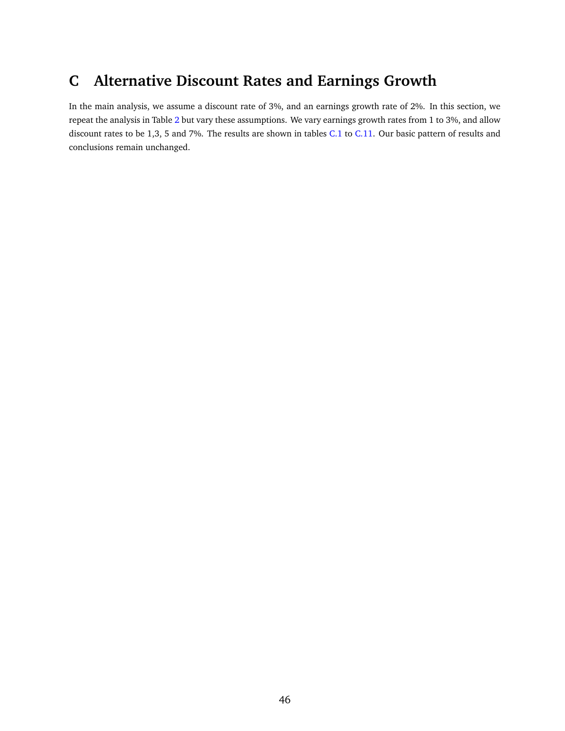# C Alternative Discount Rates and Earnings Growth

In the main analysis, we assume a discount rate of 3%, and an earnings growth rate of 2%. In this section, we repeat the analysis in Table 2 but vary these assumptions. We vary earnings growth rates from 1 to 3%, and allow discount rates to be 1,3, 5 and 7%. The results are shown in tables C.1 to C.11. Our basic pattern of results and conclusions remain unchanged.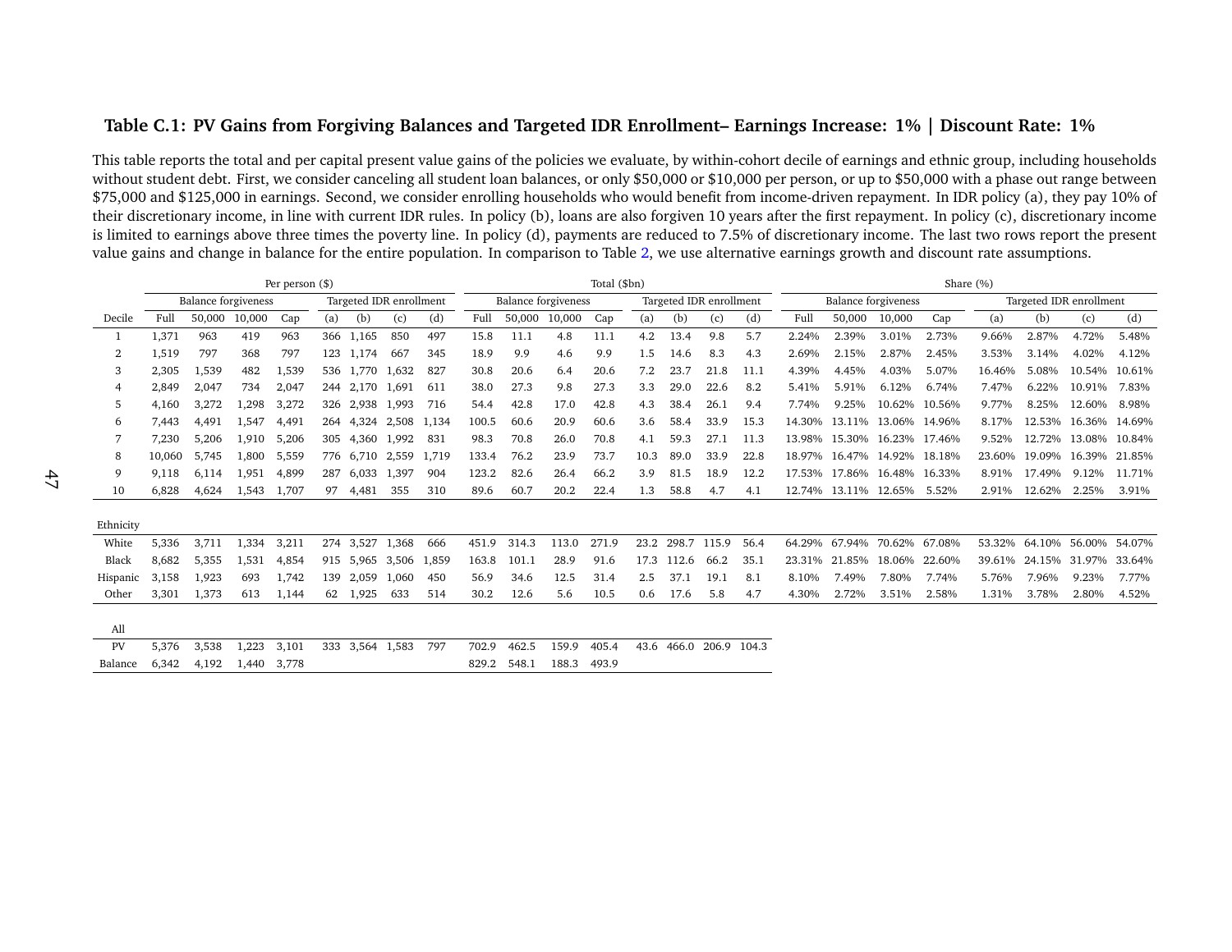**Table C.1: PV Gains from Forgiving Balances and Targeted IDR Enrollment– Earnings Increase: 1% | Discount Rate: 1%**

This table reports the total and per capital present value gains of the policies we evaluate, by within-cohort decile of earnings and ethnic group, including households without student debt. First, we consider canceling all student loan balances, or only \$50,000 or \$10,000 per person, or up to \$50,000 with a phase out range between \$75,000 and \$125,000 in earnings. Second, we consider enrolling households who would benefit from income-driven repayment. In IDR policy (a), they pay 10% of their discretionary income, in line with current IDR rules. In policy (b), loans are also forgiven 10 years after the first repayment. In policy (c), discretionary income is limited to earnings above three times the poverty line. In policy (d), payments are reduced to 7.5% of discretionary income. The last two rows report the present value gains and change in balance for the entire population. In comparison to Table 2, we use alternative earnings growth and discount rate assumptions.

| | Per person ($) | | | | | | | | Total ($bn) | | | | | | | | Share (%) | | | | | | | |
|---|---|---|---|---|---|---|---|---|---|---|---|---|---|---|---|---|---|---|---|---|---|---|---|---|
| | Balance forgiveness | | | | Targeted IDR enrollment | | | | Balance forgiveness | | | | Targeted IDR enrollment | | | | Balance forgiveness | | | | Targeted IDR enrollment | | | |
| Decile | Full | 50,000 | 10,000 | Cap | (a) | (b) | (c) | (d) | Full | 50,000 | 10,000 | Cap | (a) | (b) | (c) | (d) | Full | 50,000 | 10,000 | Cap | (a) | (b) | (c) | (d) |
| 1 | 1,371 | 963 | 419 | 963 | 366 | 1,165 | 850 | 497 | 15.8 | 11.1 | 4.8 | 11.1 | 4.2 | 13.4 | 9.8 | 5.7 | 2.24% | 2.39% | 3.01% | 2.73% | 9.66% | 2.87% | 4.72% | 5.48% |
| 2 | 1,519 | 797 | 368 | 797 | 123 | 1,174 | 667 | 345 | 18.9 | 9.9 | 4.6 | 9.9 | 1.5 | 14.6 | 8.3 | 4.3 | 2.69% | 2.15% | 2.87% | 2.45% | 3.53% | 3.14% | 4.02% | 4.12% |
| 3 | 2,305 | 1,539 | 482 | 1,539 | 536 | 1,770 | 1,632 | 827 | 30.8 | 20.6 | 6.4 | 20.6 | 7.2 | 23.7 | 21.8 | 11.1 | 4.39% | 4.45% | 4.03% | 5.07% | 16.46% | 5.08% | 10.54% | 10.61% |
| 4 | 2,849 | 2,047 | 734 | 2,047 | 244 | 2,170 | 1,691 | 611 | 38.0 | 27.3 | 9.8 | 27.3 | 3.3 | 29.0 | 22.6 | 8.2 | 5.41% | 5.91% | 6.12% | 6.74% | 7.47% | 6.22% | 10.91% | 7.83% |
| 5 | 4,160 | 3,272 | 1,298 | 3,272 | 326 | 2,938 | 1,993 | 716 | 54.4 | 42.8 | 17.0 | 42.8 | 4.3 | 38.4 | 26.1 | 9.4 | 7.74% | 9.25% | 10.62% | 10.56% | 9.77% | 8.25% | 12.60% | 8.98% |
| 6 | 7,443 | 4,491 | 1,547 | 4,491 | 264 | 4,324 | 2,508 | 1,134 | 100.5 | 60.6 | 20.9 | 60.6 | 3.6 | 58.4 | 33.9 | 15.3 | 14.30% | 13.11% | 13.06% | 14.96% | 8.17% | 12.53% | 16.36% | 14.69% |
| 7 | 7,230 | 5,206 | 1,910 | 5,206 | 305 | 4,360 | 1,992 | 831 | 98.3 | 70.8 | 26.0 | 70.8 | 4.1 | 59.3 | 27.1 | 11.3 | 13.98% | 15.30% | 16.23% | 17.46% | 9.52% | 12.72% | 13.08% | 10.84% |
| 8 | 10,060 | 5,745 | 1,800 | 5,559 | 776 | 6,710 | 2,559 | 1,719 | 133.4 | 76.2 | 23.9 | 73.7 | 10.3 | 89.0 | 33.9 | 22.8 | 18.97% | 16.47% | 14.92% | 18.18% | 23.60% | 19.09% | 16.39% | 21.85% |
| 9 | 9,118 | 6,114 | 1,951 | 4,899 | 287 | 6,033 | 1,397 | 904 | 123.2 | 82.6 | 26.4 | 66.2 | 3.9 | 81.5 | 18.9 | 12.2 | 17.53% | 17.86% | 16.48% | 16.33% | 8.91% | 17.49% | 9.12% | 11.71% |
| 10 | 6,828 | 4,624 | 1,543 | 1,707 | 97 | 4,481 | 355 | 310 | 89.6 | 60.7 | 20.2 | 22.4 | 1.3 | 58.8 | 4.7 | 4.1 | 12.74% | 13.11% | 12.65% | 5.52% | 2.91% | 12.62% | 2.25% | 3.91% |
| Ethnicity | | | | | | | | | | | | | | | | | | | | | | | | |
| White | 5,336 | 3,711 | 1,334 | 3,211 | 274 | 3,527 | 1,368 | 666 | 451.9 | 314.3 | 113.0 | 271.9 | 23.2 | 298.7 | 115.9 | 56.4 | 64.29% | 67.94% | 70.62% | 67.08% | 53.32% | 64.10% | 56.00% | 54.07% |
| Black | 8,682 | 5,355 | 1,531 | 4,854 | 915 | 5,965 | 3,506 | 1,859 | 163.8 | 101.1 | 28.9 | 91.6 | 17.3 | 112.6 | 66.2 | 35.1 | 23.31% | 21.85% | 18.06% | 22.60% | 39.61% | 24.15% | 31.97% | 33.64% |
| Hispanic | 3,158 | 1,923 | 693 | 1,742 | 139 | 2,059 | 1,060 | 450 | 56.9 | 34.6 | 12.5 | 31.4 | 2.5 | 37.1 | 19.1 | 8.1 | 8.10% | 7.49% | 7.80% | 7.74% | 5.76% | 7.96% | 9.23% | 7.77% |
| Other | 3,301 | 1,373 | 613 | 1,144 | 62 | 1,925 | 633 | 514 | 30.2 | 12.6 | 5.6 | 10.5 | 0.6 | 17.6 | 5.8 | 4.7 | 4.30% | 2.72% | 3.51% | 2.58% | 1.31% | 3.78% | 2.80% | 4.52% |
| All | | | | | | | | | | | | | | | | | | | | | | | | |
| PV | 5,376 | 3,538 | 1,223 | 3,101 | 333 | 3,564 | 1,583 | 797 | 702.9 | 462.5 | 159.9 | 405.4 | 43.6 | 466.0 | 206.9 | 104.3 | | | | | | | | |
| Balance | 6,342 | 4,192 | 1,440 | 3,778 | | | | | 829.2 | 548.1 | 188.3 | 493.9 | | | | | | | | | | | | |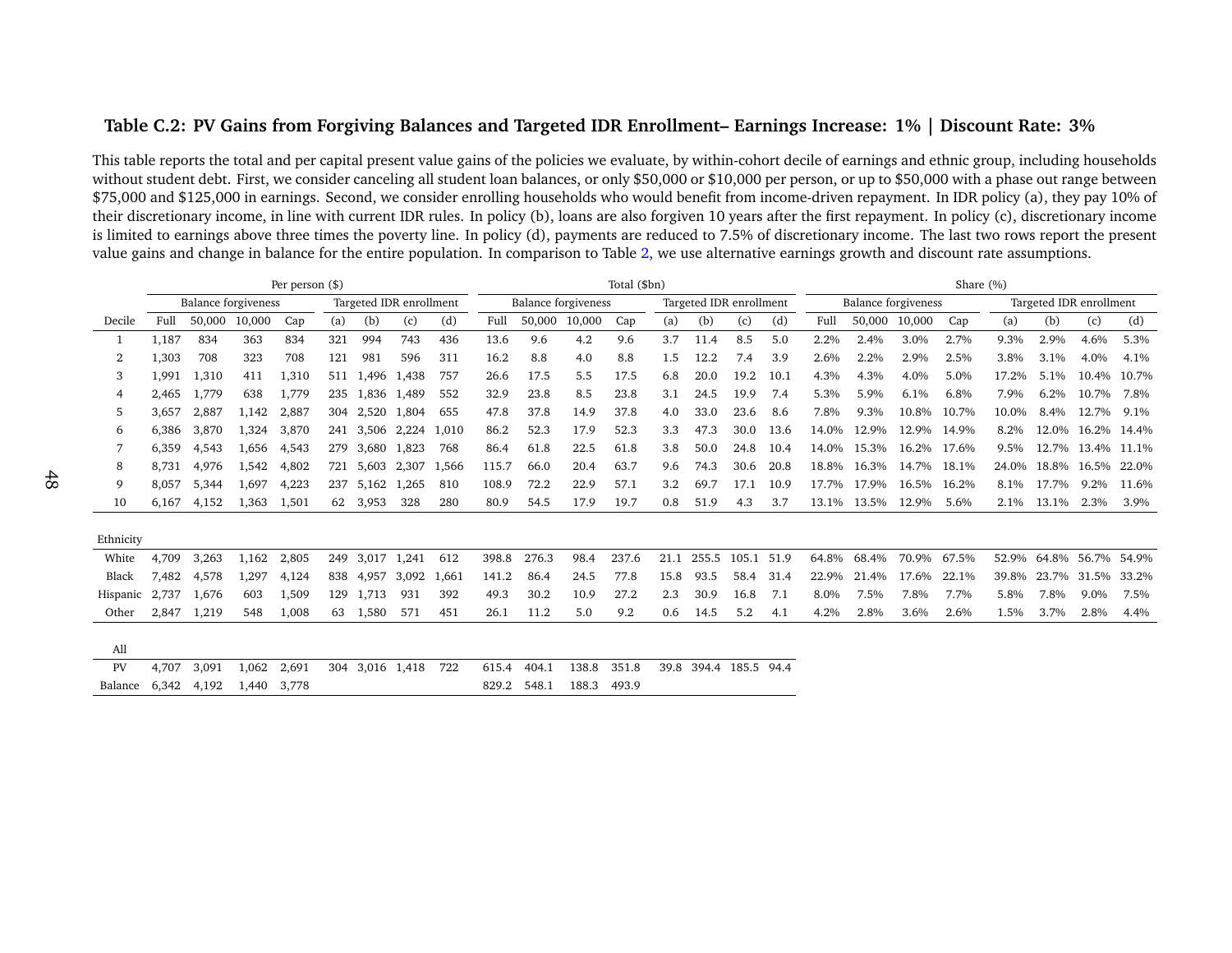**Table C.2: PV Gains from Forgiving Balances and Targeted IDR Enrollment– Earnings Increase: 1% | Discount Rate: 3%**

This table reports the total and per capital present value gains of the policies we evaluate, by within-cohort decile of earnings and ethnic group, including households without student debt. First, we consider canceling all student loan balances, or only $50,000 or $10,000 per person, or up to $50,000 with a phase out range between $75,000 and $125,000 in earnings. Second, we consider enrolling households who would benefit from income-driven repayment. In IDR policy (a), they pay 10% of their discretionary income, in line with current IDR rules. In policy (b), loans are also forgiven 10 years after the first repayment. In policy (c), discretionary income is limited to earnings above three times the poverty line. In policy (d), payments are reduced to 7.5% of discretionary income. The last two rows report the present value gains and change in balance for the entire population. In comparison to Table 2, we use alternative earnings growth and discount rate assumptions.

| | Per person ($) | | | | | | | | Total ($bn) | | | | | | | | Share (%) | | | | | | | |
|---|---|---|---|---|---|---|---|---|---|---|---|---|---|---|---|---|---|---|---|---|---|---|---|---|
| | Balance forgiveness | | | | Targeted IDR enrollment | | | | Balance forgiveness | | | | Targeted IDR enrollment | | | | Balance forgiveness | | | | Targeted IDR enrollment | | | |
| Decile | Full | 50,000 | 10,000 | Cap | (a) | (b) | (c) | (d) | Full | 50,000 | 10,000 | Cap | (a) | (b) | (c) | (d) | Full | 50,000 | 10,000 | Cap | (a) | (b) | (c) | (d) |
| 1 | 1,187 | 834 | 363 | 834 | 321 | 994 | 743 | 436 | 13.6 | 9.6 | 4.2 | 9.6 | 3.7 | 11.4 | 8.5 | 5.0 | 2.2% | 2.4% | 3.0% | 2.7% | 9.3% | 2.9% | 4.6% | 5.3% |
| 2 | 1,303 | 708 | 323 | 708 | 121 | 981 | 596 | 311 | 16.2 | 8.8 | 4.0 | 8.8 | 1.5 | 12.2 | 7.4 | 3.9 | 2.6% | 2.2% | 2.9% | 2.5% | 3.8% | 3.1% | 4.0% | 4.1% |
| 3 | 1,991 | 1,310 | 411 | 1,310 | 511 | 1,496 | 1,438 | 757 | 26.6 | 17.5 | 5.5 | 17.5 | 6.8 | 20.0 | 19.2 | 10.1 | 4.3% | 4.3% | 4.0% | 5.0% | 17.2% | 5.1% | 10.4% | 10.7% |
| 4 | 2,465 | 1,779 | 638 | 1,779 | 235 | 1,836 | 1,489 | 552 | 32.9 | 23.8 | 8.5 | 23.8 | 3.1 | 24.5 | 19.9 | 7.4 | 5.3% | 5.9% | 6.1% | 6.8% | 7.9% | 6.2% | 10.7% | 7.8% |
| 5 | 3,657 | 2,887 | 1,142 | 2,887 | 304 | 2,520 | 1,804 | 655 | 47.8 | 37.8 | 14.9 | 37.8 | 4.0 | 33.0 | 23.6 | 8.6 | 7.8% | 9.3% | 10.8% | 10.7% | 10.0% | 8.4% | 12.7% | 9.1% |
| 6 | 6,386 | 3,870 | 1,324 | 3,870 | 241 | 3,506 | 2,224 | 1,010 | 86.2 | 52.3 | 17.9 | 52.3 | 3.3 | 47.3 | 30.0 | 13.6 | 14.0% | 12.9% | 12.9% | 14.9% | 8.2% | 12.0% | 16.2% | 14.4% |
| 7 | 6,359 | 4,543 | 1,656 | 4,543 | 279 | 3,680 | 1,823 | 768 | 86.4 | 61.8 | 22.5 | 61.8 | 3.8 | 50.0 | 24.8 | 10.4 | 14.0% | 15.3% | 16.2% | 17.6% | 9.5% | 12.7% | 13.4% | 11.1% |
| 8 | 8,731 | 4,976 | 1,542 | 4,802 | 721 | 5,603 | 2,307 | 1,566 | 115.7 | 66.0 | 20.4 | 63.7 | 9.6 | 74.3 | 30.6 | 20.8 | 18.8% | 16.3% | 14.7% | 18.1% | 24.0% | 18.8% | 16.5% | 22.0% |
| 9 | 8,057 | 5,344 | 1,697 | 4,223 | 237 | 5,162 | 1,265 | 810 | 108.9 | 72.2 | 22.9 | 57.1 | 3.2 | 69.7 | 17.1 | 10.9 | 17.7% | 17.9% | 16.5% | 16.2% | 8.1% | 17.7% | 9.2% | 11.6% |
| 10 | 6,167 | 4,152 | 1,363 | 1,501 | 62 | 3,953 | 328 | 280 | 80.9 | 54.5 | 17.9 | 19.7 | 0.8 | 51.9 | 4.3 | 3.7 | 13.1% | 13.5% | 12.9% | 5.6% | 2.1% | 13.1% | 2.3% | 3.9% |
| Ethnicity | | | | | | | | | | | | | | | | | | | | | | | | |
| White | 4,709 | 3,263 | 1,162 | 2,805 | 249 | 3,017 | 1,241 | 612 | 398.8 | 276.3 | 98.4 | 237.6 | 21.1 | 255.5 | 105.1 | 51.9 | 64.8% | 68.4% | 70.9% | 67.5% | 52.9% | 64.8% | 56.7% | 54.9% |
| Black | 7,482 | 4,578 | 1,297 | 4,124 | 838 | 4,957 | 3,092 | 1,661 | 141.2 | 86.4 | 24.5 | 77.8 | 15.8 | 93.5 | 58.4 | 31.4 | 22.9% | 21.4% | 17.6% | 22.1% | 39.8% | 23.7% | 31.5% | 33.2% |
| Hispanic | 2,737 | 1,676 | 603 | 1,509 | 129 | 1,713 | 931 | 392 | 49.3 | 30.2 | 10.9 | 27.2 | 2.3 | 30.9 | 16.8 | 7.1 | 8.0% | 7.5% | 7.8% | 7.7% | 5.8% | 7.8% | 9.0% | 7.5% |
| Other | 2,847 | 1,219 | 548 | 1,008 | 63 | 1,580 | 571 | 451 | 26.1 | 11.2 | 5.0 | 9.2 | 0.6 | 14.5 | 5.2 | 4.1 | 4.2% | 2.8% | 3.6% | 2.6% | 1.5% | 3.7% | 2.8% | 4.4% |
| All | | | | | | | | | | | | | | | | | | | | | | | | |
| PV | 4,707 | 3,091 | 1,062 | 2,691 | 304 | 3,016 | 1,418 | 722 | 615.4 | 404.1 | 138.8 | 351.8 | 39.8 | 394.4 | 185.5 | 94.4 | | | | | | | | |
| Balance | 6,342 | 4,192 | 1,440 | 3,778 | | | | | 829.2 | 548.1 | 188.3 | 493.9 | | | | | | | | | | | | |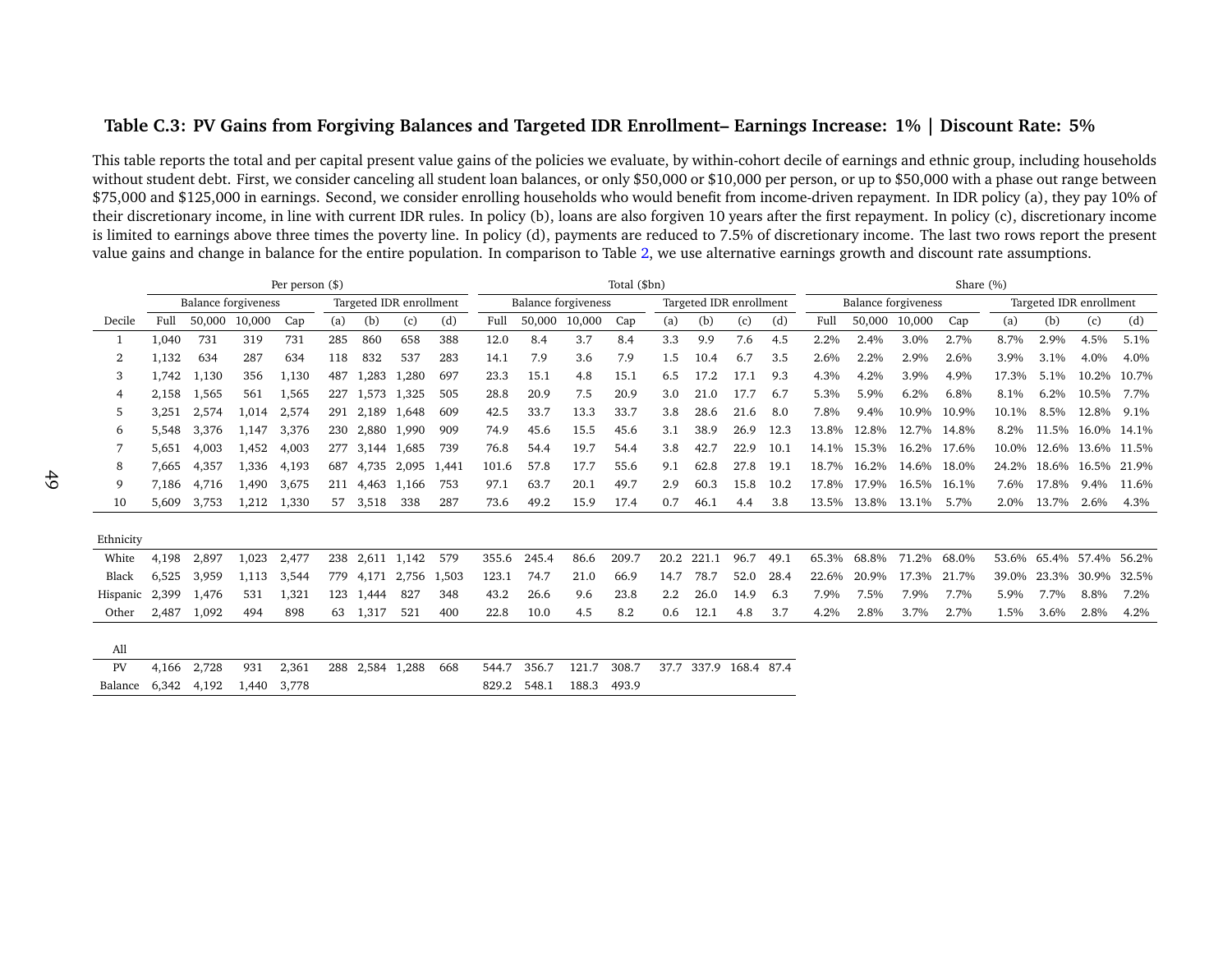### Table C.3: PV Gains from Forgiving Balances and Targeted IDR Enrollment– Earnings Increase: 1% | Discount Rate: 5%

This table reports the total and per capital present value gains of the policies we evaluate, by within-cohort decile of earnings and ethnic group, including households without student debt. First, we consider canceling all student loan balances, or only $50,000 or $10,000 per person, or up to $50,000 with a phase out range between $75,000 and $125,000 in earnings. Second, we consider enrolling households who would benefit from income-driven repayment. In IDR policy (a), they pay 10% of their discretionary income, in line with current IDR rules. In policy (b), loans are also forgiven 10 years after the first repayment. In policy (c), discretionary income is limited to earnings above three times the poverty line. In policy (d), payments are reduced to 7.5% of discretionary income. The last two rows report the present value gains and change in balance for the entire population. In comparison to Table 2, we use alternative earnings growth and discount rate assumptions.

| | Per person ($) | | | | | | | | Total ($bn) | | | | | | | | Share (%) | | | | | | | |
|---|---|---|---|---|---|---|---|---|---|---|---|---|---|---|---|---|---|---|---|---|---|---|---|---|
| | Balance forgiveness | | | | Targeted IDR enrollment | | | | Balance forgiveness | | | | Targeted IDR enrollment | | | | Balance forgiveness | | | | Targeted IDR enrollment | | | |
| Decile | Full | 50,000 | 10,000 | Cap | (a) | (b) | (c) | (d) | Full | 50,000 | 10,000 | Cap | (a) | (b) | (c) | (d) | Full | 50,000 | 10,000 | Cap | (a) | (b) | (c) | (d) |
| 1 | 1,040 | 731 | 319 | 731 | 285 | 860 | 658 | 388 | 12.0 | 8.4 | 3.7 | 8.4 | 3.3 | 9.9 | 7.6 | 4.5 | 2.2% | 2.4% | 3.0% | 2.7% | 8.7% | 2.9% | 4.5% | 5.1% |
| 2 | 1,132 | 634 | 287 | 634 | 118 | 832 | 537 | 283 | 14.1 | 7.9 | 3.6 | 7.9 | 1.5 | 10.4 | 6.7 | 3.5 | 2.6% | 2.2% | 2.9% | 2.6% | 3.9% | 3.1% | 4.0% | 4.0% |
| 3 | 1,742 | 1,130 | 356 | 1,130 | 487 | 1,283 | 1,280 | 697 | 23.3 | 15.1 | 4.8 | 15.1 | 6.5 | 17.2 | 17.1 | 9.3 | 4.3% | 4.2% | 3.9% | 4.9% | 17.3% | 5.1% | 10.2% | 10.7% |
| 4 | 2,158 | 1,565 | 561 | 1,565 | 227 | 1,573 | 1,325 | 505 | 28.8 | 20.9 | 7.5 | 20.9 | 3.0 | 21.0 | 17.7 | 6.7 | 5.3% | 5.9% | 6.2% | 6.8% | 8.1% | 6.2% | 10.5% | 7.7% |
| 5 | 3,251 | 2,574 | 1,014 | 2,574 | 291 | 2,189 | 1,648 | 609 | 42.5 | 33.7 | 13.3 | 33.7 | 3.8 | 28.6 | 21.6 | 8.0 | 7.8% | 9.4% | 10.9% | 10.9% | 10.1% | 8.5% | 12.8% | 9.1% |
| 6 | 5,548 | 3,376 | 1,147 | 3,376 | 230 | 2,880 | 1,990 | 909 | 74.9 | 45.6 | 15.5 | 45.6 | 3.1 | 38.9 | 26.9 | 12.3 | 13.8% | 12.8% | 12.7% | 14.8% | 8.2% | 11.5% | 16.0% | 14.1% |
| 7 | 5,651 | 4,003 | 1,452 | 4,003 | 277 | 3,144 | 1,685 | 739 | 76.8 | 54.4 | 19.7 | 54.4 | 3.8 | 42.7 | 22.9 | 10.1 | 14.1% | 15.3% | 16.2% | 17.6% | 10.0% | 12.6% | 13.6% | 11.5% |
| 8 | 7,665 | 4,357 | 1,336 | 4,193 | 687 | 4,735 | 2,095 | 1,441 | 101.6 | 57.8 | 17.7 | 55.6 | 9.1 | 62.8 | 27.8 | 19.1 | 18.7% | 16.2% | 14.6% | 18.0% | 24.2% | 18.6% | 16.5% | 21.9% |
| 9 | 7,186 | 4,716 | 1,490 | 3,675 | 211 | 4,463 | 1,166 | 753 | 97.1 | 63.7 | 20.1 | 49.7 | 2.9 | 60.3 | 15.8 | 10.2 | 17.8% | 17.9% | 16.5% | 16.1% | 7.6% | 17.8% | 9.4% | 11.6% |
| 10 | 5,609 | 3,753 | 1,212 | 1,330 | 57 | 3,518 | 338 | 287 | 73.6 | 49.2 | 15.9 | 17.4 | 0.7 | 46.1 | 4.4 | 3.8 | 13.5% | 13.8% | 13.1% | 5.7% | 2.0% | 13.7% | 2.6% | 4.3% |
| Ethnicity | | | | | | | | | | | | | | | | | | | | | | | | |
| White | 4,198 | 2,897 | 1,023 | 2,477 | 238 | 2,611 | 1,142 | 579 | 355.6 | 245.4 | 86.6 | 209.7 | 20.2 | 221.1 | 96.7 | 49.1 | 65.3% | 68.8% | 71.2% | 68.0% | 53.6% | 65.4% | 57.4% | 56.2% |
| Black | 6,525 | 3,959 | 1,113 | 3,544 | 779 | 4,171 | 2,756 | 1,503 | 123.1 | 74.7 | 21.0 | 66.9 | 14.7 | 78.7 | 52.0 | 28.4 | 22.6% | 20.9% | 17.3% | 21.7% | 39.0% | 23.3% | 30.9% | 32.5% |
| Hispanic | 2,399 | 1,476 | 531 | 1,321 | 123 | 1,444 | 827 | 348 | 43.2 | 26.6 | 9.6 | 23.8 | 2.2 | 26.0 | 14.9 | 6.3 | 7.9% | 7.5% | 7.9% | 7.7% | 5.9% | 7.7% | 8.8% | 7.2% |
| Other | 2,487 | 1,092 | 494 | 898 | 63 | 1,317 | 521 | 400 | 22.8 | 10.0 | 4.5 | 8.2 | 0.6 | 12.1 | 4.8 | 3.7 | 4.2% | 2.8% | 3.7% | 2.7% | 1.5% | 3.6% | 2.8% | 4.2% |
| All | | | | | | | | | | | | | | | | | | | | | | | | |
| PV | 4,166 | 2,728 | 931 | 2,361 | 288 | 2,584 | 1,288 | 668 | 544.7 | 356.7 | 121.7 | 308.7 | 37.7 | 337.9 | 168.4 | 87.4 | | | | | | | | |
| Balance | 6,342 | 4,192 | 1,440 | 3,778 | | | | | 829.2 | 548.1 | 188.3 | 493.9 | | | | | | | | | | | | |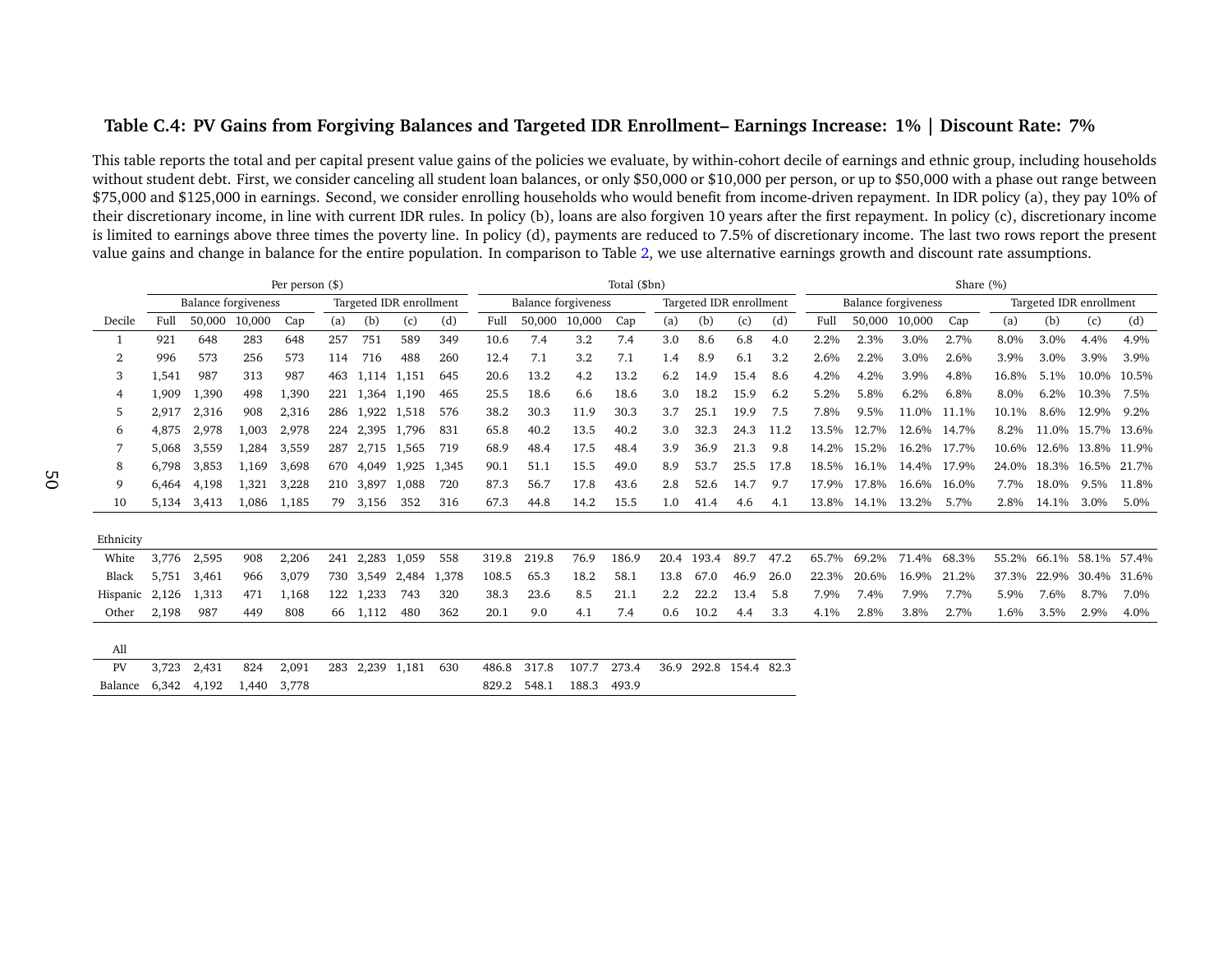**Table C.4: PV Gains from Forgiving Balances and Targeted IDR Enrollment– Earnings Increase: 1% | Discount Rate: 7%**

This table reports the total and per capital present value gains of the policies we evaluate, by within-cohort decile of earnings and ethnic group, including households without student debt. First, we consider canceling all student loan balances, or only $50,000 or $10,000 per person, or up to $50,000 with a phase out range between $75,000 and $125,000 in earnings. Second, we consider enrolling households who would benefit from income-driven repayment. In IDR policy (a), they pay 10% of their discretionary income, in line with current IDR rules. In policy (b), loans are also forgiven 10 years after the first repayment. In policy (c), discretionary income is limited to earnings above three times the poverty line. In policy (d), payments are reduced to 7.5% of discretionary income. The last two rows report the present value gains and change in balance for the entire population. In comparison to Table 2, we use alternative earnings growth and discount rate assumptions.

| | Per person ($) | | | | | | | | Total ($bn) | | | | | | | | Share (%) | | | | | | | |
|---|---|---|---|---|---|---|---|---|---|---|---|---|---|---|---|---|---|---|---|---|---|---|---|---|
| | Balance forgiveness | | | | Targeted IDR enrollment | | | | Balance forgiveness | | | | Targeted IDR enrollment | | | | Balance forgiveness | | | | Targeted IDR enrollment | | | |
| Decile | Full | 50,000 | 10,000 | Cap | (a) | (b) | (c) | (d) | Full | 50,000 | 10,000 | Cap | (a) | (b) | (c) | (d) | Full | 50,000 | 10,000 | Cap | (a) | (b) | (c) | (d) |
| 1 | 921 | 648 | 283 | 648 | 257 | 751 | 589 | 349 | 10.6 | 7.4 | 3.2 | 7.4 | 3.0 | 8.6 | 6.8 | 4.0 | 2.2% | 2.3% | 3.0% | 2.7% | 8.0% | 3.0% | 4.4% | 4.9% |
| 2 | 996 | 573 | 256 | 573 | 114 | 716 | 488 | 260 | 12.4 | 7.1 | 3.2 | 7.1 | 1.4 | 8.9 | 6.1 | 3.2 | 2.6% | 2.2% | 3.0% | 2.6% | 3.9% | 3.0% | 3.9% | 3.9% |
| 3 | 1,541 | 987 | 313 | 987 | 463 | 1,114 | 1,151 | 645 | 20.6 | 13.2 | 4.2 | 13.2 | 6.2 | 14.9 | 15.4 | 8.6 | 4.2% | 4.2% | 3.9% | 4.8% | 16.8% | 5.1% | 10.0% | 10.5% |
| 4 | 1,909 | 1,390 | 498 | 1,390 | 221 | 1,364 | 1,190 | 465 | 25.5 | 18.6 | 6.6 | 18.6 | 3.0 | 18.2 | 15.9 | 6.2 | 5.2% | 5.8% | 6.2% | 6.8% | 8.0% | 6.2% | 10.3% | 7.5% |
| 5 | 2,917 | 2,316 | 908 | 2,316 | 286 | 1,922 | 1,518 | 576 | 38.2 | 30.3 | 11.9 | 30.3 | 3.7 | 25.1 | 19.9 | 7.5 | 7.8% | 9.5% | 11.0% | 11.1% | 10.1% | 8.6% | 12.9% | 9.2% |
| 6 | 4,875 | 2,978 | 1,003 | 2,978 | 224 | 2,395 | 1,796 | 831 | 65.8 | 40.2 | 13.5 | 40.2 | 3.0 | 32.3 | 24.3 | 11.2 | 13.5% | 12.7% | 12.6% | 14.7% | 8.2% | 11.0% | 15.7% | 13.6% |
| 7 | 5,068 | 3,559 | 1,284 | 3,559 | 287 | 2,715 | 1,565 | 719 | 68.9 | 48.4 | 17.5 | 48.4 | 3.9 | 36.9 | 21.3 | 9.8 | 14.2% | 15.2% | 16.2% | 17.7% | 10.6% | 12.6% | 13.8% | 11.9% |
| 8 | 6,798 | 3,853 | 1,169 | 3,698 | 670 | 4,049 | 1,925 | 1,345 | 90.1 | 51.1 | 15.5 | 49.0 | 8.9 | 53.7 | 25.5 | 17.8 | 18.5% | 16.1% | 14.4% | 17.9% | 24.0% | 18.3% | 16.5% | 21.7% |
| 9 | 6,464 | 4,198 | 1,321 | 3,228 | 210 | 3,897 | 1,088 | 720 | 87.3 | 56.7 | 17.8 | 43.6 | 2.8 | 52.6 | 14.7 | 9.7 | 17.9% | 17.8% | 16.6% | 16.0% | 7.7% | 18.0% | 9.5% | 11.8% |
| 10 | 5,134 | 3,413 | 1,086 | 1,185 | 79 | 3,156 | 352 | 316 | 67.3 | 44.8 | 14.2 | 15.5 | 1.0 | 41.4 | 4.6 | 4.1 | 13.8% | 14.1% | 13.2% | 5.7% | 2.8% | 14.1% | 3.0% | 5.0% |
| Ethnicity | | | | | | | | | | | | | | | | | | | | | | | | |
| White | 3,776 | 2,595 | 908 | 2,206 | 241 | 2,283 | 1,059 | 558 | 319.8 | 219.8 | 76.9 | 186.9 | 20.4 | 193.4 | 89.7 | 47.2 | 65.7% | 69.2% | 71.4% | 68.3% | 55.2% | 66.1% | 58.1% | 57.4% |
| Black | 5,751 | 3,461 | 966 | 3,079 | 730 | 3,549 | 2,484 | 1,378 | 108.5 | 65.3 | 18.2 | 58.1 | 13.8 | 67.0 | 46.9 | 26.0 | 22.3% | 20.6% | 16.9% | 21.2% | 37.3% | 22.9% | 30.4% | 31.6% |
| Hispanic | 2,126 | 1,313 | 471 | 1,168 | 122 | 1,233 | 743 | 320 | 38.3 | 23.6 | 8.5 | 21.1 | 2.2 | 22.2 | 13.4 | 5.8 | 7.9% | 7.4% | 7.9% | 7.7% | 5.9% | 7.6% | 8.7% | 7.0% |
| Other | 2,198 | 987 | 449 | 808 | 66 | 1,112 | 480 | 362 | 20.1 | 9.0 | 4.1 | 7.4 | 0.6 | 10.2 | 4.4 | 3.3 | 4.1% | 2.8% | 3.8% | 2.7% | 1.6% | 3.5% | 2.9% | 4.0% |
| All | | | | | | | | | | | | | | | | | | | | | | | | |
| PV | 3,723 | 2,431 | 824 | 2,091 | 283 | 2,239 | 1,181 | 630 | 486.8 | 317.8 | 107.7 | 273.4 | 36.9 | 292.8 | 154.4 | 82.3 | | | | | | | | |
| Balance | 6,342 | 4,192 | 1,440 | 3,778 | | | | | 829.2 | 548.1 | 188.3 | 493.9 | | | | | | | | | | | | |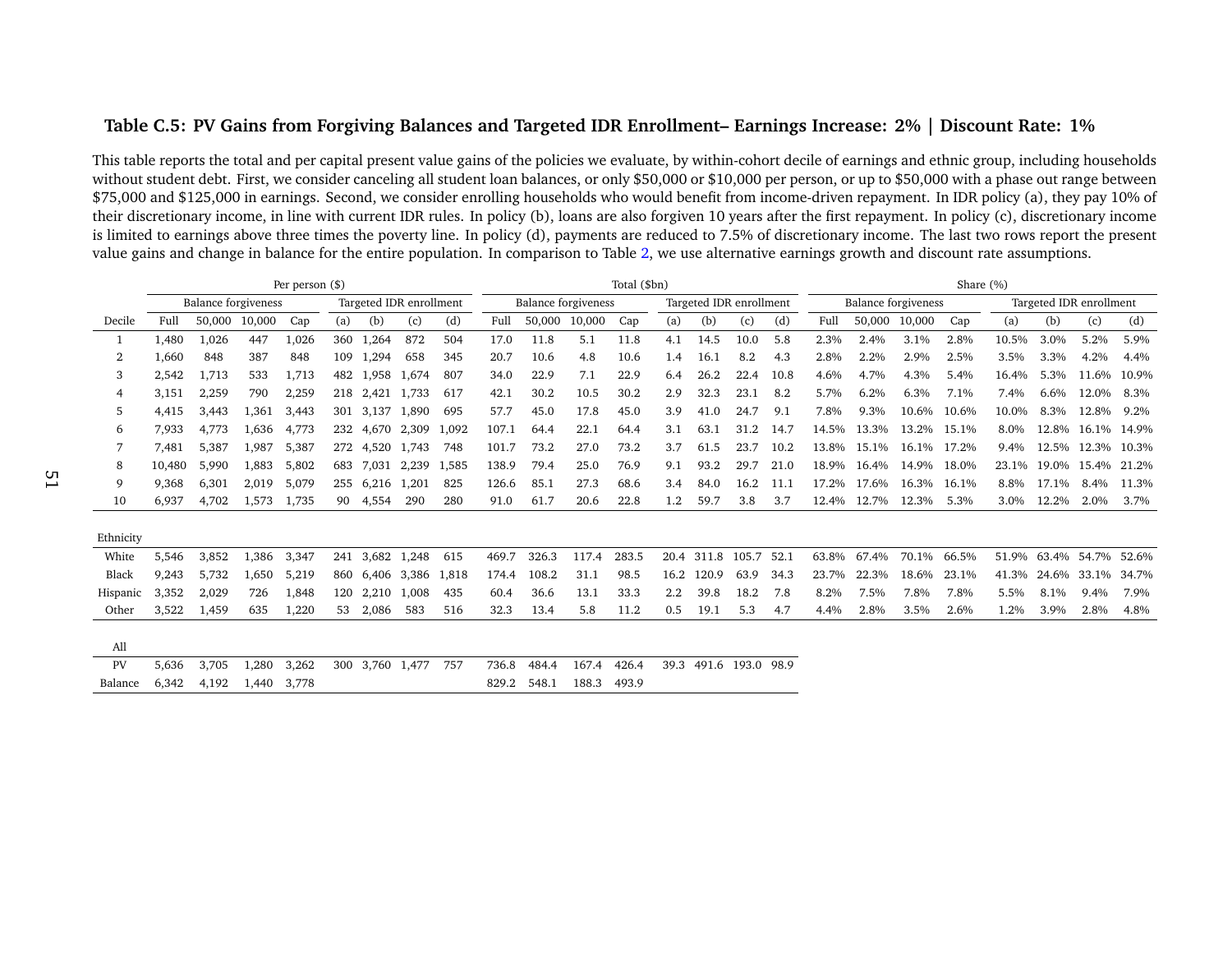**Table C.5: PV Gains from Forgiving Balances and Targeted IDR Enrollment– Earnings Increase: 2% | Discount Rate: 1%**

This table reports the total and per capital present value gains of the policies we evaluate, by within-cohort decile of earnings and ethnic group, including households without student debt. First, we consider canceling all student loan balances, or only $50,000 or $10,000 per person, or up to $50,000 with a phase out range between $75,000 and $125,000 in earnings. Second, we consider enrolling households who would benefit from income-driven repayment. In IDR policy (a), they pay 10% of their discretionary income, in line with current IDR rules. In policy (b), loans are also forgiven 10 years after the first repayment. In policy (c), discretionary income is limited to earnings above three times the poverty line. In policy (d), payments are reduced to 7.5% of discretionary income. The last two rows report the present value gains and change in balance for the entire population. In comparison to Table 2, we use alternative earnings growth and discount rate assumptions.

| | Per person ($) | | | | | | | | Total ($bn) | | | | | | | | Share (%) | | | | | | | |
|---|---|---|---|---|---|---|---|---|---|---|---|---|---|---|---|---|---|---|---|---|---|---|---|---|
| | Balance forgiveness | | | | Targeted IDR enrollment | | | | Balance forgiveness | | | | Targeted IDR enrollment | | | | Balance forgiveness | | | | Targeted IDR enrollment | | | |
| Decile | Full | 50,000 | 10,000 | Cap | (a) | (b) | (c) | (d) | Full | 50,000 | 10,000 | Cap | (a) | (b) | (c) | (d) | Full | 50,000 | 10,000 | Cap | (a) | (b) | (c) | (d) |
| 1 | 1,480 | 1,026 | 447 | 1,026 | 360 | 1,264 | 872 | 504 | 17.0 | 11.8 | 5.1 | 11.8 | 4.1 | 14.5 | 10.0 | 5.8 | 2.3% | 2.4% | 3.1% | 2.8% | 10.5% | 3.0% | 5.2% | 5.9% |
| 2 | 1,660 | 848 | 387 | 848 | 109 | 1,294 | 658 | 345 | 20.7 | 10.6 | 4.8 | 10.6 | 1.4 | 16.1 | 8.2 | 4.3 | 2.8% | 2.2% | 2.9% | 2.5% | 3.5% | 3.3% | 4.2% | 4.4% |
| 3 | 2,542 | 1,713 | 533 | 1,713 | 482 | 1,958 | 1,674 | 807 | 34.0 | 22.9 | 7.1 | 22.9 | 6.4 | 26.2 | 22.4 | 10.8 | 4.6% | 4.7% | 4.3% | 5.4% | 16.4% | 5.3% | 11.6% | 10.9% |
| 4 | 3,151 | 2,259 | 790 | 2,259 | 218 | 2,421 | 1,733 | 617 | 42.1 | 30.2 | 10.5 | 30.2 | 2.9 | 32.3 | 23.1 | 8.2 | 5.7% | 6.2% | 6.3% | 7.1% | 7.4% | 6.6% | 12.0% | 8.3% |
| 5 | 4,415 | 3,443 | 1,361 | 3,443 | 301 | 3,137 | 1,890 | 695 | 57.7 | 45.0 | 17.8 | 45.0 | 3.9 | 41.0 | 24.7 | 9.1 | 7.8% | 9.3% | 10.6% | 10.6% | 10.0% | 8.3% | 12.8% | 9.2% |
| 6 | 7,933 | 4,773 | 1,636 | 4,773 | 232 | 4,670 | 2,309 | 1,092 | 107.1 | 64.4 | 22.1 | 64.4 | 3.1 | 63.1 | 31.2 | 14.7 | 14.5% | 13.3% | 13.2% | 15.1% | 8.0% | 12.8% | 16.1% | 14.9% |
| 7 | 7,481 | 5,387 | 1,987 | 5,387 | 272 | 4,520 | 1,743 | 748 | 101.7 | 73.2 | 27.0 | 73.2 | 3.7 | 61.5 | 23.7 | 10.2 | 13.8% | 15.1% | 16.1% | 17.2% | 9.4% | 12.5% | 12.3% | 10.3% |
| 8 | 10,480 | 5,990 | 1,883 | 5,802 | 683 | 7,031 | 2,239 | 1,585 | 138.9 | 79.4 | 25.0 | 76.9 | 9.1 | 93.2 | 29.7 | 21.0 | 18.9% | 16.4% | 14.9% | 18.0% | 23.1% | 19.0% | 15.4% | 21.2% |
| 9 | 9,368 | 6,301 | 2,019 | 5,079 | 255 | 6,216 | 1,201 | 825 | 126.6 | 85.1 | 27.3 | 68.6 | 3.4 | 84.0 | 16.2 | 11.1 | 17.2% | 17.6% | 16.3% | 16.1% | 8.8% | 17.1% | 8.4% | 11.3% |
| 10 | 6,937 | 4,702 | 1,573 | 1,735 | 90 | 4,554 | 290 | 280 | 91.0 | 61.7 | 20.6 | 22.8 | 1.2 | 59.7 | 3.8 | 3.7 | 12.4% | 12.7% | 12.3% | 5.3% | 3.0% | 12.2% | 2.0% | 3.7% |
| Ethnicity | | | | | | | | | | | | | | | | | | | | | | | | |
| White | 5,546 | 3,852 | 1,386 | 3,347 | 241 | 3,682 | 1,248 | 615 | 469.7 | 326.3 | 117.4 | 283.5 | 20.4 | 311.8 | 105.7 | 52.1 | 63.8% | 67.4% | 70.1% | 66.5% | 51.9% | 63.4% | 54.7% | 52.6% |
| Black | 9,243 | 5,732 | 1,650 | 5,219 | 860 | 6,406 | 3,386 | 1,818 | 174.4 | 108.2 | 31.1 | 98.5 | 16.2 | 120.9 | 63.9 | 34.3 | 23.7% | 22.3% | 18.6% | 23.1% | 41.3% | 24.6% | 33.1% | 34.7% |
| Hispanic | 3,352 | 2,029 | 726 | 1,848 | 120 | 2,210 | 1,008 | 435 | 60.4 | 36.6 | 13.1 | 33.3 | 2.2 | 39.8 | 18.2 | 7.8 | 8.2% | 7.5% | 7.8% | 7.8% | 5.5% | 8.1% | 9.4% | 7.9% |
| Other | 3,522 | 1,459 | 635 | 1,220 | 53 | 2,086 | 583 | 516 | 32.3 | 13.4 | 5.8 | 11.2 | 0.5 | 19.1 | 5.3 | 4.7 | 4.4% | 2.8% | 3.5% | 2.6% | 1.2% | 3.9% | 2.8% | 4.8% |
| All | | | | | | | | | | | | | | | | | | | | | | | | |
| PV | 5,636 | 3,705 | 1,280 | 3,262 | 300 | 3,760 | 1,477 | 757 | 736.8 | 484.4 | 167.4 | 426.4 | 39.3 | 491.6 | 193.0 | 98.9 | | | | | | | | |
| Balance | 6,342 | 4,192 | 1,440 | 3,778 | | | | | 829.2 | 548.1 | 188.3 | 493.9 | | | | | | | | | | | | |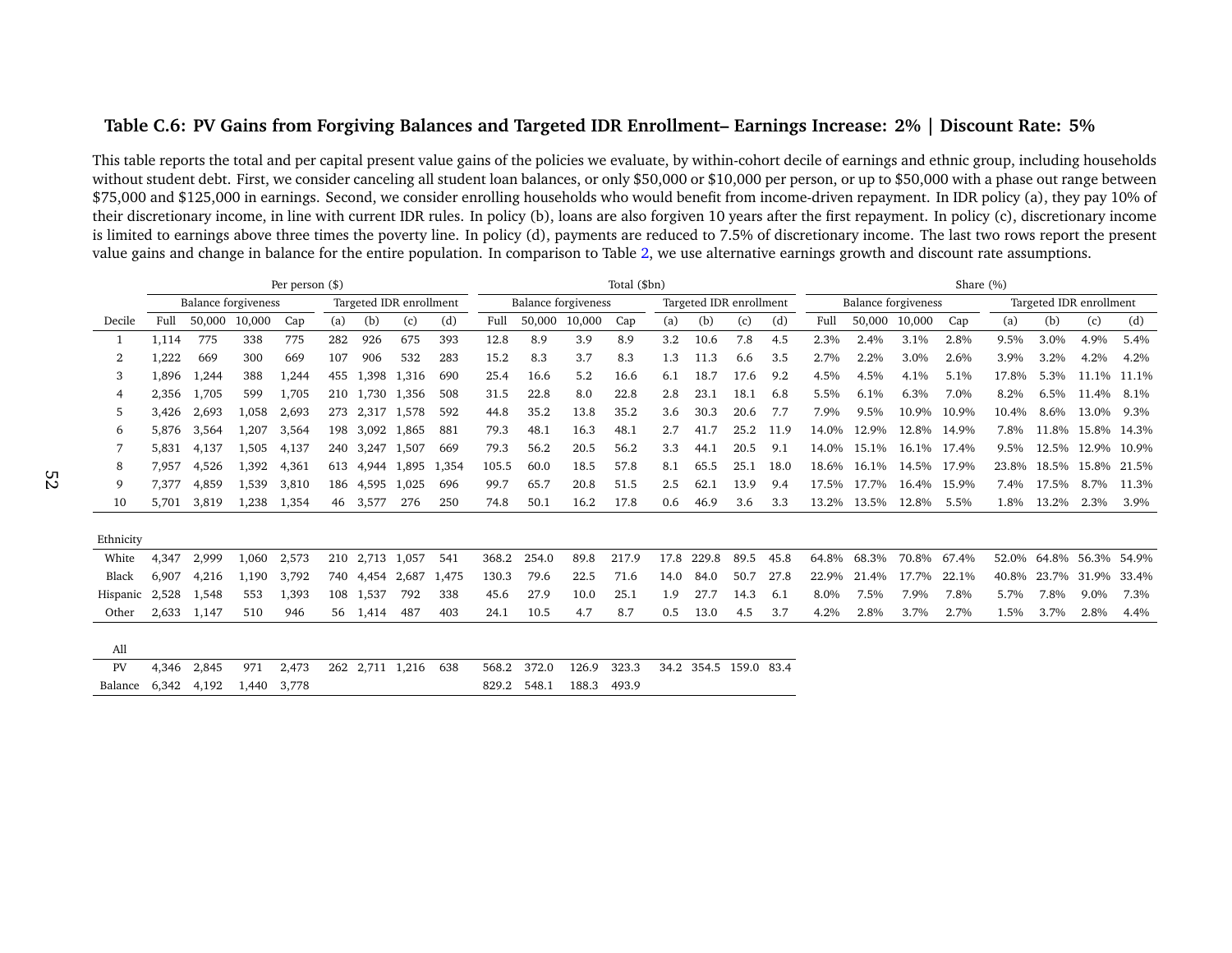### Table C.6: PV Gains from Forgiving Balances and Targeted IDR Enrollment– Earnings Increase: 2% | Discount Rate: 5%

This table reports the total and per capital present value gains of the policies we evaluate, by within-cohort decile of earnings and ethnic group, including households without student debt. First, we consider canceling all student loan balances, or only \$50,000 or \$10,000 per person, or up to \$50,000 with a phase out range between \$75,000 and \$125,000 in earnings. Second, we consider enrolling households who would benefit from income-driven repayment. In IDR policy (a), they pay 10% of their discretionary income, in line with current IDR rules. In policy (b), loans are also forgiven 10 years after the first repayment. In policy (c), discretionary income is limited to earnings above three times the poverty line. In policy (d), payments are reduced to 7.5% of discretionary income. The last two rows report the present value gains and change in balance for the entire population. In comparison to Table 2, we use alternative earnings growth and discount rate assumptions.

| | Per person ($) | | | | | | | | Total ($bn) | | | | | | | | Share (%) | | | | | | | |
|---|---|---|---|---|---|---|---|---|---|---|---|---|---|---|---|---|---|---|---|---|---|---|---|---|
| | Balance forgiveness | | | | Targeted IDR enrollment | | | | Balance forgiveness | | | | Targeted IDR enrollment | | | | Balance forgiveness | | | | Targeted IDR enrollment | | | |
| Decile | Full | 50,000 | 10,000 | Cap | (a) | (b) | (c) | (d) | Full | 50,000 | 10,000 | Cap | (a) | (b) | (c) | (d) | Full | 50,000 | 10,000 | Cap | (a) | (b) | (c) | (d) |
| 1 | 1,114 | 775 | 338 | 775 | 282 | 926 | 675 | 393 | 12.8 | 8.9 | 3.9 | 8.9 | 3.2 | 10.6 | 7.8 | 4.5 | 2.3% | 2.4% | 3.1% | 2.8% | 9.5% | 3.0% | 4.9% | 5.4% |
| 2 | 1,222 | 669 | 300 | 669 | 107 | 906 | 532 | 283 | 15.2 | 8.3 | 3.7 | 8.3 | 1.3 | 11.3 | 6.6 | 3.5 | 2.7% | 2.2% | 3.0% | 2.6% | 3.9% | 3.2% | 4.2% | 4.2% |
| 3 | 1,896 | 1,244 | 388 | 1,244 | 455 | 1,398 | 1,316 | 690 | 25.4 | 16.6 | 5.2 | 16.6 | 6.1 | 18.7 | 17.6 | 9.2 | 4.5% | 4.5% | 4.1% | 5.1% | 17.8% | 5.3% | 11.1% | 11.1% |
| 4 | 2,356 | 1,705 | 599 | 1,705 | 210 | 1,730 | 1,356 | 508 | 31.5 | 22.8 | 8.0 | 22.8 | 2.8 | 23.1 | 18.1 | 6.8 | 5.5% | 6.1% | 6.3% | 7.0% | 8.2% | 6.5% | 11.4% | 8.1% |
| 5 | 3,426 | 2,693 | 1,058 | 2,693 | 273 | 2,317 | 1,578 | 592 | 44.8 | 35.2 | 13.8 | 35.2 | 3.6 | 30.3 | 20.6 | 7.7 | 7.9% | 9.5% | 10.9% | 10.9% | 10.4% | 8.6% | 13.0% | 9.3% |
| 6 | 5,876 | 3,564 | 1,207 | 3,564 | 198 | 3,092 | 1,865 | 881 | 79.3 | 48.1 | 16.3 | 48.1 | 2.7 | 41.7 | 25.2 | 11.9 | 14.0% | 12.9% | 12.8% | 14.9% | 7.8% | 11.8% | 15.8% | 14.3% |
| 7 | 5,831 | 4,137 | 1,505 | 4,137 | 240 | 3,247 | 1,507 | 669 | 79.3 | 56.2 | 20.5 | 56.2 | 3.3 | 44.1 | 20.5 | 9.1 | 14.0% | 15.1% | 16.1% | 17.4% | 9.5% | 12.5% | 12.9% | 10.9% |
| 8 | 7,957 | 4,526 | 1,392 | 4,361 | 613 | 4,944 | 1,895 | 1,354 | 105.5 | 60.0 | 18.5 | 57.8 | 8.1 | 65.5 | 25.1 | 18.0 | 18.6% | 16.1% | 14.5% | 17.9% | 23.8% | 18.5% | 15.8% | 21.5% |
| 9 | 7,377 | 4,859 | 1,539 | 3,810 | 186 | 4,595 | 1,025 | 696 | 99.7 | 65.7 | 20.8 | 51.5 | 2.5 | 62.1 | 13.9 | 9.4 | 17.5% | 17.7% | 16.4% | 15.9% | 7.4% | 17.5% | 8.7% | 11.3% |
| 10 | 5,701 | 3,819 | 1,238 | 1,354 | 46 | 3,577 | 276 | 250 | 74.8 | 50.1 | 16.2 | 17.8 | 0.6 | 46.9 | 3.6 | 3.3 | 13.2% | 13.5% | 12.8% | 5.5% | 1.8% | 13.2% | 2.3% | 3.9% |
| Ethnicity | | | | | | | | | | | | | | | | | | | | | | | | |
| White | 4,347 | 2,999 | 1,060 | 2,573 | 210 | 2,713 | 1,057 | 541 | 368.2 | 254.0 | 89.8 | 217.9 | 17.8 | 229.8 | 89.5 | 45.8 | 64.8% | 68.3% | 70.8% | 67.4% | 52.0% | 64.8% | 56.3% | 54.9% |
| Black | 6,907 | 4,216 | 1,190 | 3,792 | 740 | 4,454 | 2,687 | 1,475 | 130.3 | 79.6 | 22.5 | 71.6 | 14.0 | 84.0 | 50.7 | 27.8 | 22.9% | 21.4% | 17.7% | 22.1% | 40.8% | 23.7% | 31.9% | 33.4% |
| Hispanic | 2,528 | 1,548 | 553 | 1,393 | 108 | 1,537 | 792 | 338 | 45.6 | 27.9 | 10.0 | 25.1 | 1.9 | 27.7 | 14.3 | 6.1 | 8.0% | 7.5% | 7.9% | 7.8% | 5.7% | 7.8% | 9.0% | 7.3% |
| Other | 2,633 | 1,147 | 510 | 946 | 56 | 1,414 | 487 | 403 | 24.1 | 10.5 | 4.7 | 8.7 | 0.5 | 13.0 | 4.5 | 3.7 | 4.2% | 2.8% | 3.7% | 2.7% | 1.5% | 3.7% | 2.8% | 4.4% |
| All | | | | | | | | | | | | | | | | | | | | | | | | |
| PV | 4,346 | 2,845 | 971 | 2,473 | 262 | 2,711 | 1,216 | 638 | 568.2 | 372.0 | 126.9 | 323.3 | 34.2 | 354.5 | 159.0 | 83.4 | | | | | | | | |
| Balance | 6,342 | 4,192 | 1,440 | 3,778 | | | | | 829.2 | 548.1 | 188.3 | 493.9 | | | | | | | | | | | | |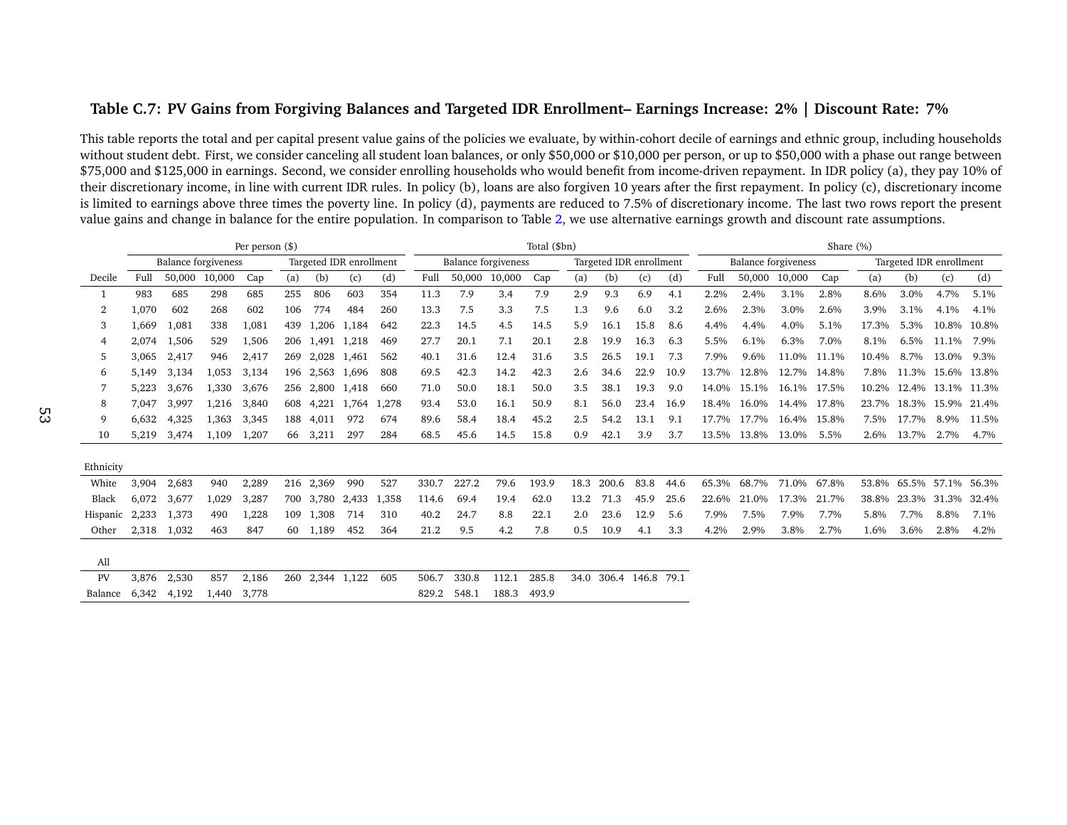**Table C.7: PV Gains from Forgiving Balances and Targeted IDR Enrollment– Earnings Increase: 2% | Discount Rate: 7%**

This table reports the total and per capital present value gains of the policies we evaluate, by within-cohort decile of earnings and ethnic group, including households without student debt. First, we consider canceling all student loan balances, or only \$50,000 or \$10,000 per person, or up to \$50,000 with a phase out range between \$75,000 and \$125,000 in earnings. Second, we consider enrolling households who would benefit from income-driven repayment. In IDR policy (a), they pay 10% of their discretionary income, in line with current IDR rules. In policy (b), loans are also forgiven 10 years after the first repayment. In policy (c), discretionary income is limited to earnings above three times the poverty line. In policy (d), payments are reduced to 7.5% of discretionary income. The last two rows report the present value gains and change in balance for the entire population. In comparison to Table 2, we use alternative earnings growth and discount rate assumptions.

| | Per person (\$) | | | | | | | | Total (\$bn) | | | | | | | | Share (%) | | | | | | | |
|---|---|---|---|---|---|---|---|---|---|---|---|---|---|---|---|---|---|---|---|---|---|---|---|---|
| | Balance forgiveness | | | | Targeted IDR enrollment | | | | Balance forgiveness | | | | Targeted IDR enrollment | | | | Balance forgiveness | | | | Targeted IDR enrollment | | | |
| Decile | Full | 50,000 | 10,000 | Cap | (a) | (b) | (c) | (d) | Full | 50,000 | 10,000 | Cap | (a) | (b) | (c) | (d) | Full | 50,000 | 10,000 | Cap | (a) | (b) | (c) | (d) |
| 1 | 983 | 685 | 298 | 685 | 255 | 806 | 603 | 354 | 11.3 | 7.9 | 3.4 | 7.9 | 2.9 | 9.3 | 6.9 | 4.1 | 2.2% | 2.4% | 3.1% | 2.8% | 8.6% | 3.0% | 4.7% | 5.1% |
| 2 | 1,070 | 602 | 268 | 602 | 106 | 774 | 484 | 260 | 13.3 | 7.5 | 3.3 | 7.5 | 1.3 | 9.6 | 6.0 | 3.2 | 2.6% | 2.3% | 3.0% | 2.6% | 3.9% | 3.1% | 4.1% | 4.1% |
| 3 | 1,669 | 1,081 | 338 | 1,081 | 439 | 1,206 | 1,184 | 642 | 22.3 | 14.5 | 4.5 | 14.5 | 5.9 | 16.1 | 15.8 | 8.6 | 4.4% | 4.4% | 4.0% | 5.1% | 17.3% | 5.3% | 10.8% | 10.8% |
| 4 | 2,074 | 1,506 | 529 | 1,506 | 206 | 1,491 | 1,218 | 469 | 27.7 | 20.1 | 7.1 | 20.1 | 2.8 | 19.9 | 16.3 | 6.3 | 5.5% | 6.1% | 6.3% | 7.0% | 8.1% | 6.5% | 11.1% | 7.9% |
| 5 | 3,065 | 2,417 | 946 | 2,417 | 269 | 2,028 | 1,461 | 562 | 40.1 | 31.6 | 12.4 | 31.6 | 3.5 | 26.5 | 19.1 | 7.3 | 7.9% | 9.6% | 11.0% | 11.1% | 10.4% | 8.7% | 13.0% | 9.3% |
| 6 | 5,149 | 3,134 | 1,053 | 3,134 | 196 | 2,563 | 1,696 | 808 | 69.5 | 42.3 | 14.2 | 42.3 | 2.6 | 34.6 | 22.9 | 10.9 | 13.7% | 12.8% | 12.7% | 14.8% | 7.8% | 11.3% | 15.6% | 13.8% |
| 7 | 5,223 | 3,676 | 1,330 | 3,676 | 256 | 2,800 | 1,418 | 660 | 71.0 | 50.0 | 18.1 | 50.0 | 3.5 | 38.1 | 19.3 | 9.0 | 14.0% | 15.1% | 16.1% | 17.5% | 10.2% | 12.4% | 13.1% | 11.3% |
| 8 | 7,047 | 3,997 | 1,216 | 3,840 | 608 | 4,221 | 1,764 | 1,278 | 93.4 | 53.0 | 16.1 | 50.9 | 8.1 | 56.0 | 23.4 | 16.9 | 18.4% | 16.0% | 14.4% | 17.8% | 23.7% | 18.3% | 15.9% | 21.4% |
| 9 | 6,632 | 4,325 | 1,363 | 3,345 | 188 | 4,011 | 972 | 674 | 89.6 | 58.4 | 18.4 | 45.2 | 2.5 | 54.2 | 13.1 | 9.1 | 17.7% | 17.7% | 16.4% | 15.8% | 7.5% | 17.7% | 8.9% | 11.5% |
| 10 | 5,219 | 3,474 | 1,109 | 1,207 | 66 | 3,211 | 297 | 284 | 68.5 | 45.6 | 14.5 | 15.8 | 0.9 | 42.1 | 3.9 | 3.7 | 13.5% | 13.8% | 13.0% | 5.5% | 2.6% | 13.7% | 2.7% | 4.7% |
| Ethnicity | | | | | | | | | | | | | | | | | | | | | | | | |
| White | 3,904 | 2,683 | 940 | 2,289 | 216 | 2,369 | 990 | 527 | 330.7 | 227.2 | 79.6 | 193.9 | 18.3 | 200.6 | 83.8 | 44.6 | 65.3% | 68.7% | 71.0% | 67.8% | 53.8% | 65.5% | 57.1% | 56.3% |
| Black | 6,072 | 3,677 | 1,029 | 3,287 | 700 | 3,780 | 2,433 | 1,358 | 114.6 | 69.4 | 19.4 | 62.0 | 13.2 | 71.3 | 45.9 | 25.6 | 22.6% | 21.0% | 17.3% | 21.7% | 38.8% | 23.3% | 31.3% | 32.4% |
| Hispanic | 2,233 | 1,373 | 490 | 1,228 | 109 | 1,308 | 714 | 310 | 40.2 | 24.7 | 8.8 | 22.1 | 2.0 | 23.6 | 12.9 | 5.6 | 7.9% | 7.5% | 7.9% | 7.7% | 5.8% | 7.7% | 8.8% | 7.1% |
| Other | 2,318 | 1,032 | 463 | 847 | 60 | 1,189 | 452 | 364 | 21.2 | 9.5 | 4.2 | 7.8 | 0.5 | 10.9 | 4.1 | 3.3 | 4.2% | 2.9% | 3.8% | 2.7% | 1.6% | 3.6% | 2.8% | 4.2% |
| All | | | | | | | | | | | | | | | | | | | | | | | | |
| PV | 3,876 | 2,530 | 857 | 2,186 | 260 | 2,344 | 1,122 | 605 | 506.7 | 330.8 | 112.1 | 285.8 | 34.0 | 306.4 | 146.8 | 79.1 | | | | | | | | |
| Balance | 6,342 | 4,192 | 1,440 | 3,778 | | | | | 829.2 | 548.1 | 188.3 | 493.9 | | | | | | | | | | | | |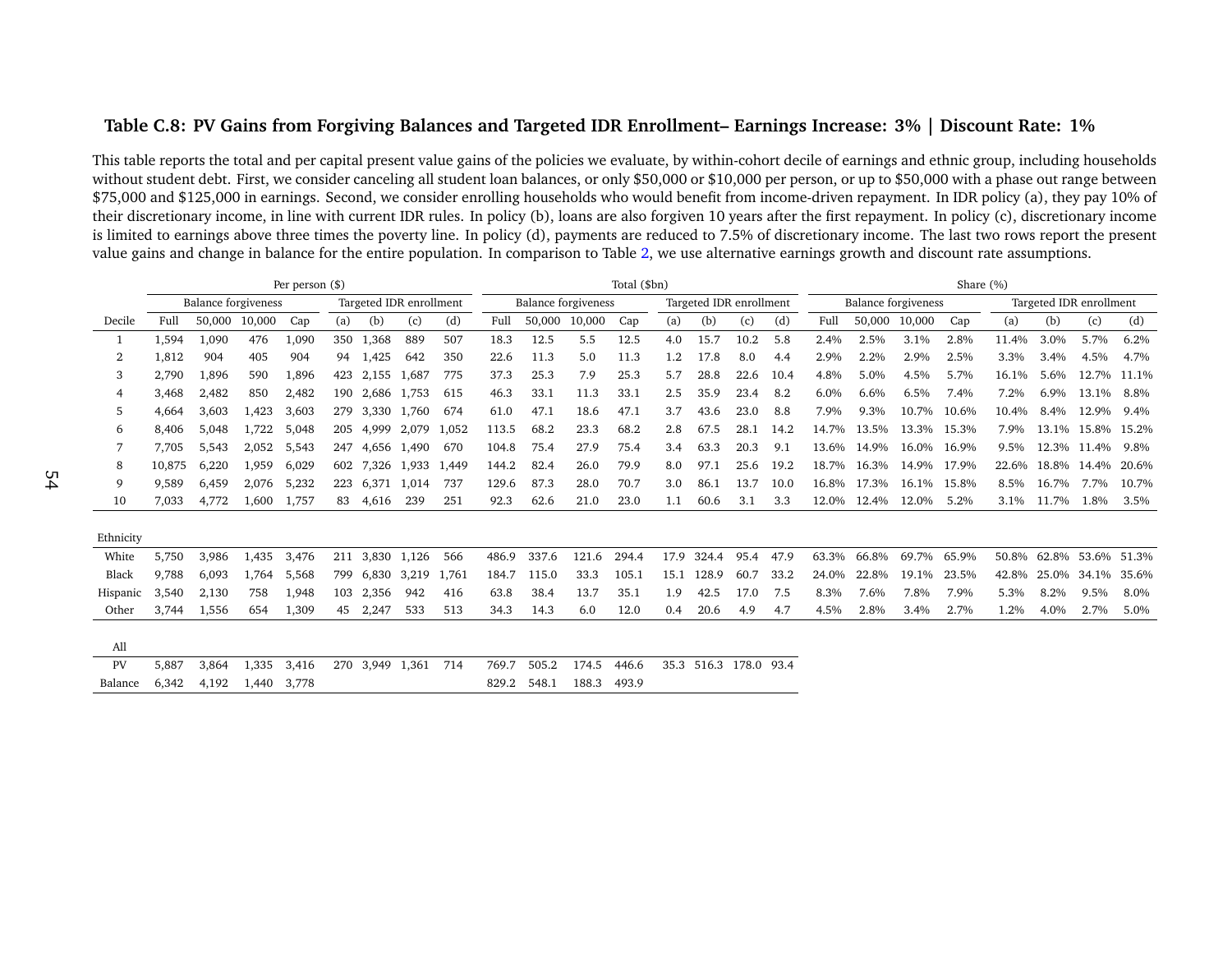**Table C.8: PV Gains from Forgiving Balances and Targeted IDR Enrollment– Earnings Increase: 3% | Discount Rate: 1%**

This table reports the total and per capital present value gains of the policies we evaluate, by within-cohort decile of earnings and ethnic group, including households without student debt. First, we consider canceling all student loan balances, or only \$50,000 or \$10,000 per person, or up to \$50,000 with a phase out range between \$75,000 and \$125,000 in earnings. Second, we consider enrolling households who would benefit from income-driven repayment. In IDR policy (a), they pay 10% of their discretionary income, in line with current IDR rules. In policy (b), loans are also forgiven 10 years after the first repayment. In policy (c), discretionary income is limited to earnings above three times the poverty line. In policy (d), payments are reduced to 7.5% of discretionary income. The last two rows report the present value gains and change in balance for the entire population. In comparison to Table 2, we use alternative earnings growth and discount rate assumptions.

| | Per person ($) | | | | | | | | Total ($bn) | | | | | | | | Share (%) | | | | | | | |
|---|---|---|---|---|---|---|---|---|---|---|---|---|---|---|---|---|---|---|---|---|---|---|---|---|
| | Balance forgiveness | | | | Targeted IDR enrollment | | | | Balance forgiveness | | | | Targeted IDR enrollment | | | | Balance forgiveness | | | | Targeted IDR enrollment | | | |
| Decile | Full | 50,000 | 10,000 | Cap | (a) | (b) | (c) | (d) | Full | 50,000 | 10,000 | Cap | (a) | (b) | (c) | (d) | Full | 50,000 | 10,000 | Cap | (a) | (b) | (c) | (d) |
| 1 | 1,594 | 1,090 | 476 | 1,090 | 350 | 1,368 | 889 | 507 | 18.3 | 12.5 | 5.5 | 12.5 | 4.0 | 15.7 | 10.2 | 5.8 | 2.4% | 2.5% | 3.1% | 2.8% | 11.4% | 3.0% | 5.7% | 6.2% |
| 2 | 1,812 | 904 | 405 | 904 | 94 | 1,425 | 642 | 350 | 22.6 | 11.3 | 5.0 | 11.3 | 1.2 | 17.8 | 8.0 | 4.4 | 2.9% | 2.2% | 2.9% | 2.5% | 3.3% | 3.4% | 4.5% | 4.7% |
| 3 | 2,790 | 1,896 | 590 | 1,896 | 423 | 2,155 | 1,687 | 775 | 37.3 | 25.3 | 7.9 | 25.3 | 5.7 | 28.8 | 22.6 | 10.4 | 4.8% | 5.0% | 4.5% | 5.7% | 16.1% | 5.6% | 12.7% | 11.1% |
| 4 | 3,468 | 2,482 | 850 | 2,482 | 190 | 2,686 | 1,753 | 615 | 46.3 | 33.1 | 11.3 | 33.1 | 2.5 | 35.9 | 23.4 | 8.2 | 6.0% | 6.6% | 6.5% | 7.4% | 7.2% | 6.9% | 13.1% | 8.8% |
| 5 | 4,664 | 3,603 | 1,423 | 3,603 | 279 | 3,330 | 1,760 | 674 | 61.0 | 47.1 | 18.6 | 47.1 | 3.7 | 43.6 | 23.0 | 8.8 | 7.9% | 9.3% | 10.7% | 10.6% | 10.4% | 8.4% | 12.9% | 9.4% |
| 6 | 8,406 | 5,048 | 1,722 | 5,048 | 205 | 4,999 | 2,079 | 1,052 | 113.5 | 68.2 | 23.3 | 68.2 | 2.8 | 67.5 | 28.1 | 14.2 | 14.7% | 13.5% | 13.3% | 15.3% | 7.9% | 13.1% | 15.8% | 15.2% |
| 7 | 7,705 | 5,543 | 2,052 | 5,543 | 247 | 4,656 | 1,490 | 670 | 104.8 | 75.4 | 27.9 | 75.4 | 3.4 | 63.3 | 20.3 | 9.1 | 13.6% | 14.9% | 16.0% | 16.9% | 9.5% | 12.3% | 11.4% | 9.8% |
| 8 | 10,875 | 6,220 | 1,959 | 6,029 | 602 | 7,326 | 1,933 | 1,449 | 144.2 | 82.4 | 26.0 | 79.9 | 8.0 | 97.1 | 25.6 | 19.2 | 18.7% | 16.3% | 14.9% | 17.9% | 22.6% | 18.8% | 14.4% | 20.6% |
| 9 | 9,589 | 6,459 | 2,076 | 5,232 | 223 | 6,371 | 1,014 | 737 | 129.6 | 87.3 | 28.0 | 70.7 | 3.0 | 86.1 | 13.7 | 10.0 | 16.8% | 17.3% | 16.1% | 15.8% | 8.5% | 16.7% | 7.7% | 10.7% |
| 10 | 7,033 | 4,772 | 1,600 | 1,757 | 83 | 4,616 | 239 | 251 | 92.3 | 62.6 | 21.0 | 23.0 | 1.1 | 60.6 | 3.1 | 3.3 | 12.0% | 12.4% | 12.0% | 5.2% | 3.1% | 11.7% | 1.8% | 3.5% |
| Ethnicity | | | | | | | | | | | | | | | | | | | | | | | | |
| White | 5,750 | 3,986 | 1,435 | 3,476 | 211 | 3,830 | 1,126 | 566 | 486.9 | 337.6 | 121.6 | 294.4 | 17.9 | 324.4 | 95.4 | 47.9 | 63.3% | 66.8% | 69.7% | 65.9% | 50.8% | 62.8% | 53.6% | 51.3% |
| Black | 9,788 | 6,093 | 1,764 | 5,568 | 799 | 6,830 | 3,219 | 1,761 | 184.7 | 115.0 | 33.3 | 105.1 | 15.1 | 128.9 | 60.7 | 33.2 | 24.0% | 22.8% | 19.1% | 23.5% | 42.8% | 25.0% | 34.1% | 35.6% |
| Hispanic | 3,540 | 2,130 | 758 | 1,948 | 103 | 2,356 | 942 | 416 | 63.8 | 38.4 | 13.7 | 35.1 | 1.9 | 42.5 | 17.0 | 7.5 | 8.3% | 7.6% | 7.8% | 7.9% | 5.3% | 8.2% | 9.5% | 8.0% |
| Other | 3,744 | 1,556 | 654 | 1,309 | 45 | 2,247 | 533 | 513 | 34.3 | 14.3 | 6.0 | 12.0 | 0.4 | 20.6 | 4.9 | 4.7 | 4.5% | 2.8% | 3.4% | 2.7% | 1.2% | 4.0% | 2.7% | 5.0% |
| All | | | | | | | | | | | | | | | | | | | | | | | | |
| PV | 5,887 | 3,864 | 1,335 | 3,416 | 270 | 3,949 | 1,361 | 714 | 769.7 | 505.2 | 174.5 | 446.6 | 35.3 | 516.3 | 178.0 | 93.4 | | | | | | | | |
| Balance | 6,342 | 4,192 | 1,440 | 3,778 | | | | | 829.2 | 548.1 | 188.3 | 493.9 | | | | | | | | | | | | |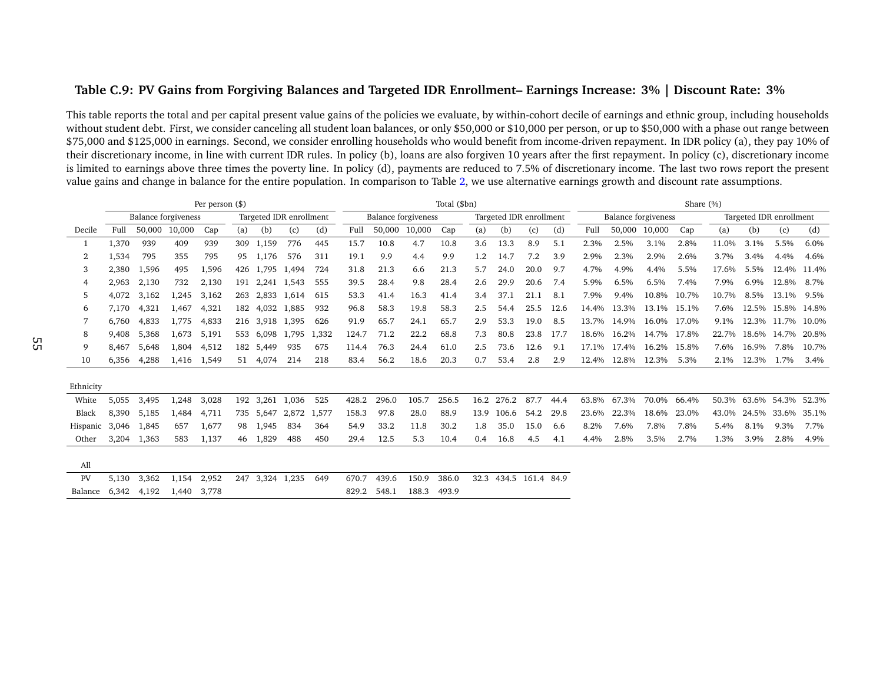### Table C.9: PV Gains from Forgiving Balances and Targeted IDR Enrollment– Earnings Increase: 3% | Discount Rate: 3%

This table reports the total and per capital present value gains of the policies we evaluate, by within-cohort decile of earnings and ethnic group, including households without student debt. First, we consider canceling all student loan balances, or only $50,000 or $10,000 per person, or up to $50,000 with a phase out range between $75,000 and $125,000 in earnings. Second, we consider enrolling households who would benefit from income-driven repayment. In IDR policy (a), they pay 10% of their discretionary income, in line with current IDR rules. In policy (b), loans are also forgiven 10 years after the first repayment. In policy (c), discretionary income is limited to earnings above three times the poverty line. In policy (d), payments are reduced to 7.5% of discretionary income. The last two rows report the present value gains and change in balance for the entire population. In comparison to Table 2, we use alternative earnings growth and discount rate assumptions.

| | Per person ($) | | | | | | | | Total ($bn) | | | | | | | | Share (%) | | | | | | | |
|---|---|---|---|---|---|---|---|---|---|---|---|---|---|---|---|---|---|---|---|---|---|---|---|---|
| | Balance forgiveness | | | | Targeted IDR enrollment | | | | Balance forgiveness | | | | Targeted IDR enrollment | | | | Balance forgiveness | | | | Targeted IDR enrollment | | | |
| Decile | Full | 50,000 | 10,000 | Cap | (a) | (b) | (c) | (d) | Full | 50,000 | 10,000 | Cap | (a) | (b) | (c) | (d) | Full | 50,000 | 10,000 | Cap | (a) | (b) | (c) | (d) |
| 1 | 1,370 | 939 | 409 | 939 | 309 | 1,159 | 776 | 445 | 15.7 | 10.8 | 4.7 | 10.8 | 3.6 | 13.3 | 8.9 | 5.1 | 2.3% | 2.5% | 3.1% | 2.8% | 11.0% | 3.1% | 5.5% | 6.0% |
| 2 | 1,534 | 795 | 355 | 795 | 95 | 1,176 | 576 | 311 | 19.1 | 9.9 | 4.4 | 9.9 | 1.2 | 14.7 | 7.2 | 3.9 | 2.9% | 2.3% | 2.9% | 2.6% | 3.7% | 3.4% | 4.4% | 4.6% |
| 3 | 2,380 | 1,596 | 495 | 1,596 | 426 | 1,795 | 1,494 | 724 | 31.8 | 21.3 | 6.6 | 21.3 | 5.7 | 24.0 | 20.0 | 9.7 | 4.7% | 4.9% | 4.4% | 5.5% | 17.6% | 5.5% | 12.4% | 11.4% |
| 4 | 2,963 | 2,130 | 732 | 2,130 | 191 | 2,241 | 1,543 | 555 | 39.5 | 28.4 | 9.8 | 28.4 | 2.6 | 29.9 | 20.6 | 7.4 | 5.9% | 6.5% | 6.5% | 7.4% | 7.9% | 6.9% | 12.8% | 8.7% |
| 5 | 4,072 | 3,162 | 1,245 | 3,162 | 263 | 2,833 | 1,614 | 615 | 53.3 | 41.4 | 16.3 | 41.4 | 3.4 | 37.1 | 21.1 | 8.1 | 7.9% | 9.4% | 10.8% | 10.7% | 10.7% | 8.5% | 13.1% | 9.5% |
| 6 | 7,170 | 4,321 | 1,467 | 4,321 | 182 | 4,032 | 1,885 | 932 | 96.8 | 58.3 | 19.8 | 58.3 | 2.5 | 54.4 | 25.5 | 12.6 | 14.4% | 13.3% | 13.1% | 15.1% | 7.6% | 12.5% | 15.8% | 14.8% |
| 7 | 6,760 | 4,833 | 1,775 | 4,833 | 216 | 3,918 | 1,395 | 626 | 91.9 | 65.7 | 24.1 | 65.7 | 2.9 | 53.3 | 19.0 | 8.5 | 13.7% | 14.9% | 16.0% | 17.0% | 9.1% | 12.3% | 11.7% | 10.0% |
| 8 | 9,408 | 5,368 | 1,673 | 5,191 | 553 | 6,098 | 1,795 | 1,332 | 124.7 | 71.2 | 22.2 | 68.8 | 7.3 | 80.8 | 23.8 | 17.7 | 18.6% | 16.2% | 14.7% | 17.8% | 22.7% | 18.6% | 14.7% | 20.8% |
| 9 | 8,467 | 5,648 | 1,804 | 4,512 | 182 | 5,449 | 935 | 675 | 114.4 | 76.3 | 24.4 | 61.0 | 2.5 | 73.6 | 12.6 | 9.1 | 17.1% | 17.4% | 16.2% | 15.8% | 7.6% | 16.9% | 7.8% | 10.7% |
| 10 | 6,356 | 4,288 | 1,416 | 1,549 | 51 | 4,074 | 214 | 218 | 83.4 | 56.2 | 18.6 | 20.3 | 0.7 | 53.4 | 2.8 | 2.9 | 12.4% | 12.8% | 12.3% | 5.3% | 2.1% | 12.3% | 1.7% | 3.4% |
| Ethnicity | | | | | | | | | | | | | | | | | | | | | | | | |
| White | 5,055 | 3,495 | 1,248 | 3,028 | 192 | 3,261 | 1,036 | 525 | 428.2 | 296.0 | 105.7 | 256.5 | 16.2 | 276.2 | 87.7 | 44.4 | 63.8% | 67.3% | 70.0% | 66.4% | 50.3% | 63.6% | 54.3% | 52.3% |
| Black | 8,390 | 5,185 | 1,484 | 4,711 | 735 | 5,647 | 2,872 | 1,577 | 158.3 | 97.8 | 28.0 | 88.9 | 13.9 | 106.6 | 54.2 | 29.8 | 23.6% | 22.3% | 18.6% | 23.0% | 43.0% | 24.5% | 33.6% | 35.1% |
| Hispanic | 3,046 | 1,845 | 657 | 1,677 | 98 | 1,945 | 834 | 364 | 54.9 | 33.2 | 11.8 | 30.2 | 1.8 | 35.0 | 15.0 | 6.6 | 8.2% | 7.6% | 7.8% | 7.8% | 5.4% | 8.1% | 9.3% | 7.7% |
| Other | 3,204 | 1,363 | 583 | 1,137 | 46 | 1,829 | 488 | 450 | 29.4 | 12.5 | 5.3 | 10.4 | 0.4 | 16.8 | 4.5 | 4.1 | 4.4% | 2.8% | 3.5% | 2.7% | 1.3% | 3.9% | 2.8% | 4.9% |
| All | | | | | | | | | | | | | | | | | | | | | | | | |
| PV | 5,130 | 3,362 | 1,154 | 2,952 | 247 | 3,324 | 1,235 | 649 | 670.7 | 439.6 | 150.9 | 386.0 | 32.3 | 434.5 | 161.4 | 84.9 | | | | | | | | |
| Balance | 6,342 | 4,192 | 1,440 | 3,778 | | | | | 829.2 | 548.1 | 188.3 | 493.9 | | | | | | | | | | | | |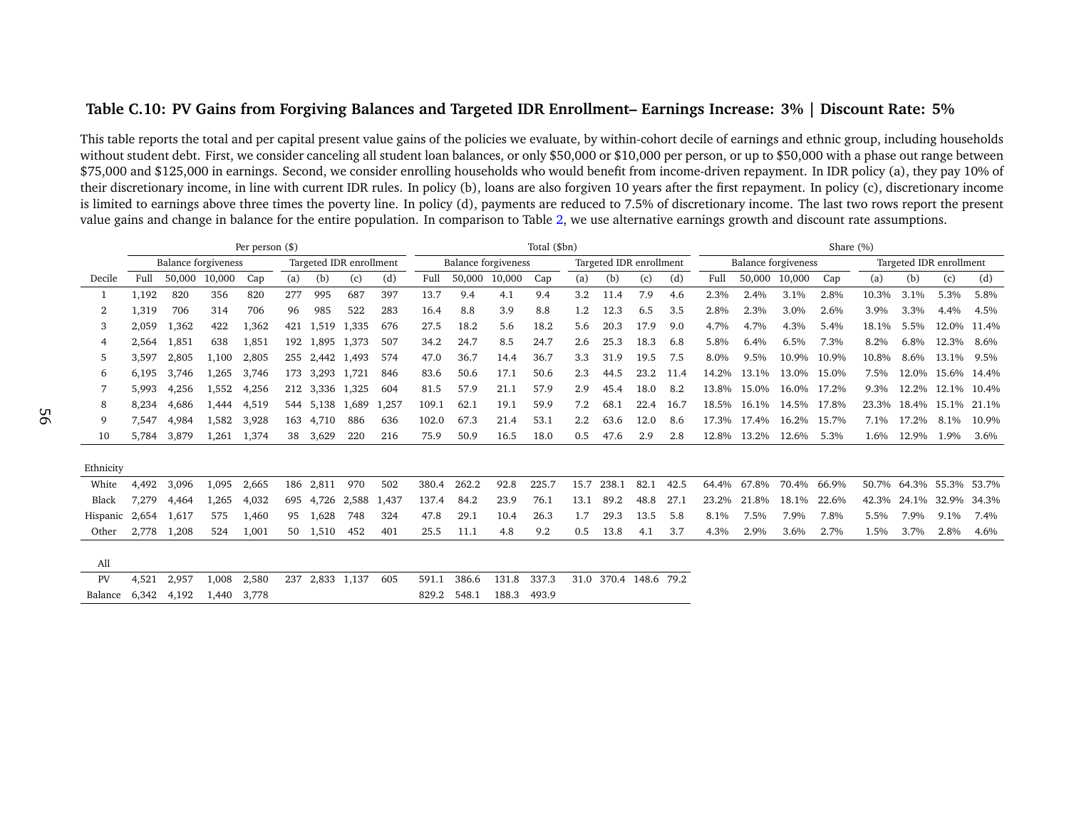### Table C.10: PV Gains from Forgiving Balances and Targeted IDR Enrollment– Earnings Increase: 3% | Discount Rate: 5%

This table reports the total and per capital present value gains of the policies we evaluate, by within-cohort decile of earnings and ethnic group, including households without student debt. First, we consider canceling all student loan balances, or only $50,000 or $10,000 per person, or up to $50,000 with a phase out range between $75,000 and $125,000 in earnings. Second, we consider enrolling households who would benefit from income-driven repayment. In IDR policy (a), they pay 10% of their discretionary income, in line with current IDR rules. In policy (b), loans are also forgiven 10 years after the first repayment. In policy (c), discretionary income is limited to earnings above three times the poverty line. In policy (d), payments are reduced to 7.5% of discretionary income. The last two rows report the present value gains and change in balance for the entire population. In comparison to Table 2, we use alternative earnings growth and discount rate assumptions.

| | Per person ($) | | | | | | | | Total ($bn) | | | | | | | | Share (%) | | | | | | | |
|---|---|---|---|---|---|---|---|---|---|---|---|---|---|---|---|---|---|---|---|---|---|---|---|---|
| | Balance forgiveness | | | | Targeted IDR enrollment | | | | Balance forgiveness | | | | Targeted IDR enrollment | | | | Balance forgiveness | | | | Targeted IDR enrollment | | | |
| Decile | Full | 50,000 | 10,000 | Cap | (a) | (b) | (c) | (d) | Full | 50,000 | 10,000 | Cap | (a) | (b) | (c) | (d) | Full | 50,000 | 10,000 | Cap | (a) | (b) | (c) | (d) |
| 1 | 1,192 | 820 | 356 | 820 | 277 | 995 | 687 | 397 | 13.7 | 9.4 | 4.1 | 9.4 | 3.2 | 11.4 | 7.9 | 4.6 | 2.3% | 2.4% | 3.1% | 2.8% | 10.3% | 3.1% | 5.3% | 5.8% |
| 2 | 1,319 | 706 | 314 | 706 | 96 | 985 | 522 | 283 | 16.4 | 8.8 | 3.9 | 8.8 | 1.2 | 12.3 | 6.5 | 3.5 | 2.8% | 2.3% | 3.0% | 2.6% | 3.9% | 3.3% | 4.4% | 4.5% |
| 3 | 2,059 | 1,362 | 422 | 1,362 | 421 | 1,519 | 1,335 | 676 | 27.5 | 18.2 | 5.6 | 18.2 | 5.6 | 20.3 | 17.9 | 9.0 | 4.7% | 4.7% | 4.3% | 5.4% | 18.1% | 5.5% | 12.0% | 11.4% |
| 4 | 2,564 | 1,851 | 638 | 1,851 | 192 | 1,895 | 1,373 | 507 | 34.2 | 24.7 | 8.5 | 24.7 | 2.6 | 25.3 | 18.3 | 6.8 | 5.8% | 6.4% | 6.5% | 7.3% | 8.2% | 6.8% | 12.3% | 8.6% |
| 5 | 3,597 | 2,805 | 1,100 | 2,805 | 255 | 2,442 | 1,493 | 574 | 47.0 | 36.7 | 14.4 | 36.7 | 3.3 | 31.9 | 19.5 | 7.5 | 8.0% | 9.5% | 10.9% | 10.9% | 10.8% | 8.6% | 13.1% | 9.5% |
| 6 | 6,195 | 3,746 | 1,265 | 3,746 | 173 | 3,293 | 1,721 | 846 | 83.6 | 50.6 | 17.1 | 50.6 | 2.3 | 44.5 | 23.2 | 11.4 | 14.2% | 13.1% | 13.0% | 15.0% | 7.5% | 12.0% | 15.6% | 14.4% |
| 7 | 5,993 | 4,256 | 1,552 | 4,256 | 212 | 3,336 | 1,325 | 604 | 81.5 | 57.9 | 21.1 | 57.9 | 2.9 | 45.4 | 18.0 | 8.2 | 13.8% | 15.0% | 16.0% | 17.2% | 9.3% | 12.2% | 12.1% | 10.4% |
| 8 | 8,234 | 4,686 | 1,444 | 4,519 | 544 | 5,138 | 1,689 | 1,257 | 109.1 | 62.1 | 19.1 | 59.9 | 7.2 | 68.1 | 22.4 | 16.7 | 18.5% | 16.1% | 14.5% | 17.8% | 23.3% | 18.4% | 15.1% | 21.1% |
| 9 | 7,547 | 4,984 | 1,582 | 3,928 | 163 | 4,710 | 886 | 636 | 102.0 | 67.3 | 21.4 | 53.1 | 2.2 | 63.6 | 12.0 | 8.6 | 17.3% | 17.4% | 16.2% | 15.7% | 7.1% | 17.2% | 8.1% | 10.9% |
| 10 | 5,784 | 3,879 | 1,261 | 1,374 | 38 | 3,629 | 220 | 216 | 75.9 | 50.9 | 16.5 | 18.0 | 0.5 | 47.6 | 2.9 | 2.8 | 12.8% | 13.2% | 12.6% | 5.3% | 1.6% | 12.9% | 1.9% | 3.6% |
| Ethnicity | | | | | | | | | | | | | | | | | | | | | | | | |
| White | 4,492 | 3,096 | 1,095 | 2,665 | 186 | 2,811 | 970 | 502 | 380.4 | 262.2 | 92.8 | 225.7 | 15.7 | 238.1 | 82.1 | 42.5 | 64.4% | 67.8% | 70.4% | 66.9% | 50.7% | 64.3% | 55.3% | 53.7% |
| Black | 7,279 | 4,464 | 1,265 | 4,032 | 695 | 4,726 | 2,588 | 1,437 | 137.4 | 84.2 | 23.9 | 76.1 | 13.1 | 89.2 | 48.8 | 27.1 | 23.2% | 21.8% | 18.1% | 22.6% | 42.3% | 24.1% | 32.9% | 34.3% |
| Hispanic | 2,654 | 1,617 | 575 | 1,460 | 95 | 1,628 | 748 | 324 | 47.8 | 29.1 | 10.4 | 26.3 | 1.7 | 29.3 | 13.5 | 5.8 | 8.1% | 7.5% | 7.9% | 7.8% | 5.5% | 7.9% | 9.1% | 7.4% |
| Other | 2,778 | 1,208 | 524 | 1,001 | 50 | 1,510 | 452 | 401 | 25.5 | 11.1 | 4.8 | 9.2 | 0.5 | 13.8 | 4.1 | 3.7 | 4.3% | 2.9% | 3.6% | 2.7% | 1.5% | 3.7% | 2.8% | 4.6% |
| All | | | | | | | | | | | | | | | | | | | | | | | | |
| PV | 4,521 | 2,957 | 1,008 | 2,580 | 237 | 2,833 | 1,137 | 605 | 591.1 | 386.6 | 131.8 | 337.3 | 31.0 | 370.4 | 148.6 | 79.2 | | | | | | | | |
| Balance | 6,342 | 4,192 | 1,440 | 3,778 | | | | | 829.2 | 548.1 | 188.3 | 493.9 | | | | | | | | | | | | |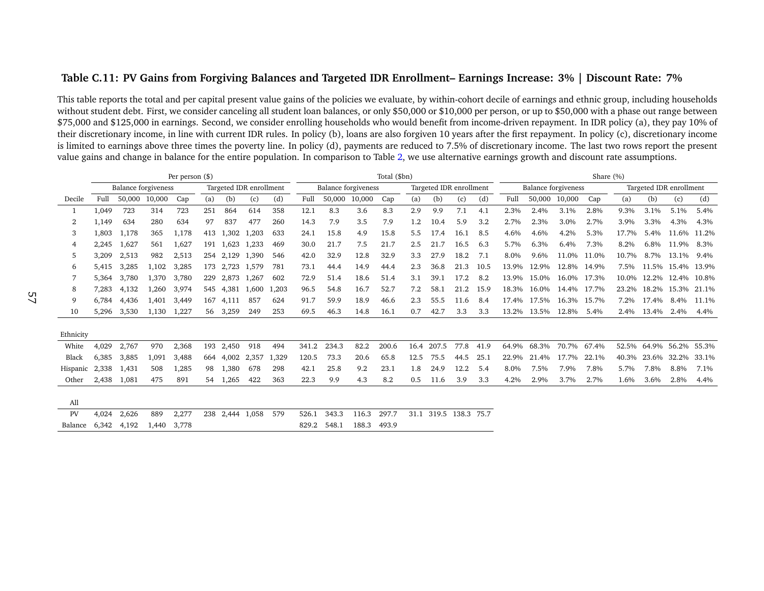## Table C.11: PV Gains from Forgiving Balances and Targeted IDR Enrollment– Earnings Increase: 3% | Discount Rate: 7%

This table reports the total and per capital present value gains of the policies we evaluate, by within-cohort decile of earnings and ethnic group, including households without student debt. First, we consider canceling all student loan balances, or only $50,000 or $10,000 per person, or up to $50,000 with a phase out range between $75,000 and $125,000 in earnings. Second, we consider enrolling households who would benefit from income-driven repayment. In IDR policy (a), they pay 10% of their discretionary income, in line with current IDR rules. In policy (b), loans are also forgiven 10 years after the first repayment. In policy (c), discretionary income is limited to earnings above three times the poverty line. In policy (d), payments are reduced to 7.5% of discretionary income. The last two rows report the present value gains and change in balance for the entire population. In comparison to Table 2, we use alternative earnings growth and discount rate assumptions.

| | Per person ($) | | | | | | | | Total ($bn) | | | | | | | | Share (%) | | | | | | | |
|---|---|---|---|---|---|---|---|---|---|---|---|---|---|---|---|---|---|---|---|---|---|---|---|---|
| | Balance forgiveness | | | | Targeted IDR enrollment | | | | Balance forgiveness | | | | Targeted IDR enrollment | | | | Balance forgiveness | | | | Targeted IDR enrollment | | | |
| Decile | Full | 50,000 | 10,000 | Cap | (a) | (b) | (c) | (d) | Full | 50,000 | 10,000 | Cap | (a) | (b) | (c) | (d) | Full | 50,000 | 10,000 | Cap | (a) | (b) | (c) | (d) |
| 1 | 1,049 | 723 | 314 | 723 | 251 | 864 | 614 | 358 | 12.1 | 8.3 | 3.6 | 8.3 | 2.9 | 9.9 | 7.1 | 4.1 | 2.3% | 2.4% | 3.1% | 2.8% | 9.3% | 3.1% | 5.1% | 5.4% |
| 2 | 1,149 | 634 | 280 | 634 | 97 | 837 | 477 | 260 | 14.3 | 7.9 | 3.5 | 7.9 | 1.2 | 10.4 | 5.9 | 3.2 | 2.7% | 2.3% | 3.0% | 2.7% | 3.9% | 3.3% | 4.3% | 4.3% |
| 3 | 1,803 | 1,178 | 365 | 1,178 | 413 | 1,302 | 1,203 | 633 | 24.1 | 15.8 | 4.9 | 15.8 | 5.5 | 17.4 | 16.1 | 8.5 | 4.6% | 4.6% | 4.2% | 5.3% | 17.7% | 5.4% | 11.6% | 11.2% |
| 4 | 2,245 | 1,627 | 561 | 1,627 | 191 | 1,623 | 1,233 | 469 | 30.0 | 21.7 | 7.5 | 21.7 | 2.5 | 21.7 | 16.5 | 6.3 | 5.7% | 6.3% | 6.4% | 7.3% | 8.2% | 6.8% | 11.9% | 8.3% |
| 5 | 3,209 | 2,513 | 982 | 2,513 | 254 | 2,129 | 1,390 | 546 | 42.0 | 32.9 | 12.8 | 32.9 | 3.3 | 27.9 | 18.2 | 7.1 | 8.0% | 9.6% | 11.0% | 11.0% | 10.7% | 8.7% | 13.1% | 9.4% |
| 6 | 5,415 | 3,285 | 1,102 | 3,285 | 173 | 2,723 | 1,579 | 781 | 73.1 | 44.4 | 14.9 | 44.4 | 2.3 | 36.8 | 21.3 | 10.5 | 13.9% | 12.9% | 12.8% | 14.9% | 7.5% | 11.5% | 15.4% | 13.9% |
| 7 | 5,364 | 3,780 | 1,370 | 3,780 | 229 | 2,873 | 1,267 | 602 | 72.9 | 51.4 | 18.6 | 51.4 | 3.1 | 39.1 | 17.2 | 8.2 | 13.9% | 15.0% | 16.0% | 17.3% | 10.0% | 12.2% | 12.4% | 10.8% |
| 8 | 7,283 | 4,132 | 1,260 | 3,974 | 545 | 4,381 | 1,600 | 1,203 | 96.5 | 54.8 | 16.7 | 52.7 | 7.2 | 58.1 | 21.2 | 15.9 | 18.3% | 16.0% | 14.4% | 17.7% | 23.2% | 18.2% | 15.3% | 21.1% |
| 9 | 6,784 | 4,436 | 1,401 | 3,449 | 167 | 4,111 | 857 | 624 | 91.7 | 59.9 | 18.9 | 46.6 | 2.3 | 55.5 | 11.6 | 8.4 | 17.4% | 17.5% | 16.3% | 15.7% | 7.2% | 17.4% | 8.4% | 11.1% |
| 10 | 5,296 | 3,530 | 1,130 | 1,227 | 56 | 3,259 | 249 | 253 | 69.5 | 46.3 | 14.8 | 16.1 | 0.7 | 42.7 | 3.3 | 3.3 | 13.2% | 13.5% | 12.8% | 5.4% | 2.4% | 13.4% | 2.4% | 4.4% |
| Ethnicity | | | | | | | | | | | | | | | | | | | | | | | | |
| White | 4,029 | 2,767 | 970 | 2,368 | 193 | 2,450 | 918 | 494 | 341.2 | 234.3 | 82.2 | 200.6 | 16.4 | 207.5 | 77.8 | 41.9 | 64.9% | 68.3% | 70.7% | 67.4% | 52.5% | 64.9% | 56.2% | 55.3% |
| Black | 6,385 | 3,885 | 1,091 | 3,488 | 664 | 4,002 | 2,357 | 1,329 | 120.5 | 73.3 | 20.6 | 65.8 | 12.5 | 75.5 | 44.5 | 25.1 | 22.9% | 21.4% | 17.7% | 22.1% | 40.3% | 23.6% | 32.2% | 33.1% |
| Hispanic | 2,338 | 1,431 | 508 | 1,285 | 98 | 1,380 | 678 | 298 | 42.1 | 25.8 | 9.2 | 23.1 | 1.8 | 24.9 | 12.2 | 5.4 | 8.0% | 7.5% | 7.9% | 7.8% | 5.7% | 7.8% | 8.8% | 7.1% |
| Other | 2,438 | 1,081 | 475 | 891 | 54 | 1,265 | 422 | 363 | 22.3 | 9.9 | 4.3 | 8.2 | 0.5 | 11.6 | 3.9 | 3.3 | 4.2% | 2.9% | 3.7% | 2.7% | 1.6% | 3.6% | 2.8% | 4.4% |
| All | | | | | | | | | | | | | | | | | | | | | | | | |
| PV | 4,024 | 2,626 | 889 | 2,277 | 238 | 2,444 | 1,058 | 579 | 526.1 | 343.3 | 116.3 | 297.7 | 31.1 | 319.5 | 138.3 | 75.7 | | | | | | | | |
| Balance | 6,342 | 4,192 | 1,440 | 3,778 | | | | | 829.2 | 548.1 | 188.3 | 493.9 | | | | | | | | | | | | |